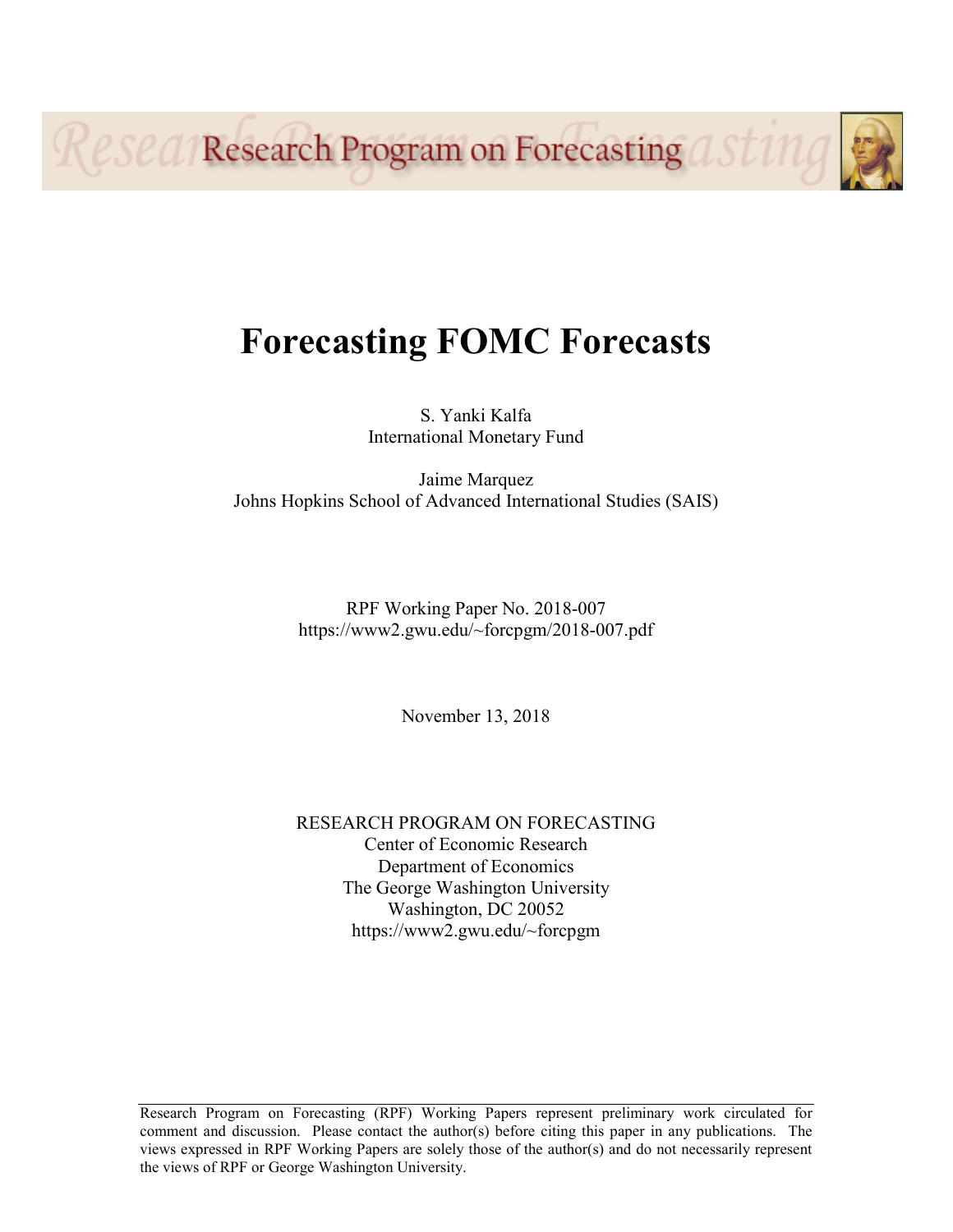Research Program on Forecasting

# Forecasting FOMC Forecasts

S. Yanki Kalfa
International Monetary Fund

Jaime Marquez
Johns Hopkins School of Advanced International Studies (SAIS)

RPF Working Paper No. 2018-007
https://www2.gwu.edu/~forcpgm/2018-007.pdf

November 13, 2018

RESEARCH PROGRAM ON FORECASTING
Center of Economic Research
Department of Economics
The George Washington University
Washington, DC 20052
https://www2.gwu.edu/~forcpgm

Research Program on Forecasting (RPF) Working Papers represent preliminary work circulated for comment and discussion. Please contact the author(s) before citing this paper in any publications. The views expressed in RPF Working Papers are solely those of the author(s) and do not necessarily represent the views of RPF or George Washington University.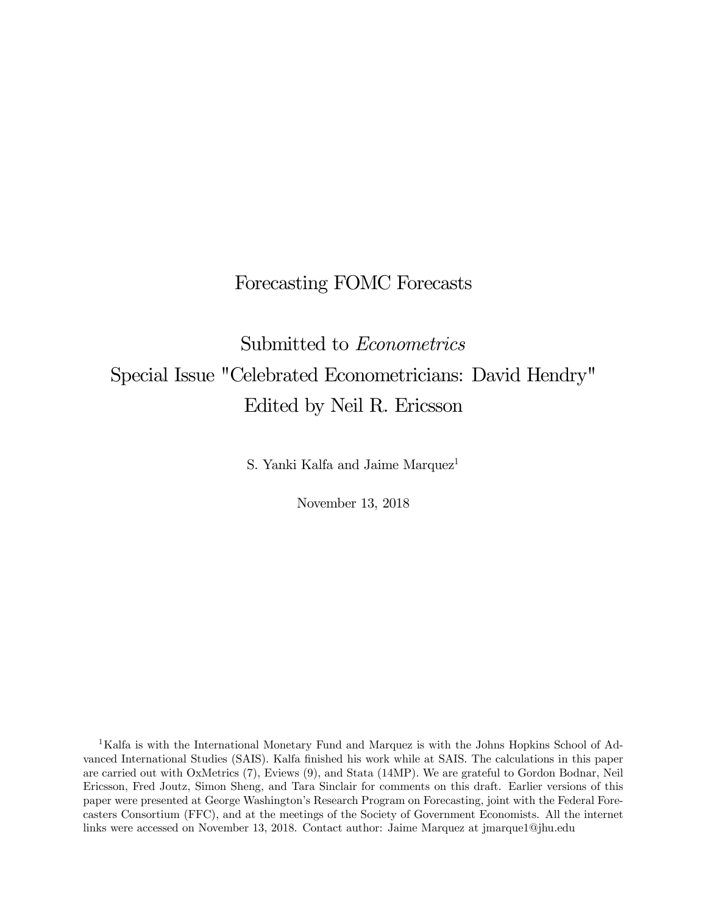# Forecasting FOMC Forecasts

Submitted to *Econometrics*
Special Issue "Celebrated Econometricians: David Hendry"
Edited by Neil R. Ericsson

S. Yanki Kalfa and Jaime Marquez[1]

November 13, 2018

[1]Kalfa is with the International Monetary Fund and Marquez is with the Johns Hopkins School of Advanced International Studies (SAIS). Kalfa finished his work while at SAIS. The calculations in this paper are carried out with OxMetrics (7), Eviews (9), and Stata (14MP). We are grateful to Gordon Bodnar, Neil Ericsson, Fred Joutz, Simon Sheng, and Tara Sinclair for comments on this draft. Earlier versions of this paper were presented at George Washington's Research Program on Forecasting, joint with the Federal Forecasters Consortium (FFC), and at the meetings of the Society of Government Economists. All the internet links were accessed on November 13, 2018. Contact author: Jaime Marquez at jmarque1@jhu.edu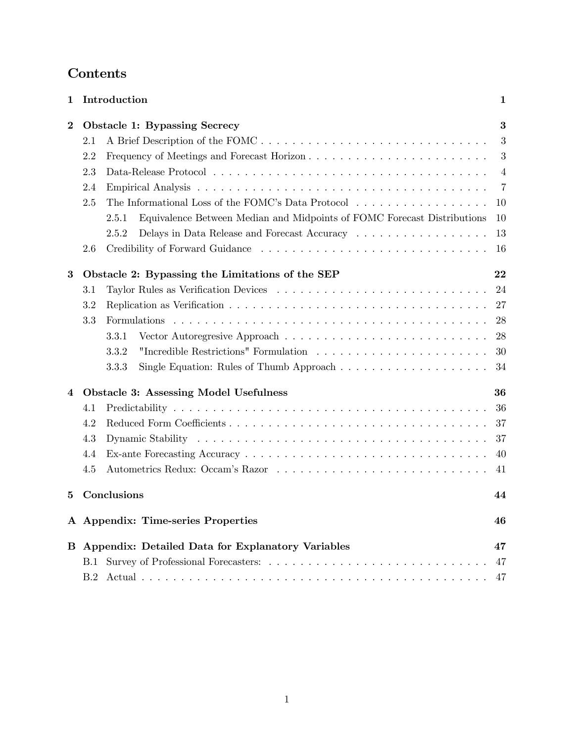# Contents

**1 Introduction** **1**

**2 Obstacle 1: Bypassing Secrecy** **3**

- 2.1 A Brief Description of the FOMC . . . 3
- 2.2 Frequency of Meetings and Forecast Horizon . . . 3
- 2.3 Data-Release Protocol . . . 4
- 2.4 Empirical Analysis . . . 7
- 2.5 The Informational Loss of the FOMC's Data Protocol . . . 10
  - 2.5.1 Equivalence Between Median and Midpoints of FOMC Forecast Distributions 10
  - 2.5.2 Delays in Data Release and Forecast Accuracy . . . 13
- 2.6 Credibility of Forward Guidance . . . 16

**3 Obstacle 2: Bypassing the Limitations of the SEP** **22**

- 3.1 Taylor Rules as Verification Devices . . . 24
- 3.2 Replication as Verification . . . 27
- 3.3 Formulations . . . 28
  - 3.3.1 Vector Autoregresive Approach . . . 28
  - 3.3.2 "Incredible Restrictions" Formulation . . . 30
  - 3.3.3 Single Equation: Rules of Thumb Approach . . . 34

**4 Obstacle 3: Assessing Model Usefulness** **36**

- 4.1 Predictability . . . 36
- 4.2 Reduced Form Coefficients . . . 37
- 4.3 Dynamic Stability . . . 37
- 4.4 Ex-ante Forecasting Accuracy . . . 40
- 4.5 Autometrics Redux: Occam's Razor . . . 41

**5 Conclusions** **44**

**A Appendix: Time-series Properties** **46**

**B Appendix: Detailed Data for Explanatory Variables** **47**

- B.1 Survey of Professional Forecasters: . . . 47
- B.2 Actual . . . 47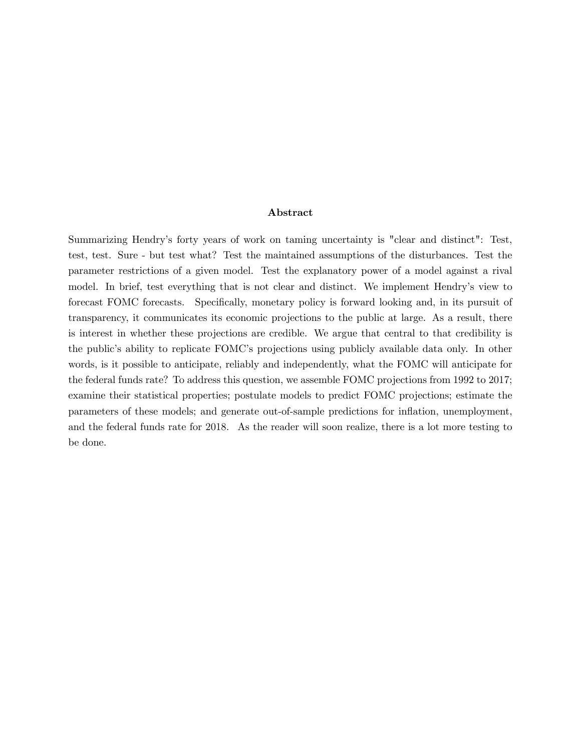## Abstract

Summarizing Hendry's forty years of work on taming uncertainty is "clear and distinct": Test, test, test. Sure - but test what? Test the maintained assumptions of the disturbances. Test the parameter restrictions of a given model. Test the explanatory power of a model against a rival model. In brief, test everything that is not clear and distinct. We implement Hendry's view to forecast FOMC forecasts. Specifically, monetary policy is forward looking and, in its pursuit of transparency, it communicates its economic projections to the public at large. As a result, there is interest in whether these projections are credible. We argue that central to that credibility is the public's ability to replicate FOMC's projections using publicly available data only. In other words, is it possible to anticipate, reliably and independently, what the FOMC will anticipate for the federal funds rate? To address this question, we assemble FOMC projections from 1992 to 2017; examine their statistical properties; postulate models to predict FOMC projections; estimate the parameters of these models; and generate out-of-sample predictions for inflation, unemployment, and the federal funds rate for 2018. As the reader will soon realize, there is a lot more testing to be done.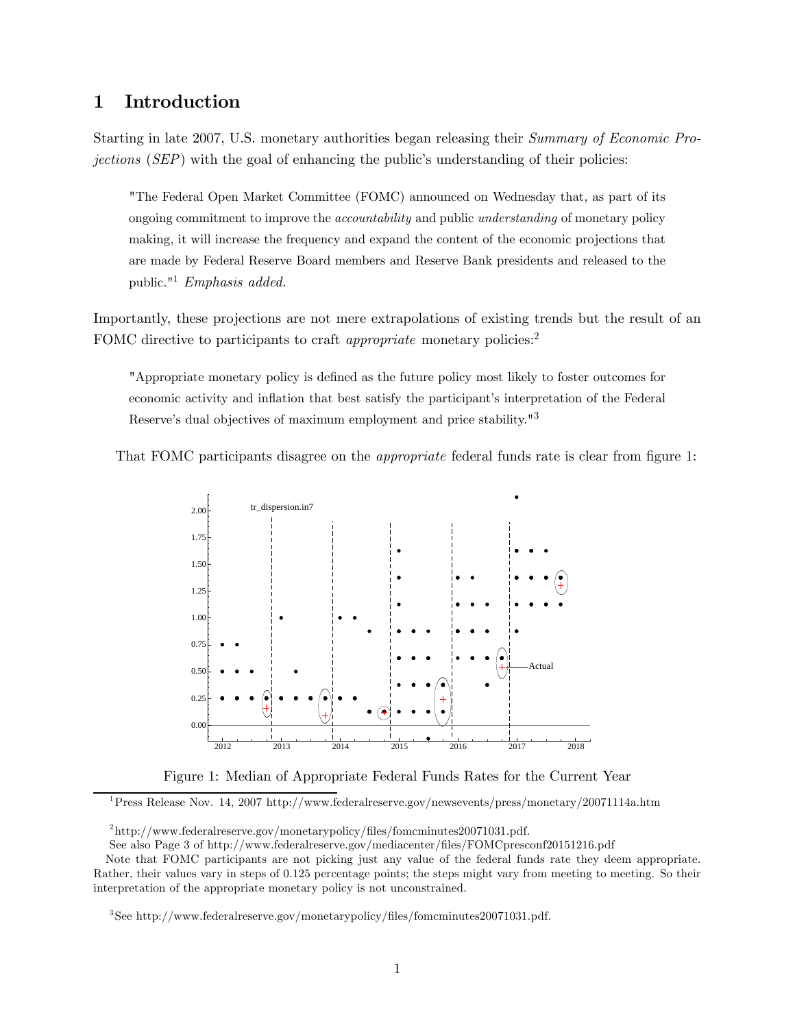# 1 Introduction

Starting in late 2007, U.S. monetary authorities began releasing their *Summary of Economic Projections* (*SEP*) with the goal of enhancing the public's understanding of their policies:

> "The Federal Open Market Committee (FOMC) announced on Wednesday that, as part of its ongoing commitment to improve the *accountability* and public *understanding* of monetary policy making, it will increase the frequency and expand the content of the economic projections that are made by Federal Reserve Board members and Reserve Bank presidents and released to the public."[1] *Emphasis added.*

Importantly, these projections are not mere extrapolations of existing trends but the result of an FOMC directive to participants to craft *appropriate* monetary policies:[2]

> "Appropriate monetary policy is defined as the future policy most likely to foster outcomes for economic activity and inflation that best satisfy the participant's interpretation of the Federal Reserve's dual objectives of maximum employment and price stability."[3]

That FOMC participants disagree on the *appropriate* federal funds rate is clear from figure 1:

Figure 1: Median of Appropriate Federal Funds Rates for the Current Year

---

[1] Press Release Nov. 14, 2007 http://www.federalreserve.gov/newsevents/press/monetary/20071114a.htm

[2] http://www.federalreserve.gov/monetarypolicy/files/fomcminutes20071031.pdf.
See also Page 3 of http://www.federalreserve.gov/mediacenter/files/FOMCpresconf20151216.pdf
Note that FOMC participants are not picking just any value of the federal funds rate they deem appropriate. Rather, their values vary in steps of 0.125 percentage points; the steps might vary from meeting to meeting. So their interpretation of the appropriate monetary policy is not unconstrained.

[3] See http://www.federalreserve.gov/monetarypolicy/files/fomcminutes20071031.pdf.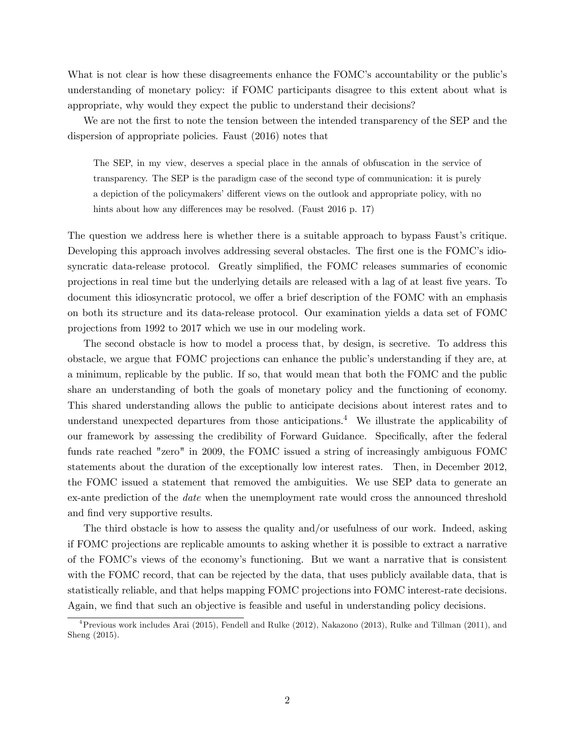What is not clear is how these disagreements enhance the FOMC's accountability or the public's understanding of monetary policy: if FOMC participants disagree to this extent about what is appropriate, why would they expect the public to understand their decisions?

We are not the first to note the tension between the intended transparency of the SEP and the dispersion of appropriate policies. Faust (2016) notes that

> The SEP, in my view, deserves a special place in the annals of obfuscation in the service of transparency. The SEP is the paradigm case of the second type of communication: it is purely a depiction of the policymakers' different views on the outlook and appropriate policy, with no hints about how any differences may be resolved. (Faust 2016 p. 17)

The question we address here is whether there is a suitable approach to bypass Faust's critique. Developing this approach involves addressing several obstacles. The first one is the FOMC's idiosyncratic data-release protocol. Greatly simplified, the FOMC releases summaries of economic projections in real time but the underlying details are released with a lag of at least five years. To document this idiosyncratic protocol, we offer a brief description of the FOMC with an emphasis on both its structure and its data-release protocol. Our examination yields a data set of FOMC projections from 1992 to 2017 which we use in our modeling work.

The second obstacle is how to model a process that, by design, is secretive. To address this obstacle, we argue that FOMC projections can enhance the public's understanding if they are, at a minimum, replicable by the public. If so, that would mean that both the FOMC and the public share an understanding of both the goals of monetary policy and the functioning of economy. This shared understanding allows the public to anticipate decisions about interest rates and to understand unexpected departures from those anticipations.[4] We illustrate the applicability of our framework by assessing the credibility of Forward Guidance. Specifically, after the federal funds rate reached "zero" in 2009, the FOMC issued a string of increasingly ambiguous FOMC statements about the duration of the exceptionally low interest rates. Then, in December 2012, the FOMC issued a statement that removed the ambiguities. We use SEP data to generate an ex-ante prediction of the *date* when the unemployment rate would cross the announced threshold and find very supportive results.

The third obstacle is how to assess the quality and/or usefulness of our work. Indeed, asking if FOMC projections are replicable amounts to asking whether it is possible to extract a narrative of the FOMC's views of the economy's functioning. But we want a narrative that is consistent with the FOMC record, that can be rejected by the data, that uses publicly available data, that is statistically reliable, and that helps mapping FOMC projections into FOMC interest-rate decisions. Again, we find that such an objective is feasible and useful in understanding policy decisions.

[4] Previous work includes Arai (2015), Fendell and Rulke (2012), Nakazono (2013), Rulke and Tillman (2011), and Sheng (2015).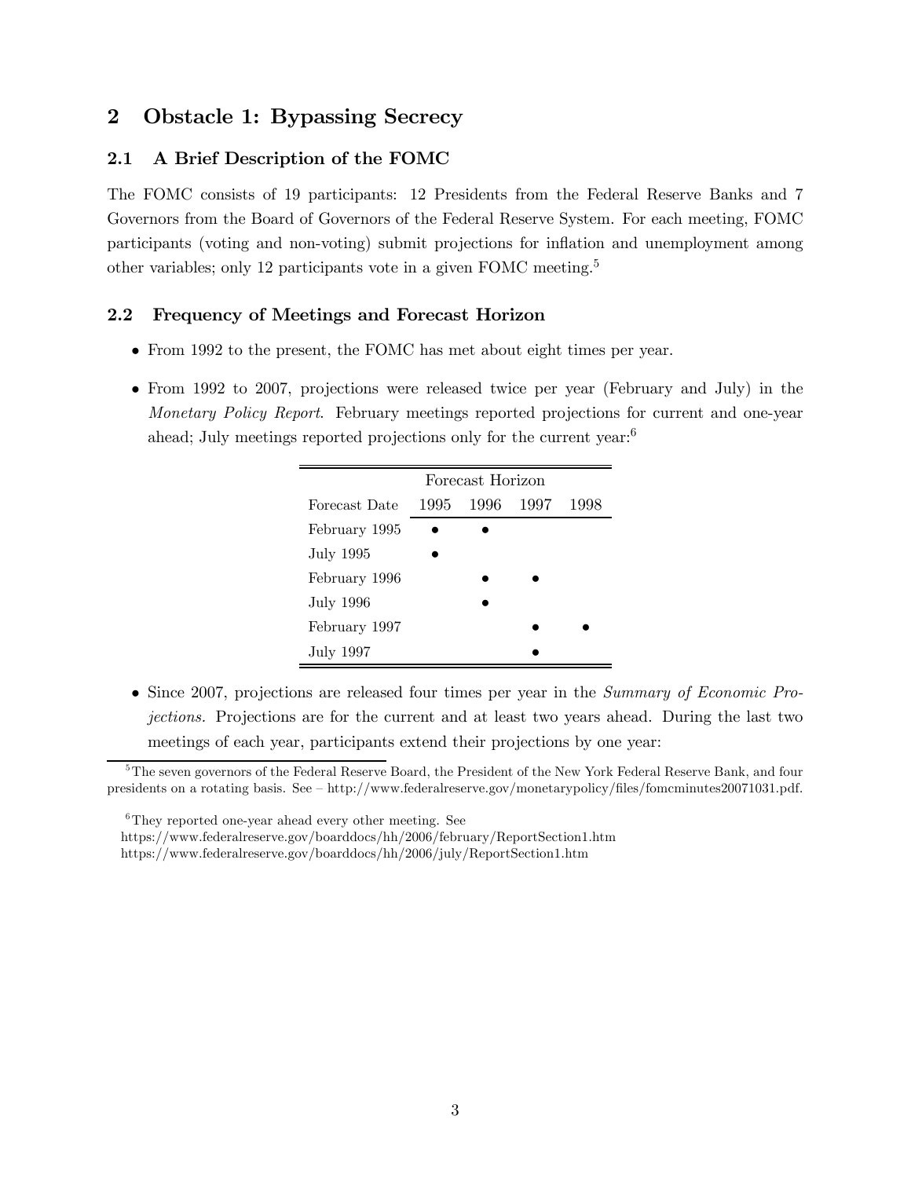## 2 Obstacle 1: Bypassing Secrecy

### 2.1 A Brief Description of the FOMC

The FOMC consists of 19 participants: 12 Presidents from the Federal Reserve Banks and 7 Governors from the Board of Governors of the Federal Reserve System. For each meeting, FOMC participants (voting and non-voting) submit projections for inflation and unemployment among other variables; only 12 participants vote in a given FOMC meeting.[5]

### 2.2 Frequency of Meetings and Forecast Horizon

- From 1992 to the present, the FOMC has met about eight times per year.
- From 1992 to 2007, projections were released twice per year (February and July) in the *Monetary Policy Report*. February meetings reported projections for current and one-year ahead; July meetings reported projections only for the current year:[6]

| | Forecast Horizon | | | |
|---|---|---|---|---|
| Forecast Date | 1995 | 1996 | 1997 | 1998 |
| February 1995 | • | • | | |
| July 1995 | • | | | |
| February 1996 | | • | • | |
| July 1996 | | • | | |
| February 1997 | | | • | • |
| July 1997 | | | • | |

- Since 2007, projections are released four times per year in the *Summary of Economic Projections*. Projections are for the current and at least two years ahead. During the last two meetings of each year, participants extend their projections by one year:

[5] The seven governors of the Federal Reserve Board, the President of the New York Federal Reserve Bank, and four presidents on a rotating basis. See – http://www.federalreserve.gov/monetarypolicy/files/fomcminutes20071031.pdf.

[6] They reported one-year ahead every other meeting. See
https://www.federalreserve.gov/boarddocs/hh/2006/february/ReportSection1.htm
https://www.federalreserve.gov/boarddocs/hh/2006/july/ReportSection1.htm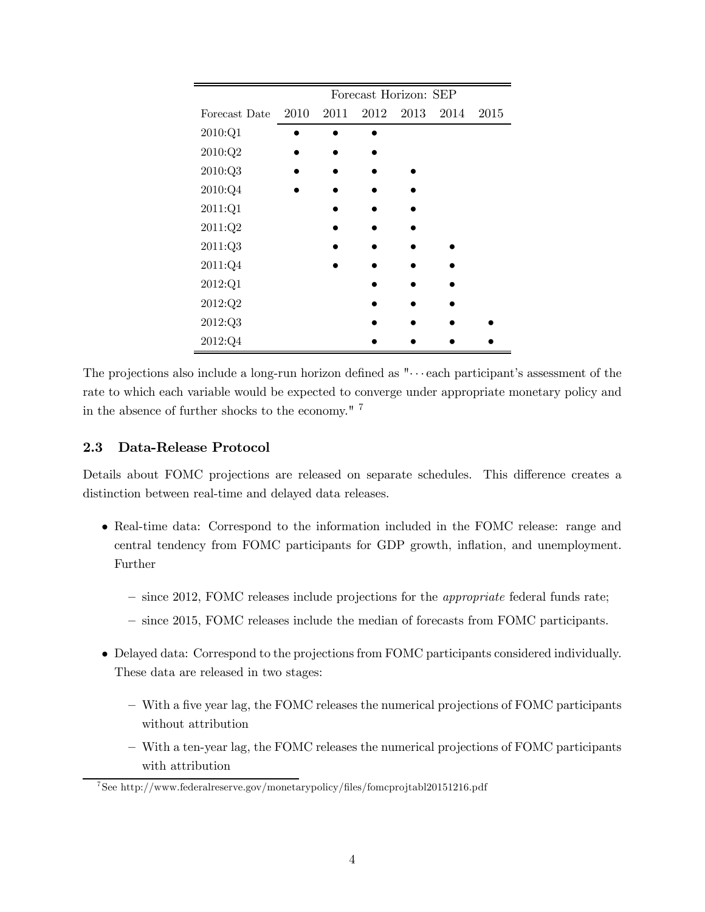| | Forecast Horizon: SEP | | | | | |
|---|---|---|---|---|---|---|
| Forecast Date | 2010 | 2011 | 2012 | 2013 | 2014 | 2015 |
| 2010:Q1 | • | • | • | | | |
| 2010:Q2 | • | • | • | | | |
| 2010:Q3 | • | • | • | • | | |
| 2010:Q4 | • | • | • | • | | |
| 2011:Q1 | | • | • | • | | |
| 2011:Q2 | | • | • | • | | |
| 2011:Q3 | | • | • | • | • | |
| 2011:Q4 | | • | • | • | • | |
| 2012:Q1 | | | • | • | • | |
| 2012:Q2 | | | • | • | • | |
| 2012:Q3 | | | • | • | • | • |
| 2012:Q4 | | | • | • | • | • |

The projections also include a long-run horizon defined as "$\cdots$ each participant's assessment of the rate to which each variable would be expected to converge under appropriate monetary policy and in the absence of further shocks to the economy." [7]

### 2.3 Data-Release Protocol

Details about FOMC projections are released on separate schedules. This difference creates a distinction between real-time and delayed data releases.

- Real-time data: Correspond to the information included in the FOMC release: range and central tendency from FOMC participants for GDP growth, inflation, and unemployment. Further
  - since 2012, FOMC releases include projections for the *appropriate* federal funds rate;
  - since 2015, FOMC releases include the median of forecasts from FOMC participants.
- Delayed data: Correspond to the projections from FOMC participants considered individually. These data are released in two stages:
  - With a five year lag, the FOMC releases the numerical projections of FOMC participants without attribution
  - With a ten-year lag, the FOMC releases the numerical projections of FOMC participants with attribution

[7] See http://www.federalreserve.gov/monetarypolicy/files/fomcprojtabl20151216.pdf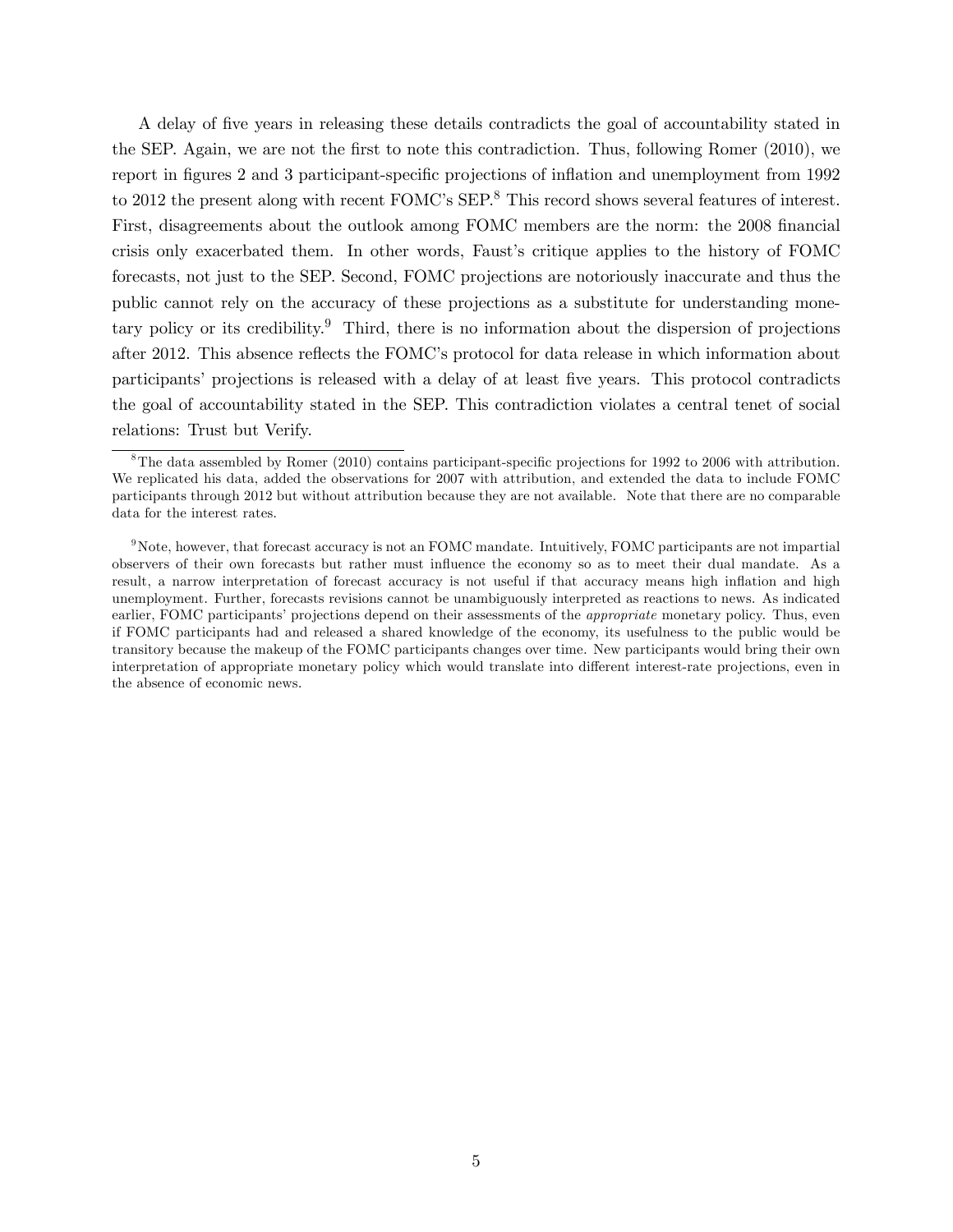A delay of five years in releasing these details contradicts the goal of accountability stated in the SEP. Again, we are not the first to note this contradiction. Thus, following Romer (2010), we report in figures 2 and 3 participant-specific projections of inflation and unemployment from 1992 to 2012 the present along with recent FOMC's SEP.[8] This record shows several features of interest. First, disagreements about the outlook among FOMC members are the norm: the 2008 financial crisis only exacerbated them. In other words, Faust's critique applies to the history of FOMC forecasts, not just to the SEP. Second, FOMC projections are notoriously inaccurate and thus the public cannot rely on the accuracy of these projections as a substitute for understanding monetary policy or its credibility.[9] Third, there is no information about the dispersion of projections after 2012. This absence reflects the FOMC's protocol for data release in which information about participants' projections is released with a delay of at least five years. This protocol contradicts the goal of accountability stated in the SEP. This contradiction violates a central tenet of social relations: Trust but Verify.

[8] The data assembled by Romer (2010) contains participant-specific projections for 1992 to 2006 with attribution. We replicated his data, added the observations for 2007 with attribution, and extended the data to include FOMC participants through 2012 but without attribution because they are not available. Note that there are no comparable data for the interest rates.

[9] Note, however, that forecast accuracy is not an FOMC mandate. Intuitively, FOMC participants are not impartial observers of their own forecasts but rather must influence the economy so as to meet their dual mandate. As a result, a narrow interpretation of forecast accuracy is not useful if that accuracy means high inflation and high unemployment. Further, forecasts revisions cannot be unambiguously interpreted as reactions to news. As indicated earlier, FOMC participants' projections depend on their assessments of the *appropriate* monetary policy. Thus, even if FOMC participants had and released a shared knowledge of the economy, its usefulness to the public would be transitory because the makeup of the FOMC participants changes over time. New participants would bring their own interpretation of appropriate monetary policy which would translate into different interest-rate projections, even in the absence of economic news.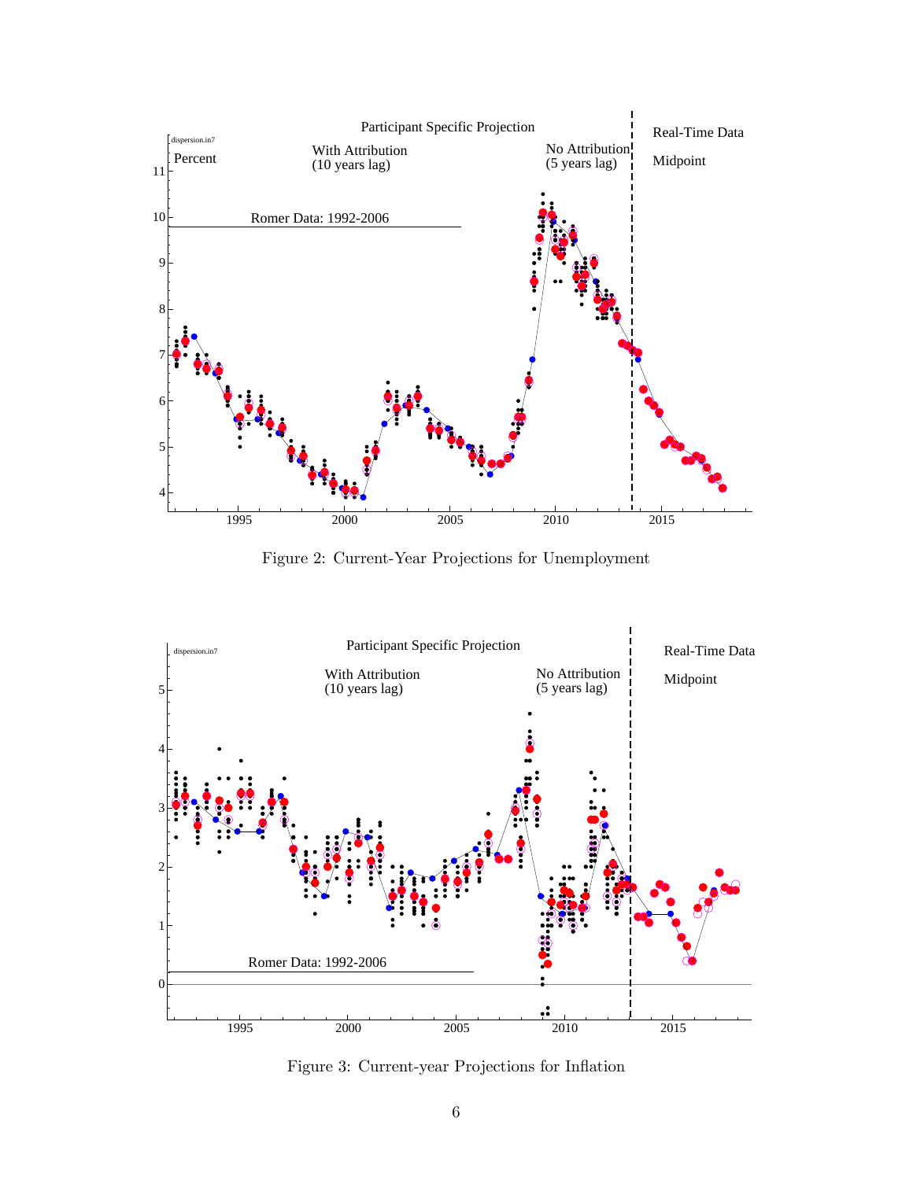Figure 2: Current-Year Projections for Unemployment

Figure 3: Current-year Projections for Inflation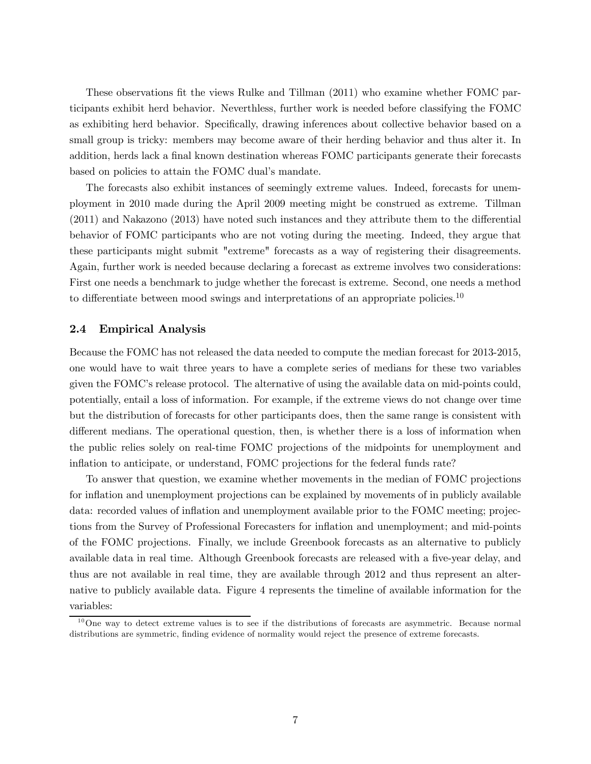These observations fit the views Rulke and Tillman (2011) who examine whether FOMC participants exhibit herd behavior. Neverthless, further work is needed before classifying the FOMC as exhibiting herd behavior. Specifically, drawing inferences about collective behavior based on a small group is tricky: members may become aware of their herding behavior and thus alter it. In addition, herds lack a final known destination whereas FOMC participants generate their forecasts based on policies to attain the FOMC dual's mandate.

The forecasts also exhibit instances of seemingly extreme values. Indeed, forecasts for unemployment in 2010 made during the April 2009 meeting might be construed as extreme. Tillman (2011) and Nakazono (2013) have noted such instances and they attribute them to the differential behavior of FOMC participants who are not voting during the meeting. Indeed, they argue that these participants might submit "extreme" forecasts as a way of registering their disagreements. Again, further work is needed because declaring a forecast as extreme involves two considerations: First one needs a benchmark to judge whether the forecast is extreme. Second, one needs a method to differentiate between mood swings and interpretations of an appropriate policies.[10]

### 2.4 Empirical Analysis

Because the FOMC has not released the data needed to compute the median forecast for 2013-2015, one would have to wait three years to have a complete series of medians for these two variables given the FOMC's release protocol. The alternative of using the available data on mid-points could, potentially, entail a loss of information. For example, if the extreme views do not change over time but the distribution of forecasts for other participants does, then the same range is consistent with different medians. The operational question, then, is whether there is a loss of information when the public relies solely on real-time FOMC projections of the midpoints for unemployment and inflation to anticipate, or understand, FOMC projections for the federal funds rate?

To answer that question, we examine whether movements in the median of FOMC projections for inflation and unemployment projections can be explained by movements of in publicly available data: recorded values of inflation and unemployment available prior to the FOMC meeting; projections from the Survey of Professional Forecasters for inflation and unemployment; and mid-points of the FOMC projections. Finally, we include Greenbook forecasts as an alternative to publicly available data in real time. Although Greenbook forecasts are released with a five-year delay, and thus are not available in real time, they are available through 2012 and thus represent an alternative to publicly available data. Figure 4 represents the timeline of available information for the variables:

[10] One way to detect extreme values is to see if the distributions of forecasts are asymmetric. Because normal distributions are symmetric, finding evidence of normality would reject the presence of extreme forecasts.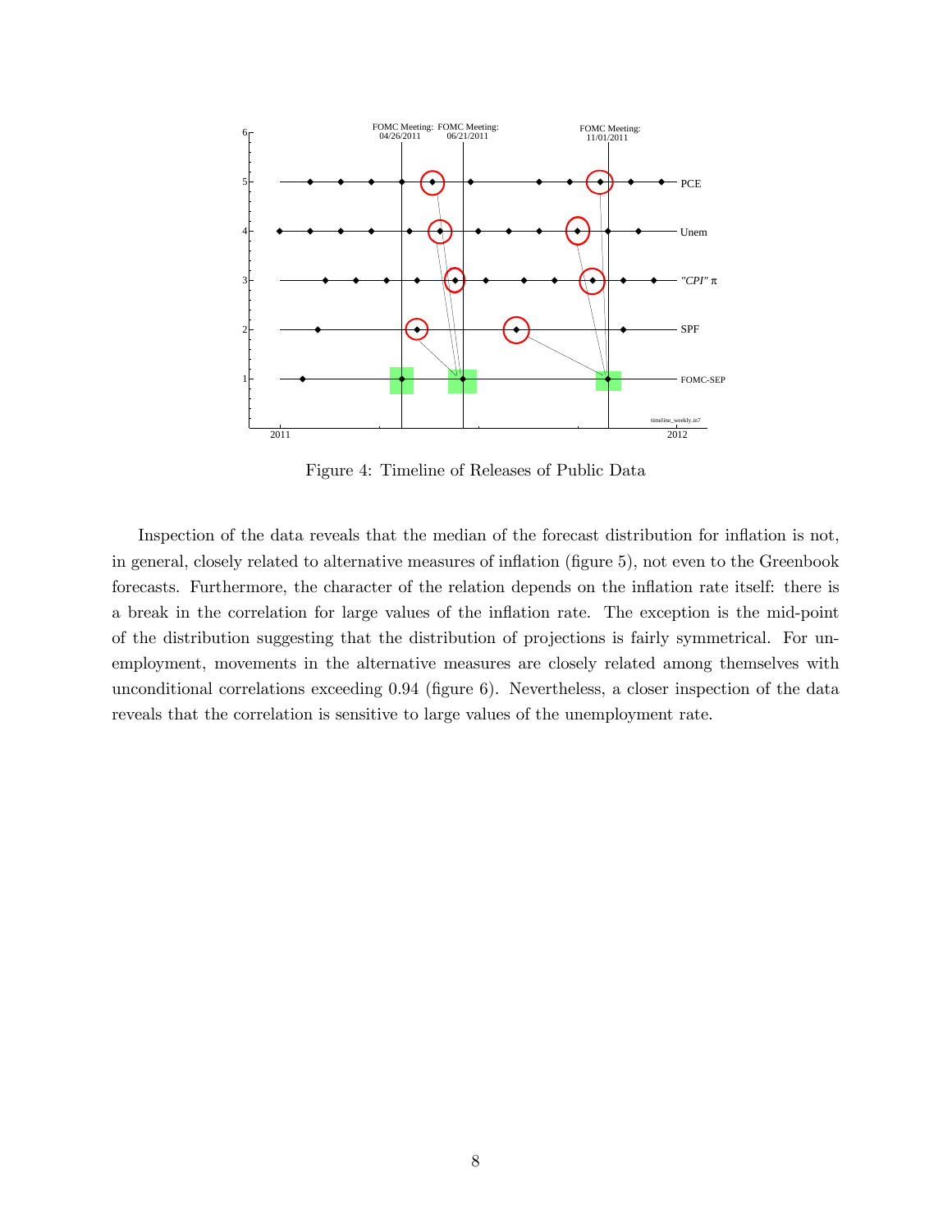Figure 4: Timeline of Releases of Public Data

Inspection of the data reveals that the median of the forecast distribution for inflation is not, in general, closely related to alternative measures of inflation (figure 5), not even to the Greenbook forecasts. Furthermore, the character of the relation depends on the inflation rate itself: there is a break in the correlation for large values of the inflation rate. The exception is the mid-point of the distribution suggesting that the distribution of projections is fairly symmetrical. For unemployment, movements in the alternative measures are closely related among themselves with unconditional correlations exceeding 0.94 (figure 6). Nevertheless, a closer inspection of the data reveals that the correlation is sensitive to large values of the unemployment rate.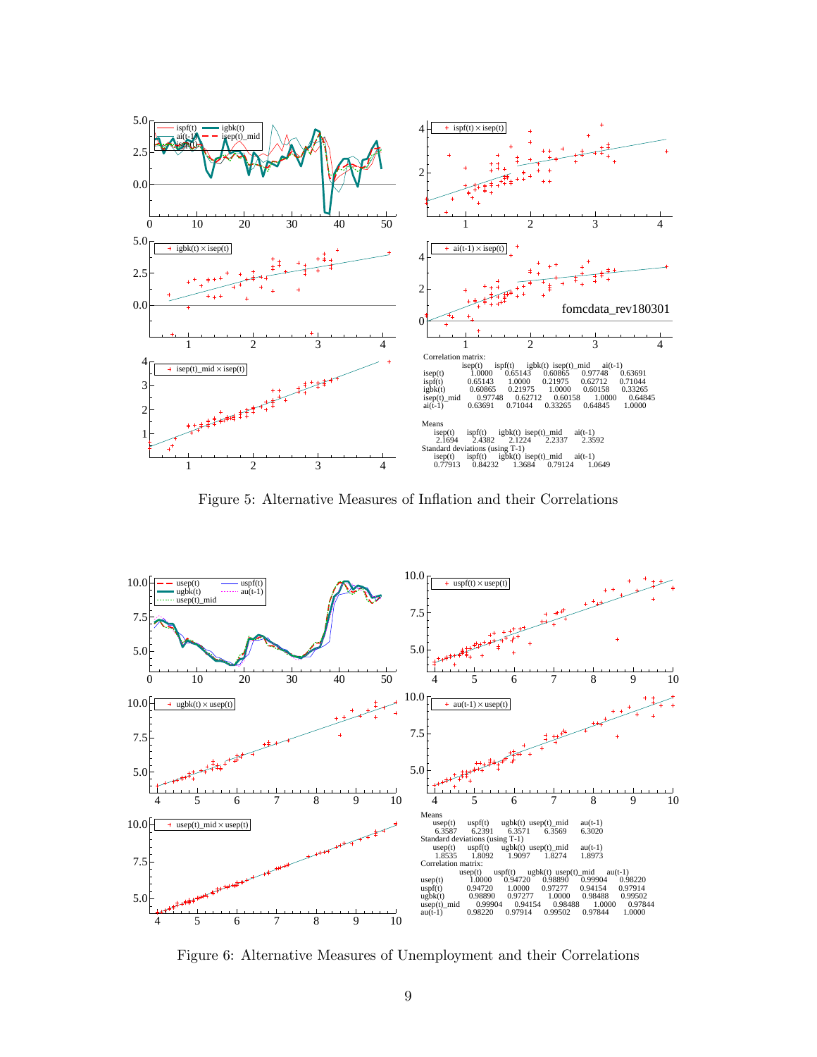Correlation matrix:

| | isep(t) | ispf(t) | igbk(t) | isep(t)_mid | ai(t-1) |
|---|---|---|---|---|---|
| isep(t) | 1.0000 | 0.65143 | 0.60865 | 0.97748 | 0.63691 |
| ispf(t) | 0.65143 | 1.0000 | 0.21975 | 0.62712 | 0.71044 |
| igbk(t) | 0.60865 | 0.21975 | 1.0000 | 0.60158 | 0.33265 |
| isep(t)_mid | 0.97748 | 0.62712 | 0.60158 | 1.0000 | 0.64845 |
| ai(t-1) | 0.63691 | 0.71044 | 0.33265 | 0.64845 | 1.0000 |

Means

| isep(t) | ispf(t) | igbk(t) | isep(t)_mid | ai(t-1) |
|---|---|---|---|---|
| 2.1694 | 2.4382 | 2.1224 | 2.2337 | 2.3592 |

Standard deviations (using T-1)

| isep(t) | ispf(t) | igbk(t) | isep(t)_mid | ai(t-1) |
|---|---|---|---|---|
| 0.77913 | 0.84232 | 1.3684 | 0.79124 | 1.0649 |

Figure 5: Alternative Measures of Inflation and their Correlations

Means

| usep(t) | uspf(t) | ugbk(t) | usep(t)_mid | au(t-1) |
|---|---|---|---|---|
| 6.3587 | 6.2391 | 6.3571 | 6.3569 | 6.3020 |

Standard deviations (using T-1)

| usep(t) | uspf(t) | ugbk(t) | usep(t)_mid | au(t-1) |
|---|---|---|---|---|
| 1.8535 | 1.8092 | 1.9097 | 1.8274 | 1.8973 |

Correlation matrix:

| | usep(t) | uspf(t) | ugbk(t) | usep(t)_mid | au(t-1) |
|---|---|---|---|---|---|
| usep(t) | 1.0000 | 0.94720 | 0.98890 | 0.99904 | 0.98220 |
| uspf(t) | 0.94720 | 1.0000 | 0.97277 | 0.94154 | 0.97914 |
| ugbk(t) | 0.98890 | 0.97277 | 1.0000 | 0.98488 | 0.99502 |
| usep(t)_mid | 0.99904 | 0.94154 | 0.98488 | 1.0000 | 0.97844 |
| au(t-1) | 0.98220 | 0.97914 | 0.99502 | 0.97844 | 1.0000 |

Figure 6: Alternative Measures of Unemployment and their Correlations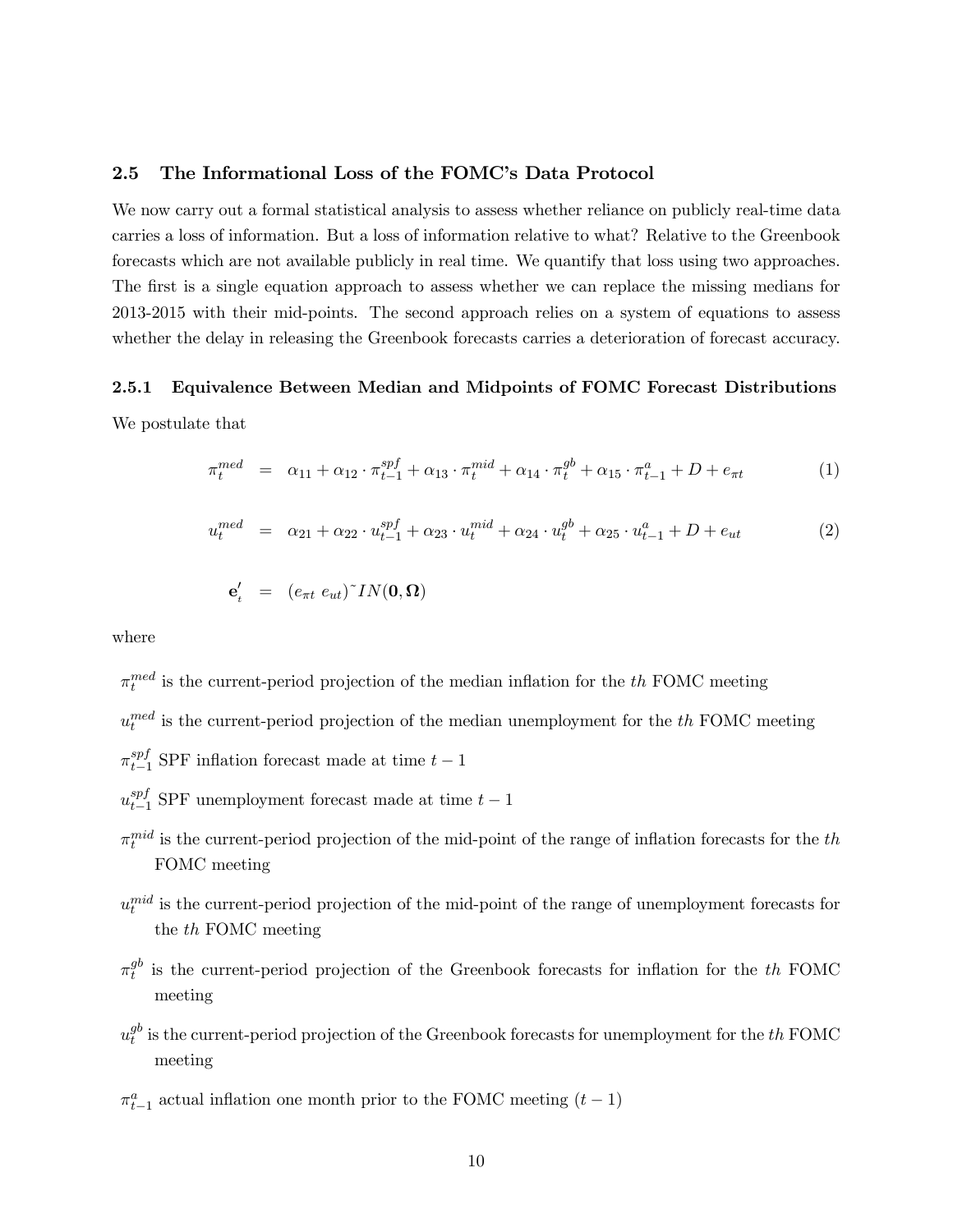### 2.5 The Informational Loss of the FOMC's Data Protocol

We now carry out a formal statistical analysis to assess whether reliance on publicly real-time data carries a loss of information. But a loss of information relative to what? Relative to the Greenbook forecasts which are not available publicly in real time. We quantify that loss using two approaches. The first is a single equation approach to assess whether we can replace the missing medians for 2013-2015 with their mid-points. The second approach relies on a system of equations to assess whether the delay in releasing the Greenbook forecasts carries a deterioration of forecast accuracy.

#### 2.5.1 Equivalence Between Median and Midpoints of FOMC Forecast Distributions

We postulate that

$$\pi_t^{med} = \alpha_{11} + \alpha_{12} \cdot \pi_{t-1}^{spf} + \alpha_{13} \cdot \pi_t^{mid} + \alpha_{14} \cdot \pi_t^{gb} + \alpha_{15} \cdot \pi_{t-1}^{a} + D + e_{\pi t} \tag{1}$$

$$u_t^{med} = \alpha_{21} + \alpha_{22} \cdot u_{t-1}^{spf} + \alpha_{23} \cdot u_t^{mid} + \alpha_{24} \cdot u_t^{gb} + \alpha_{25} \cdot u_{t-1}^{a} + D + e_{ut} \tag{2}$$

$$\mathbf{e}_t' = (e_{\pi t} \; e_{ut}) \tilde{\ } IN(\mathbf{0}, \mathbf{\Omega})$$

where

$\pi_t^{med}$ is the current-period projection of the median inflation for the *th* FOMC meeting

$u_t^{med}$ is the current-period projection of the median unemployment for the *th* FOMC meeting

$\pi_{t-1}^{spf}$ SPF inflation forecast made at time $t-1$

$u_{t-1}^{spf}$ SPF unemployment forecast made at time $t-1$

$\pi_t^{mid}$ is the current-period projection of the mid-point of the range of inflation forecasts for the *th* FOMC meeting

$u_t^{mid}$ is the current-period projection of the mid-point of the range of unemployment forecasts for the *th* FOMC meeting

$\pi_t^{gb}$ is the current-period projection of the Greenbook forecasts for inflation for the *th* FOMC meeting

$u_t^{gb}$ is the current-period projection of the Greenbook forecasts for unemployment for the *th* FOMC meeting

$\pi_{t-1}^{a}$ actual inflation one month prior to the FOMC meeting $(t-1)$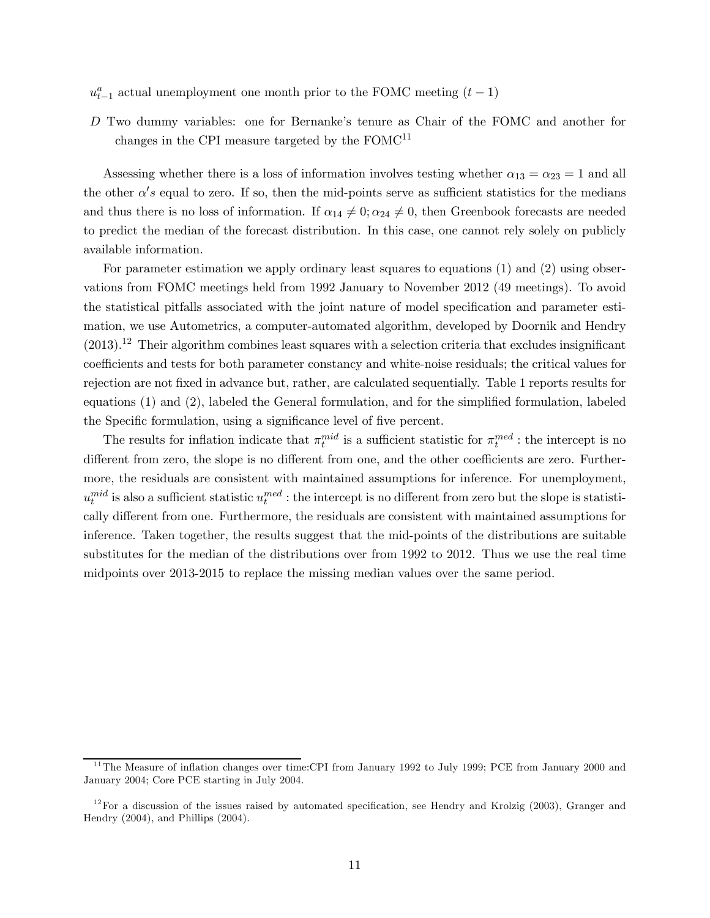$u^a_{t-1}$ actual unemployment one month prior to the FOMC meeting $(t-1)$

$D$ Two dummy variables: one for Bernanke's tenure as Chair of the FOMC and another for changes in the CPI measure targeted by the FOMC[11]

Assessing whether there is a loss of information involves testing whether $\alpha_{13} = \alpha_{23} = 1$ and all the other $\alpha's$ equal to zero. If so, then the mid-points serve as sufficient statistics for the medians and thus there is no loss of information. If $\alpha_{14} \neq 0; \alpha_{24} \neq 0$, then Greenbook forecasts are needed to predict the median of the forecast distribution. In this case, one cannot rely solely on publicly available information.

For parameter estimation we apply ordinary least squares to equations (1) and (2) using observations from FOMC meetings held from 1992 January to November 2012 (49 meetings). To avoid the statistical pitfalls associated with the joint nature of model specification and parameter estimation, we use Autometrics, a computer-automated algorithm, developed by Doornik and Hendry (2013).[12] Their algorithm combines least squares with a selection criteria that excludes insignificant coefficients and tests for both parameter constancy and white-noise residuals; the critical values for rejection are not fixed in advance but, rather, are calculated sequentially. Table 1 reports results for equations (1) and (2), labeled the General formulation, and for the simplified formulation, labeled the Specific formulation, using a significance level of five percent.

The results for inflation indicate that $\pi^{mid}_t$ is a sufficient statistic for $\pi^{med}_t$ : the intercept is no different from zero, the slope is no different from one, and the other coefficients are zero. Furthermore, the residuals are consistent with maintained assumptions for inference. For unemployment, $u^{mid}_t$ is also a sufficient statistic $u^{med}_t$ : the intercept is no different from zero but the slope is statistically different from one. Furthermore, the residuals are consistent with maintained assumptions for inference. Taken together, the results suggest that the mid-points of the distributions are suitable substitutes for the median of the distributions over from 1992 to 2012. Thus we use the real time midpoints over 2013-2015 to replace the missing median values over the same period.

[11] The Measure of inflation changes over time:CPI from January 1992 to July 1999; PCE from January 2000 and January 2004; Core PCE starting in July 2004.

[12] For a discussion of the issues raised by automated specification, see Hendry and Krolzig (2003), Granger and Hendry (2004), and Phillips (2004).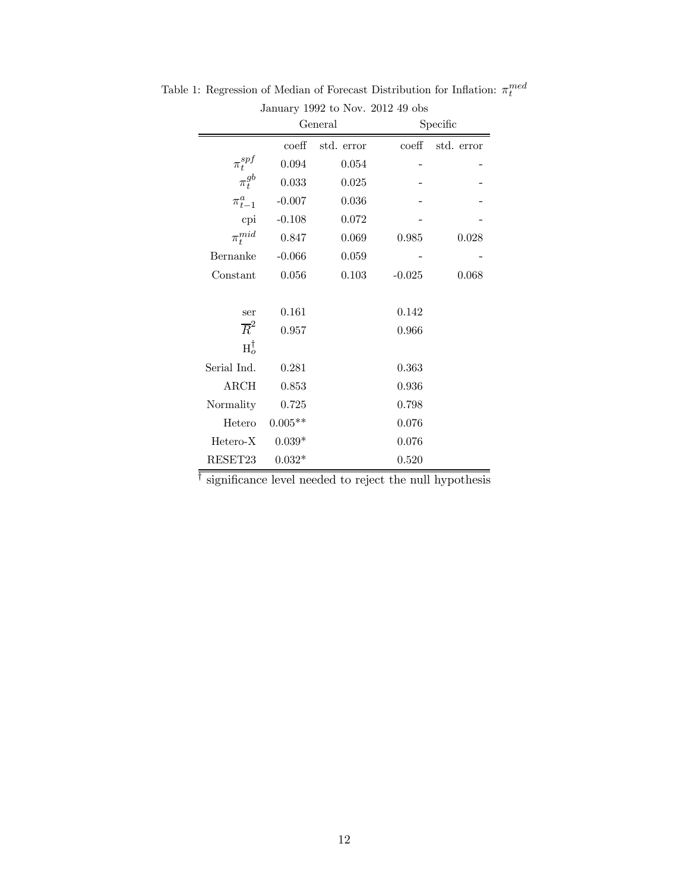Table 1: Regression of Median of Forecast Distribution for Inflation: $\pi_t^{med}$

January 1992 to Nov. 2012 49 obs

| | General | | Specific | |
|---|---|---|---|---|
| | coeff | std. error | coeff | std. error |
| $\pi_t^{spf}$ | 0.094 | 0.054 | - | - |
| $\pi_t^{gb}$ | 0.033 | 0.025 | - | - |
| $\pi_{t-1}^{a}$ | -0.007 | 0.036 | - | - |
| cpi | -0.108 | 0.072 | - | - |
| $\pi_t^{mid}$ | 0.847 | 0.069 | 0.985 | 0.028 |
| Bernanke | -0.066 | 0.059 | - | - |
| Constant | 0.056 | 0.103 | -0.025 | 0.068 |
| | | | | |
| ser | 0.161 | | 0.142 | |
| $\overline{R}^2$ | 0.957 | | 0.966 | |
| $\mathrm{H}_o^{\dagger}$ | | | | |
| Serial Ind. | 0.281 | | 0.363 | |
| ARCH | 0.853 | | 0.936 | |
| Normality | 0.725 | | 0.798 | |
| Hetero | 0.005** | | 0.076 | |
| Hetero-X | 0.039* | | 0.076 | |
| RESET23 | 0.032* | | 0.520 | |

$^{\dagger}$ significance level needed to reject the null hypothesis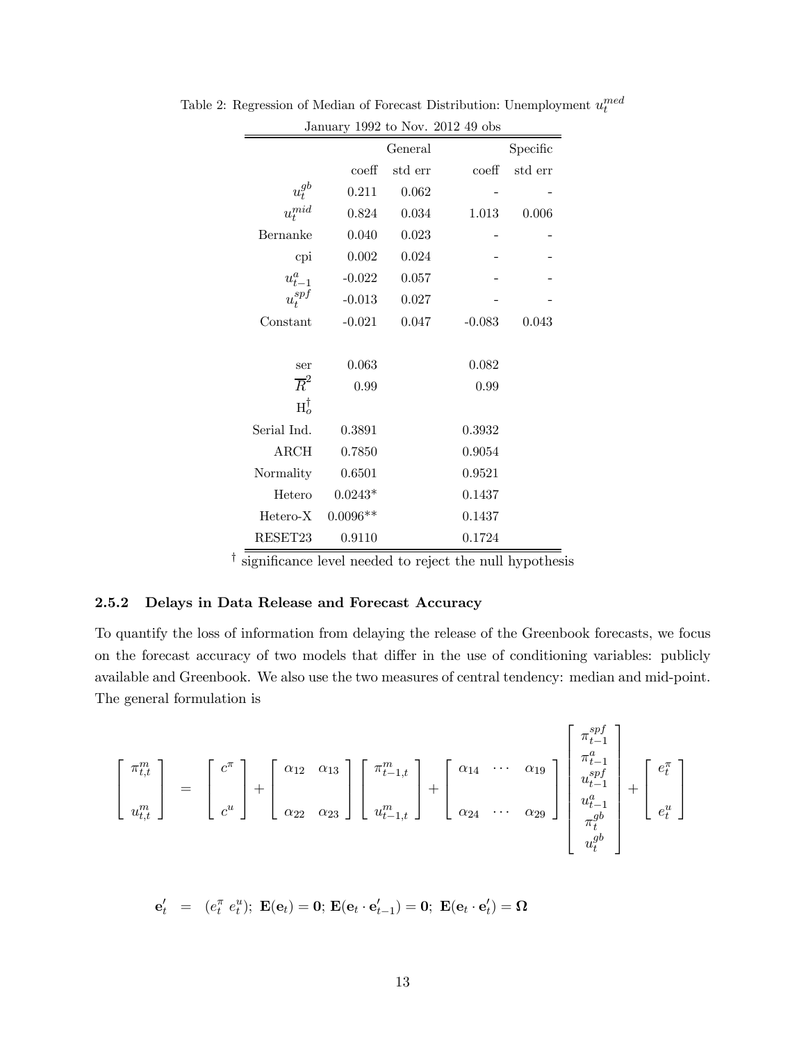Table 2: Regression of Median of Forecast Distribution: Unemployment $u_t^{med}$

January 1992 to Nov. 2012 49 obs

| | General | | Specific | |
|---|---|---|---|---|
| | coeff | std err | coeff | std err |
| $u_t^{gb}$ | 0.211 | 0.062 | - | - |
| $u_t^{mid}$ | 0.824 | 0.034 | 1.013 | 0.006 |
| Bernanke | 0.040 | 0.023 | - | - |
| cpi | 0.002 | 0.024 | - | - |
| $u_{t-1}^{a}$ | -0.022 | 0.057 | - | - |
| $u_t^{spf}$ | -0.013 | 0.027 | - | - |
| Constant | -0.021 | 0.047 | -0.083 | 0.043 |
| | | | | |
| ser | 0.063 | | 0.082 | |
| $\overline{R}^2$ | 0.99 | | 0.99 | |
| $H_o^{\dagger}$ | | | | |
| Serial Ind. | 0.3891 | | 0.3932 | |
| ARCH | 0.7850 | | 0.9054 | |
| Normality | 0.6501 | | 0.9521 | |
| Hetero | 0.0243* | | 0.1437 | |
| Hetero-X | 0.0096** | | 0.1437 | |
| RESET23 | 0.9110 | | 0.1724 | |

$^{\dagger}$ significance level needed to reject the null hypothesis

### 2.5.2 Delays in Data Release and Forecast Accuracy

To quantify the loss of information from delaying the release of the Greenbook forecasts, we focus on the forecast accuracy of two models that differ in the use of conditioning variables: publicly available and Greenbook. We also use the two measures of central tendency: median and mid-point. The general formulation is

$$
\begin{bmatrix} \pi_{t,t}^{m} \\ \\ u_{t,t}^{m} \end{bmatrix} = \begin{bmatrix} c^{\pi} \\ \\ c^{u} \end{bmatrix} + \begin{bmatrix} \alpha_{12} & \alpha_{13} \\ \\ \alpha_{22} & \alpha_{23} \end{bmatrix} \begin{bmatrix} \pi_{t-1,t}^{m} \\ \\ u_{t-1,t}^{m} \end{bmatrix} + \begin{bmatrix} \alpha_{14} & \cdots & \alpha_{19} \\ \\ \alpha_{24} & \cdots & \alpha_{29} \end{bmatrix} \begin{bmatrix} \pi_{t-1}^{spf} \\ \pi_{t-1}^{a} \\ u_{t-1}^{spf} \\ u_{t-1}^{a} \\ \pi_{t}^{gb} \\ u_{t}^{gb} \end{bmatrix} + \begin{bmatrix} e_t^{\pi} \\ \\ e_t^{u} \end{bmatrix}
$$

$$
\mathbf{e}_t' = (e_t^{\pi}\ e_t^{u});\ \mathbf{E}(\mathbf{e}_t) = \mathbf{0};\ \mathbf{E}(\mathbf{e}_t \cdot \mathbf{e}_{t-1}') = \mathbf{0};\ \mathbf{E}(\mathbf{e}_t \cdot \mathbf{e}_t') = \mathbf{\Omega}
$$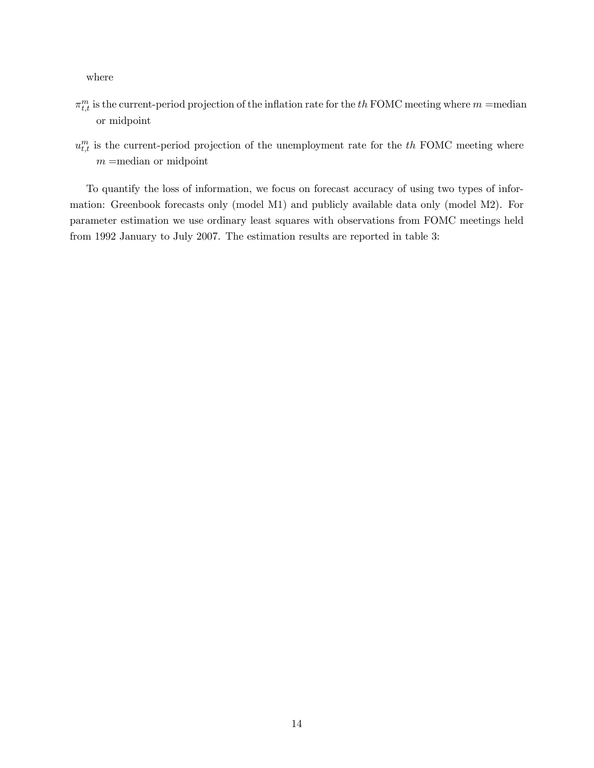where

$\pi_{t,t}^{m}$ is the current-period projection of the inflation rate for the $th$ FOMC meeting where $m$ =median or midpoint

$u_{t,t}^{m}$ is the current-period projection of the unemployment rate for the $th$ FOMC meeting where $m$ =median or midpoint

To quantify the loss of information, we focus on forecast accuracy of using two types of information: Greenbook forecasts only (model M1) and publicly available data only (model M2). For parameter estimation we use ordinary least squares with observations from FOMC meetings held from 1992 January to July 2007. The estimation results are reported in table 3: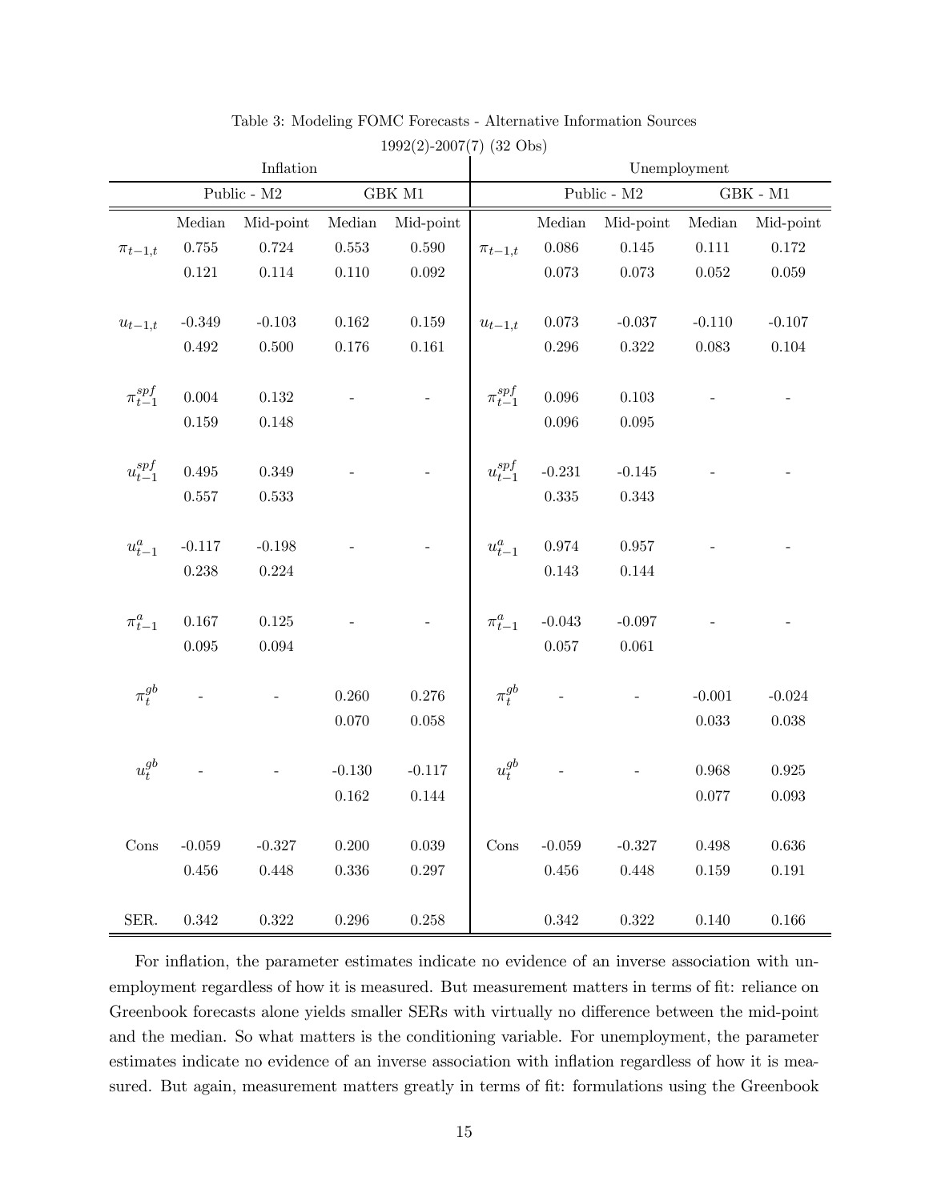Table 3: Modeling FOMC Forecasts - Alternative Information Sources

1992(2)-2007(7) (32 Obs)

| | Inflation | | | | | Unemployment | | | |
|---|---|---|---|---|---|---|---|---|---|
| | Public - M2 | | GBK M1 | | | Public - M2 | | GBK - M1 | |
| | Median | Mid-point | Median | Mid-point | | Median | Mid-point | Median | Mid-point |
| $\pi_{t-1,t}$ | 0.755 | 0.724 | 0.553 | 0.590 | $\pi_{t-1,t}$ | 0.086 | 0.145 | 0.111 | 0.172 |
| | 0.121 | 0.114 | 0.110 | 0.092 | | 0.073 | 0.073 | 0.052 | 0.059 |
| $u_{t-1,t}$ | -0.349 | -0.103 | 0.162 | 0.159 | $u_{t-1,t}$ | 0.073 | -0.037 | -0.110 | -0.107 |
| | 0.492 | 0.500 | 0.176 | 0.161 | | 0.296 | 0.322 | 0.083 | 0.104 |
| $\pi_{t-1}^{spf}$ | 0.004 | 0.132 | - | - | $\pi_{t-1}^{spf}$ | 0.096 | 0.103 | - | - |
| | 0.159 | 0.148 | | | | 0.096 | 0.095 | | |
| $u_{t-1}^{spf}$ | 0.495 | 0.349 | - | - | $u_{t-1}^{spf}$ | -0.231 | -0.145 | - | - |
| | 0.557 | 0.533 | | | | 0.335 | 0.343 | | |
| $u_{t-1}^{a}$ | -0.117 | -0.198 | - | - | $u_{t-1}^{a}$ | 0.974 | 0.957 | - | - |
| | 0.238 | 0.224 | | | | 0.143 | 0.144 | | |
| $\pi_{t-1}^{a}$ | 0.167 | 0.125 | - | - | $\pi_{t-1}^{a}$ | -0.043 | -0.097 | - | - |
| | 0.095 | 0.094 | | | | 0.057 | 0.061 | | |
| $\pi_{t}^{gb}$ | - | - | 0.260 | 0.276 | $\pi_{t}^{gb}$ | - | - | -0.001 | -0.024 |
| | | | 0.070 | 0.058 | | | | 0.033 | 0.038 |
| $u_{t}^{gb}$ | - | - | -0.130 | -0.117 | $u_{t}^{gb}$ | - | - | 0.968 | 0.925 |
| | | | 0.162 | 0.144 | | | | 0.077 | 0.093 |
| Cons | -0.059 | -0.327 | 0.200 | 0.039 | Cons | -0.059 | -0.327 | 0.498 | 0.636 |
| | 0.456 | 0.448 | 0.336 | 0.297 | | 0.456 | 0.448 | 0.159 | 0.191 |
| SER. | 0.342 | 0.322 | 0.296 | 0.258 | | 0.342 | 0.322 | 0.140 | 0.166 |

For inflation, the parameter estimates indicate no evidence of an inverse association with unemployment regardless of how it is measured. But measurement matters in terms of fit: reliance on Greenbook forecasts alone yields smaller SERs with virtually no difference between the mid-point and the median. So what matters is the conditioning variable. For unemployment, the parameter estimates indicate no evidence of an inverse association with inflation regardless of how it is measured. But again, measurement matters greatly in terms of fit: formulations using the Greenbook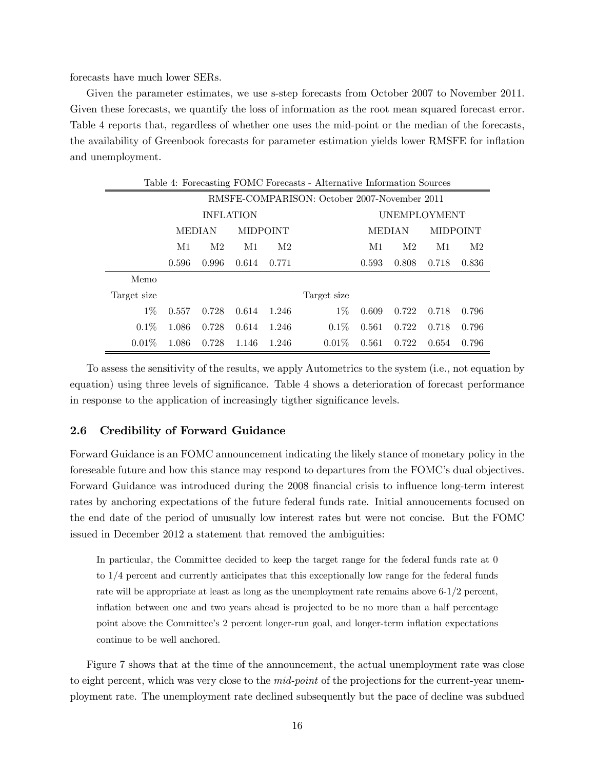forecasts have much lower SERs.

Given the parameter estimates, we use s-step forecasts from October 2007 to November 2011. Given these forecasts, we quantify the loss of information as the root mean squared forecast error. Table 4 reports that, regardless of whether one uses the mid-point or the median of the forecasts, the availability of Greenbook forecasts for parameter estimation yields lower RMSFE for inflation and unemployment.

Table 4: Forecasting FOMC Forecasts - Alternative Information Sources

| | RMSFE-COMPARISON: October 2007-November 2011 | | | | | | | | |
|---|---|---|---|---|---|---|---|---|---|
| | INFLATION | | | | | UNEMPLOYMENT | | | |
| | MEDIAN | | MIDPOINT | | | MEDIAN | | MIDPOINT | |
| | M1 | M2 | M1 | M2 | | M1 | M2 | M1 | M2 |
| | 0.596 | 0.996 | 0.614 | 0.771 | | 0.593 | 0.808 | 0.718 | 0.836 |
| Memo | | | | | | | | | |
| Target size | | | | | Target size | | | | |
| 1% | 0.557 | 0.728 | 0.614 | 1.246 | 1% | 0.609 | 0.722 | 0.718 | 0.796 |
| 0.1% | 1.086 | 0.728 | 0.614 | 1.246 | 0.1% | 0.561 | 0.722 | 0.718 | 0.796 |
| 0.01% | 1.086 | 0.728 | 1.146 | 1.246 | 0.01% | 0.561 | 0.722 | 0.654 | 0.796 |

To assess the sensitivity of the results, we apply Autometrics to the system (i.e., not equation by equation) using three levels of significance. Table 4 shows a deterioration of forecast performance in response to the application of increasingly tigther significance levels.

## 2.6 Credibility of Forward Guidance

Forward Guidance is an FOMC announcement indicating the likely stance of monetary policy in the foreseeable future and how this stance may respond to departures from the FOMC's dual objectives. Forward Guidance was introduced during the 2008 financial crisis to influence long-term interest rates by anchoring expectations of the future federal funds rate. Initial annoucements focused on the end date of the period of unusually low interest rates but were not concise. But the FOMC issued in December 2012 a statement that removed the ambiguities:

> In particular, the Committee decided to keep the target range for the federal funds rate at 0 to 1/4 percent and currently anticipates that this exceptionally low range for the federal funds rate will be appropriate at least as long as the unemployment rate remains above 6-1/2 percent, inflation between one and two years ahead is projected to be no more than a half percentage point above the Committee's 2 percent longer-run goal, and longer-term inflation expectations continue to be well anchored.

Figure 7 shows that at the time of the announcement, the actual unemployment rate was close to eight percent, which was very close to the *mid-point* of the projections for the current-year unemployment rate. The unemployment rate declined subsequently but the pace of decline was subdued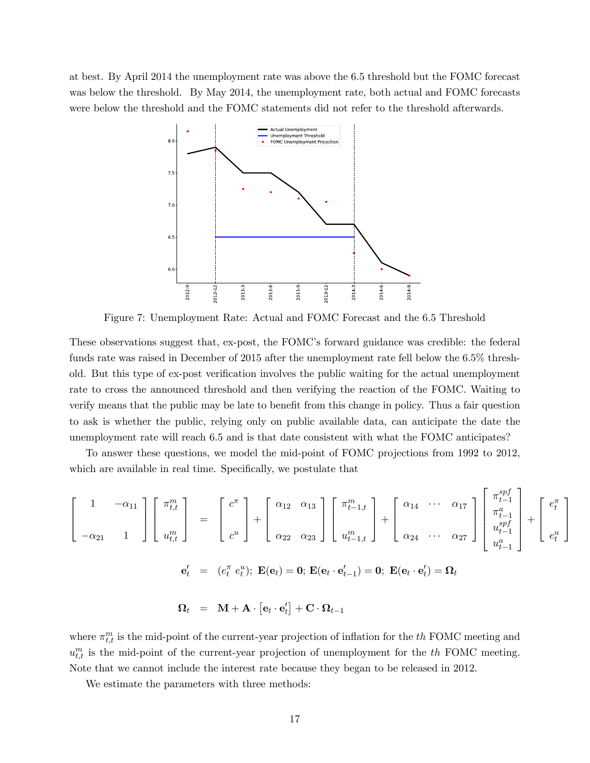at best. By April 2014 the unemployment rate was above the 6.5 threshold but the FOMC forecast was below the threshold. By May 2014, the unemployment rate, both actual and FOMC forecasts were below the threshold and the FOMC statements did not refer to the threshold afterwards.

Figure 7: Unemployment Rate: Actual and FOMC Forecast and the 6.5 Threshold

These observations suggest that, ex-post, the FOMC's forward guidance was credible: the federal funds rate was raised in December of 2015 after the unemployment rate fell below the 6.5% threshold. But this type of ex-post verification involves the public waiting for the actual unemployment rate to cross the announced threshold and then verifying the reaction of the FOMC. Waiting to verify means that the public may be late to benefit from this change in policy. Thus a fair question to ask is whether the public, relying only on public available data, can anticipate the date the unemployment rate will reach 6.5 and is that date consistent with what the FOMC anticipates?

To answer these questions, we model the mid-point of FOMC projections from 1992 to 2012, which are available in real time. Specifically, we postulate that

$$
\begin{bmatrix} 1 & -\alpha_{11} \\ -\alpha_{21} & 1 \end{bmatrix} \begin{bmatrix} \pi_{t,t}^{m} \\ u_{t,t}^{m} \end{bmatrix} = \begin{bmatrix} c^{\pi} \\ c^{u} \end{bmatrix} + \begin{bmatrix} \alpha_{12} & \alpha_{13} \\ \alpha_{22} & \alpha_{23} \end{bmatrix} \begin{bmatrix} \pi_{t-1,t}^{m} \\ u_{t-1,t}^{m} \end{bmatrix} + \begin{bmatrix} \alpha_{14} & \cdots & \alpha_{17} \\ \alpha_{24} & \cdots & \alpha_{27} \end{bmatrix} \begin{bmatrix} \pi_{t-1}^{spf} \\ \pi_{t-1}^{a} \\ u_{t-1}^{spf} \\ u_{t-1}^{a} \end{bmatrix} + \begin{bmatrix} e_t^{\pi} \\ e_t^{u} \end{bmatrix}
$$

$$
\mathbf{e}_t' = (e_t^{\pi} \; e_t^{u});\ \mathbf{E}(\mathbf{e}_t) = \mathbf{0};\ \mathbf{E}(\mathbf{e}_t \cdot \mathbf{e}_{t-1}') = \mathbf{0};\ \mathbf{E}(\mathbf{e}_t \cdot \mathbf{e}_t') = \mathbf{\Omega}_t
$$

$$
\mathbf{\Omega}_t = \mathbf{M} + \mathbf{A} \cdot \left[\mathbf{e}_t \cdot \mathbf{e}_t'\right] + \mathbf{C} \cdot \mathbf{\Omega}_{t-1}
$$

where $\pi_{t,t}^{m}$ is the mid-point of the current-year projection of inflation for the $th$ FOMC meeting and $u_{t,t}^{m}$ is the mid-point of the current-year projection of unemployment for the $th$ FOMC meeting. Note that we cannot include the interest rate because they began to be released in 2012.

We estimate the parameters with three methods: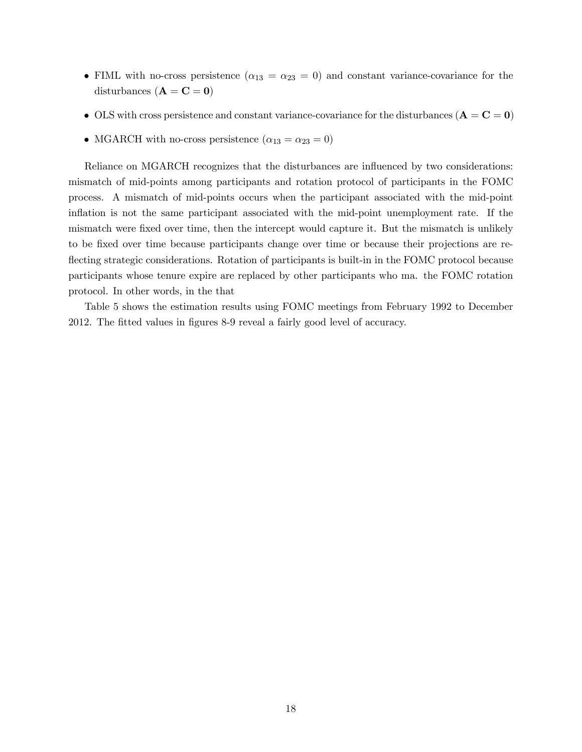- FIML with no-cross persistence ($\alpha_{13} = \alpha_{23} = 0$) and constant variance-covariance for the disturbances ($\mathbf{A} = \mathbf{C} = \mathbf{0}$)
- OLS with cross persistence and constant variance-covariance for the disturbances ($\mathbf{A} = \mathbf{C} = \mathbf{0}$)
- MGARCH with no-cross persistence ($\alpha_{13} = \alpha_{23} = 0$)

Reliance on MGARCH recognizes that the disturbances are influenced by two considerations: mismatch of mid-points among participants and rotation protocol of participants in the FOMC process. A mismatch of mid-points occurs when the participant associated with the mid-point inflation is not the same participant associated with the mid-point unemployment rate. If the mismatch were fixed over time, then the intercept would capture it. But the mismatch is unlikely to be fixed over time because participants change over time or because their projections are reflecting strategic considerations. Rotation of participants is built-in in the FOMC protocol because participants whose tenure expire are replaced by other participants who ma. the FOMC rotation protocol. In other words, in the that

Table 5 shows the estimation results using FOMC meetings from February 1992 to December 2012. The fitted values in figures 8-9 reveal a fairly good level of accuracy.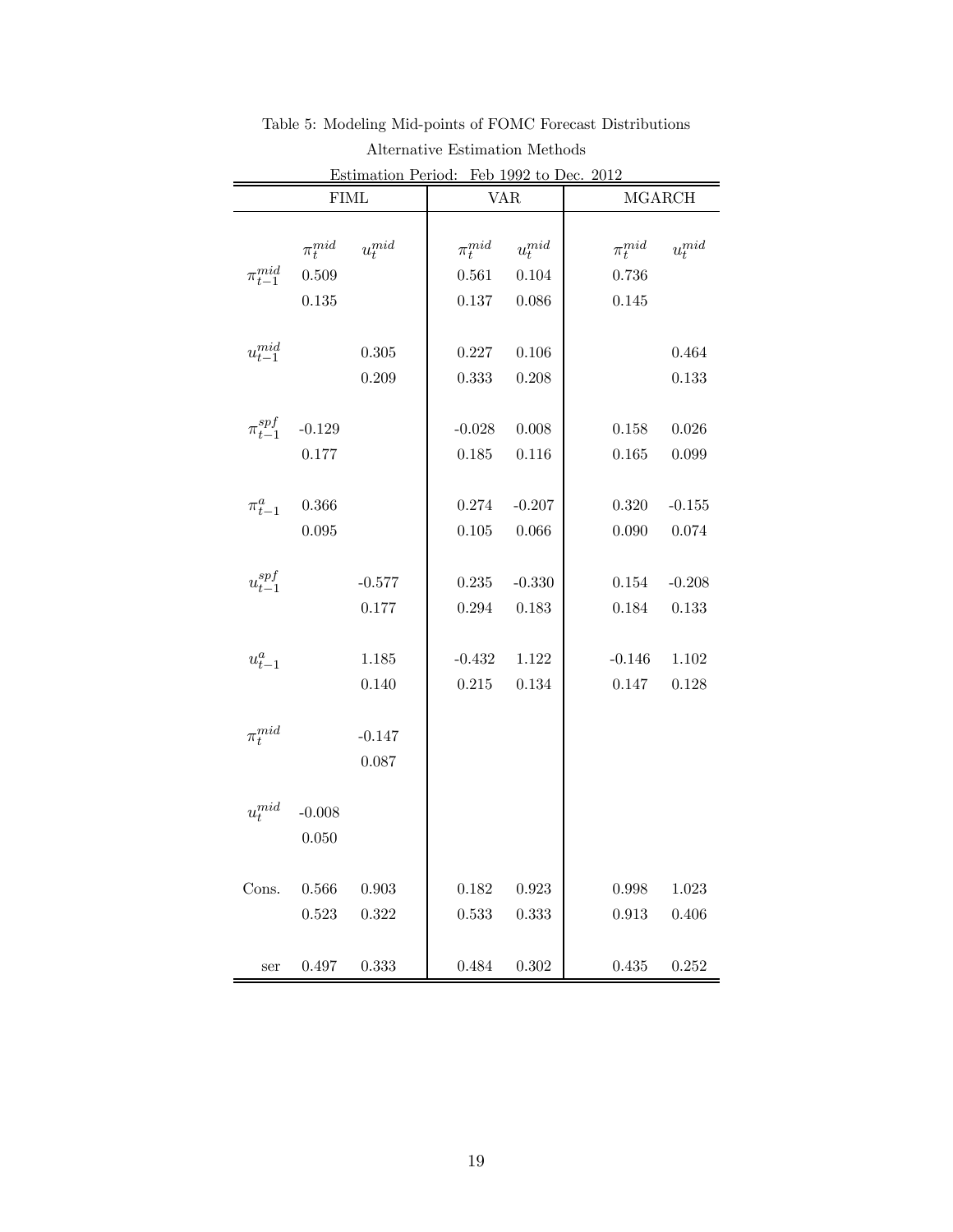Table 5: Modeling Mid-points of FOMC Forecast Distributions

Alternative Estimation Methods

Estimation Period: Feb 1992 to Dec. 2012

| | FIML | | VAR | | MGARCH | |
|---|---|---|---|---|---|---|
| | $\pi_t^{mid}$ | $u_t^{mid}$ | $\pi_t^{mid}$ | $u_t^{mid}$ | $\pi_t^{mid}$ | $u_t^{mid}$ |
| $\pi_{t-1}^{mid}$ | 0.509 | | 0.561 | 0.104 | 0.736 | |
| | 0.135 | | 0.137 | 0.086 | 0.145 | |
| $u_{t-1}^{mid}$ | | 0.305 | 0.227 | 0.106 | | 0.464 |
| | | 0.209 | 0.333 | 0.208 | | 0.133 |
| $\pi_{t-1}^{spf}$ | -0.129 | | -0.028 | 0.008 | 0.158 | 0.026 |
| | 0.177 | | 0.185 | 0.116 | 0.165 | 0.099 |
| $\pi_{t-1}^{a}$ | 0.366 | | 0.274 | -0.207 | 0.320 | -0.155 |
| | 0.095 | | 0.105 | 0.066 | 0.090 | 0.074 |
| $u_{t-1}^{spf}$ | | -0.577 | 0.235 | -0.330 | 0.154 | -0.208 |
| | | 0.177 | 0.294 | 0.183 | 0.184 | 0.133 |
| $u_{t-1}^{a}$ | | 1.185 | -0.432 | 1.122 | -0.146 | 1.102 |
| | | 0.140 | 0.215 | 0.134 | 0.147 | 0.128 |
| $\pi_t^{mid}$ | | -0.147 | | | | |
| | | 0.087 | | | | |
| $u_t^{mid}$ | -0.008 | | | | | |
| | 0.050 | | | | | |
| Cons. | 0.566 | 0.903 | 0.182 | 0.923 | 0.998 | 1.023 |
| | 0.523 | 0.322 | 0.533 | 0.333 | 0.913 | 0.406 |
| ser | 0.497 | 0.333 | 0.484 | 0.302 | 0.435 | 0.252 |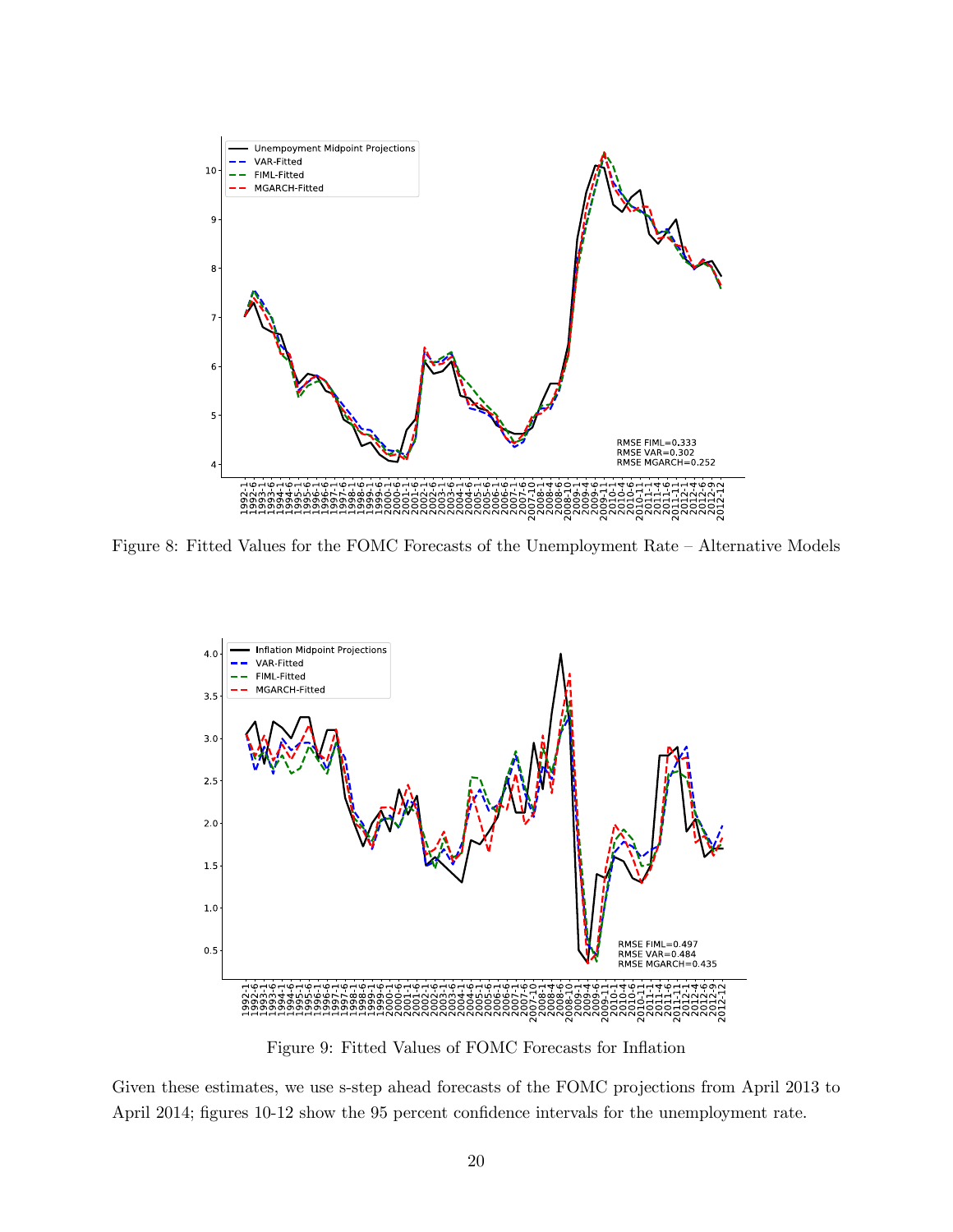Figure 8: Fitted Values for the FOMC Forecasts of the Unemployment Rate – Alternative Models

Figure 9: Fitted Values of FOMC Forecasts for Inflation

Given these estimates, we use s-step ahead forecasts of the FOMC projections from April 2013 to April 2014; figures 10-12 show the 95 percent confidence intervals for the unemployment rate.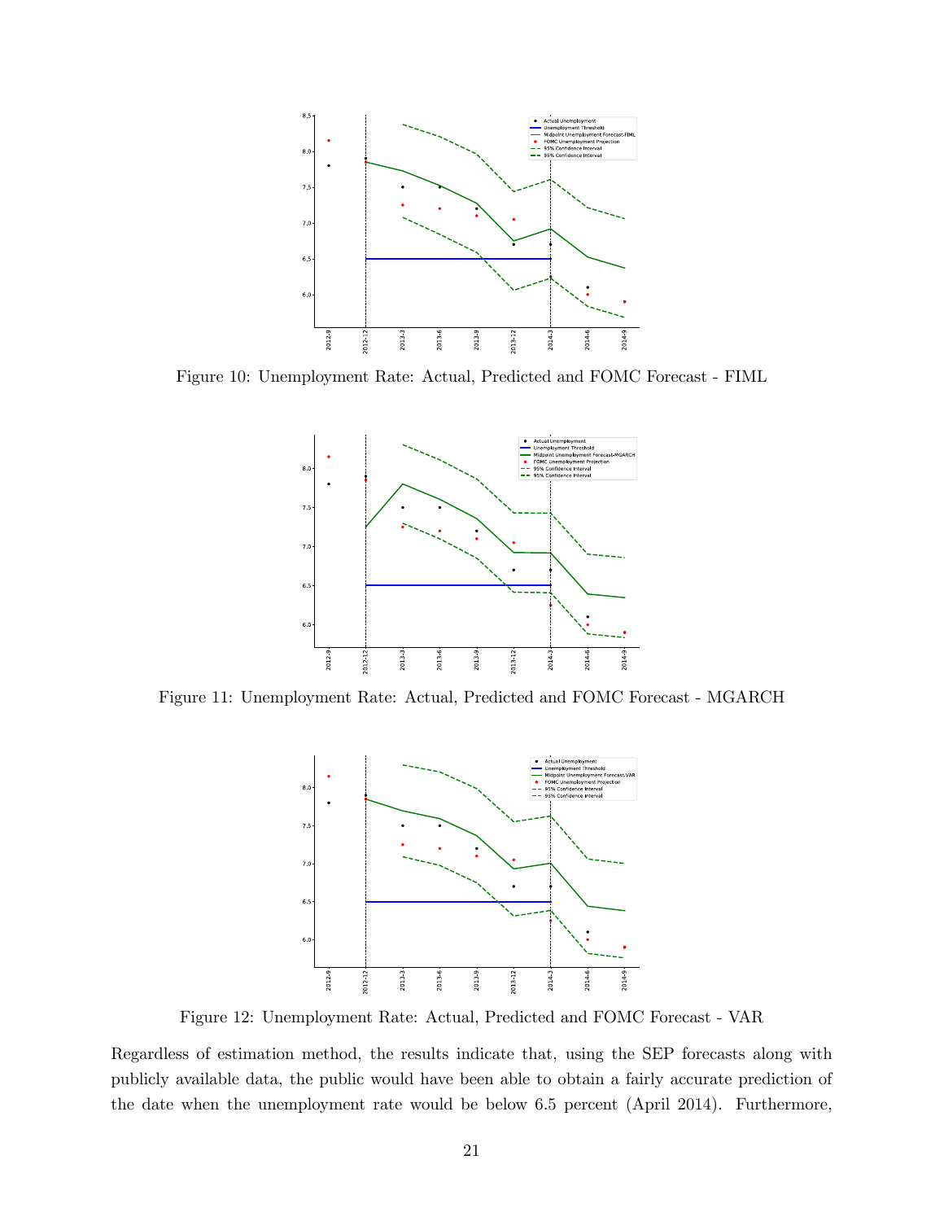Figure 10: Unemployment Rate: Actual, Predicted and FOMC Forecast - FIML

Figure 11: Unemployment Rate: Actual, Predicted and FOMC Forecast - MGARCH

Figure 12: Unemployment Rate: Actual, Predicted and FOMC Forecast - VAR

Regardless of estimation method, the results indicate that, using the SEP forecasts along with publicly available data, the public would have been able to obtain a fairly accurate prediction of the date when the unemployment rate would be below 6.5 percent (April 2014). Furthermore,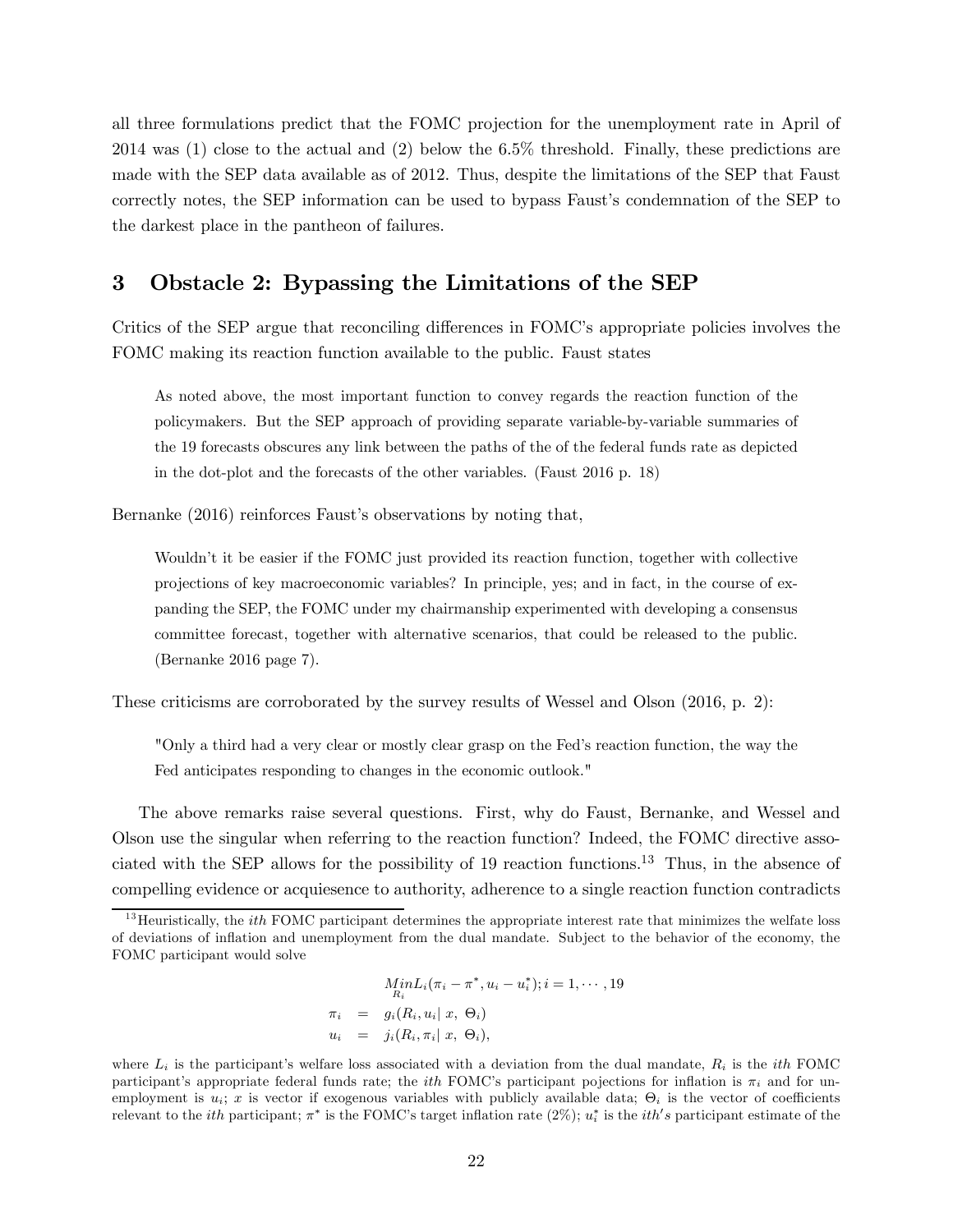all three formulations predict that the FOMC projection for the unemployment rate in April of 2014 was (1) close to the actual and (2) below the 6.5% threshold. Finally, these predictions are made with the SEP data available as of 2012. Thus, despite the limitations of the SEP that Faust correctly notes, the SEP information can be used to bypass Faust's condemnation of the SEP to the darkest place in the pantheon of failures.

## 3 Obstacle 2: Bypassing the Limitations of the SEP

Critics of the SEP argue that reconciling differences in FOMC's appropriate policies involves the FOMC making its reaction function available to the public. Faust states

> As noted above, the most important function to convey regards the reaction function of the policymakers. But the SEP approach of providing separate variable-by-variable summaries of the 19 forecasts obscures any link between the paths of the of the federal funds rate as depicted in the dot-plot and the forecasts of the other variables. (Faust 2016 p. 18)

Bernanke (2016) reinforces Faust's observations by noting that,

> Wouldn't it be easier if the FOMC just provided its reaction function, together with collective projections of key macroeconomic variables? In principle, yes; and in fact, in the course of expanding the SEP, the FOMC under my chairmanship experimented with developing a consensus committee forecast, together with alternative scenarios, that could be released to the public. (Bernanke 2016 page 7).

These criticisms are corroborated by the survey results of Wessel and Olson (2016, p. 2):

> "Only a third had a very clear or mostly clear grasp on the Fed's reaction function, the way the Fed anticipates responding to changes in the economic outlook."

The above remarks raise several questions. First, why do Faust, Bernanke, and Wessel and Olson use the singular when referring to the reaction function? Indeed, the FOMC directive associated with the SEP allows for the possibility of 19 reaction functions.[13] Thus, in the absence of compelling evidence or acquiesence to authority, adherence to a single reaction function contradicts

[13] Heuristically, the *ith* FOMC participant determines the appropriate interest rate that minimizes the welfate loss of deviations of inflation and unemployment from the dual mandate. Subject to the behavior of the economy, the FOMC participant would solve

$$\underset{R_i}{Min} L_i(\pi_i - \pi^*, u_i - u_i^*); i = 1, \cdots, 19$$

$$\begin{aligned} \pi_i &= g_i(R_i, u_i | \ x, \ \Theta_i) \\ u_i &= j_i(R_i, \pi_i | \ x, \ \Theta_i), \end{aligned}$$

where $L_i$ is the participant's welfare loss associated with a deviation from the dual mandate, $R_i$ is the *ith* FOMC participant's appropriate federal funds rate; the *ith* FOMC's participant pojections for inflation is $\pi_i$ and for unemployment is $u_i$; $x$ is vector if exogenous variables with publicly available data; $\Theta_i$ is the vector of coefficients relevant to the *ith* participant; $\pi^*$ is the FOMC's target inflation rate (2%); $u_i^*$ is the *ith's* participant estimate of the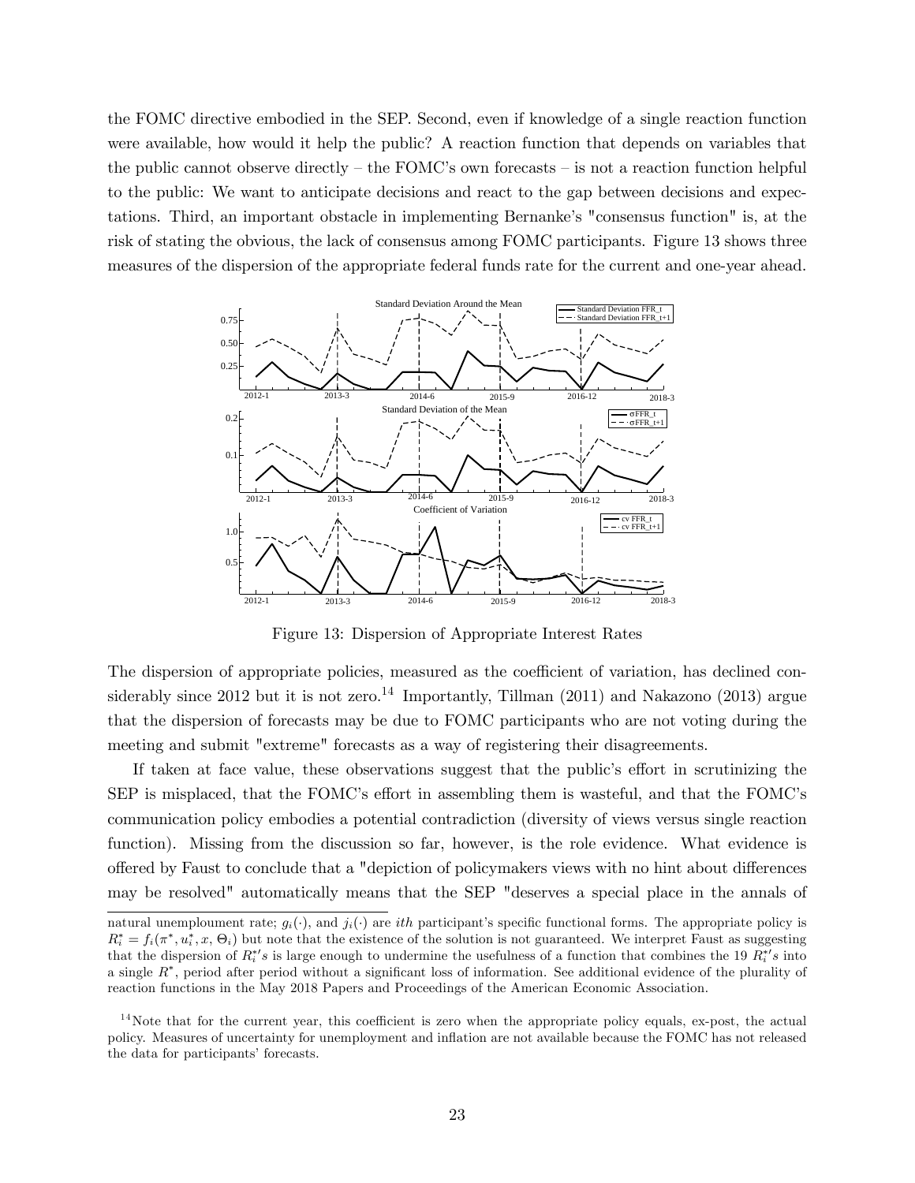the FOMC directive embodied in the SEP. Second, even if knowledge of a single reaction function were available, how would it help the public? A reaction function that depends on variables that the public cannot observe directly – the FOMC's own forecasts – is not a reaction function helpful to the public: We want to anticipate decisions and react to the gap between decisions and expectations. Third, an important obstacle in implementing Bernanke's "consensus function" is, at the risk of stating the obvious, the lack of consensus among FOMC participants. Figure 13 shows three measures of the dispersion of the appropriate federal funds rate for the current and one-year ahead.

Figure 13: Dispersion of Appropriate Interest Rates

The dispersion of appropriate policies, measured as the coefficient of variation, has declined considerably since 2012 but it is not zero.[14] Importantly, Tillman (2011) and Nakazono (2013) argue that the dispersion of forecasts may be due to FOMC participants who are not voting during the meeting and submit "extreme" forecasts as a way of registering their disagreements.

If taken at face value, these observations suggest that the public's effort in scrutinizing the SEP is misplaced, that the FOMC's effort in assembling them is wasteful, and that the FOMC's communication policy embodies a potential contradiction (diversity of views versus single reaction function). Missing from the discussion so far, however, is the role evidence. What evidence is offered by Faust to conclude that a "depiction of policymakers views with no hint about differences may be resolved" automatically means that the SEP "deserves a special place in the annals of

natural unemploument rate; $g_i(\cdot)$, and $j_i(\cdot)$ are $ith$ participant's specific functional forms. The appropriate policy is $R_i^* = f_i(\pi^*, u_i^*, x, \Theta_i)$ but note that the existence of the solution is not guaranteed. We interpret Faust as suggesting that the dispersion of $R_i^{*\prime}s$ is large enough to undermine the usefulness of a function that combines the 19 $R_i^{*\prime}s$ into a single $R^*$, period after period without a significant loss of information. See additional evidence of the plurality of reaction functions in the May 2018 Papers and Proceedings of the American Economic Association.

[14] Note that for the current year, this coefficient is zero when the appropriate policy equals, ex-post, the actual policy. Measures of uncertainty for unemployment and inflation are not available because the FOMC has not released the data for participants' forecasts.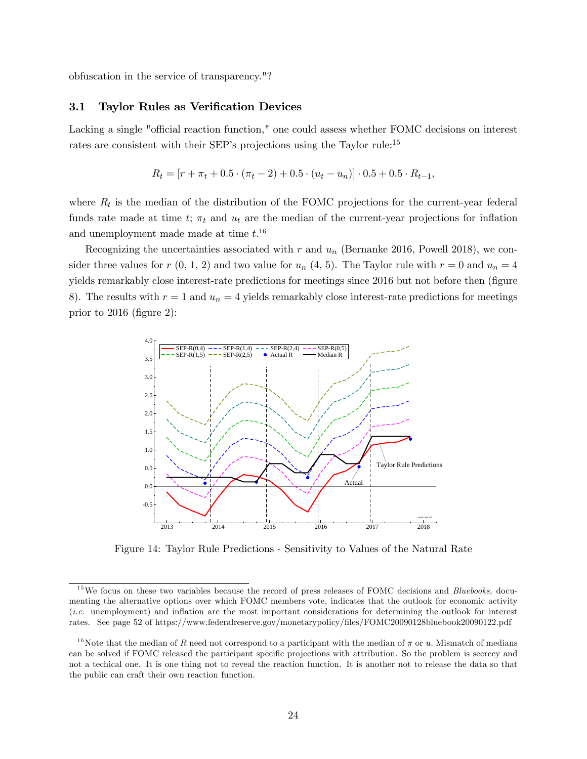obfuscation in the service of transparency."?

### 3.1 Taylor Rules as Verification Devices

Lacking a single "official reaction function," one could assess whether FOMC decisions on interest rates are consistent with their SEP's projections using the Taylor rule:[15]

$$R_t = [r + \pi_t + 0.5 \cdot (\pi_t - 2) + 0.5 \cdot (u_t - u_n)] \cdot 0.5 + 0.5 \cdot R_{t-1},$$

where $R_t$ is the median of the distribution of the FOMC projections for the current-year federal funds rate made at time $t$; $\pi_t$ and $u_t$ are the median of the current-year projections for inflation and unemployment made made at time $t$.[16]

Recognizing the uncertainties associated with $r$ and $u_n$ (Bernanke 2016, Powell 2018), we consider three values for $r$ (0, 1, 2) and two value for $u_n$ (4, 5). The Taylor rule with $r = 0$ and $u_n = 4$ yields remarkably close interest-rate predictions for meetings since 2016 but not before then (figure 8). The results with $r = 1$ and $u_n = 4$ yields remarkably close interest-rate predictions for meetings prior to 2016 (figure 2):

Figure 14: Taylor Rule Predictions - Sensitivity to Values of the Natural Rate

[15] We focus on these two variables because the record of press releases of FOMC decisions and *Bluebooks,* documenting the alternative options over which FOMC members vote, indicates that the outlook for economic activity (*i.e.* unemployment) and inflation are the most important considerations for determining the outlook for interest rates. See page 52 of https://www.federalreserve.gov/monetarypolicy/files/FOMC20090128bluebook20090122.pdf

[16] Note that the median of $R$ need not correspond to a participant with the median of $\pi$ or $u$. Mismatch of medians can be solved if FOMC released the participant specific projections with attribution. So the problem is secrecy and not a techical one. It is one thing not to reveal the reaction function. It is another not to release the data so that the public can craft their own reaction function.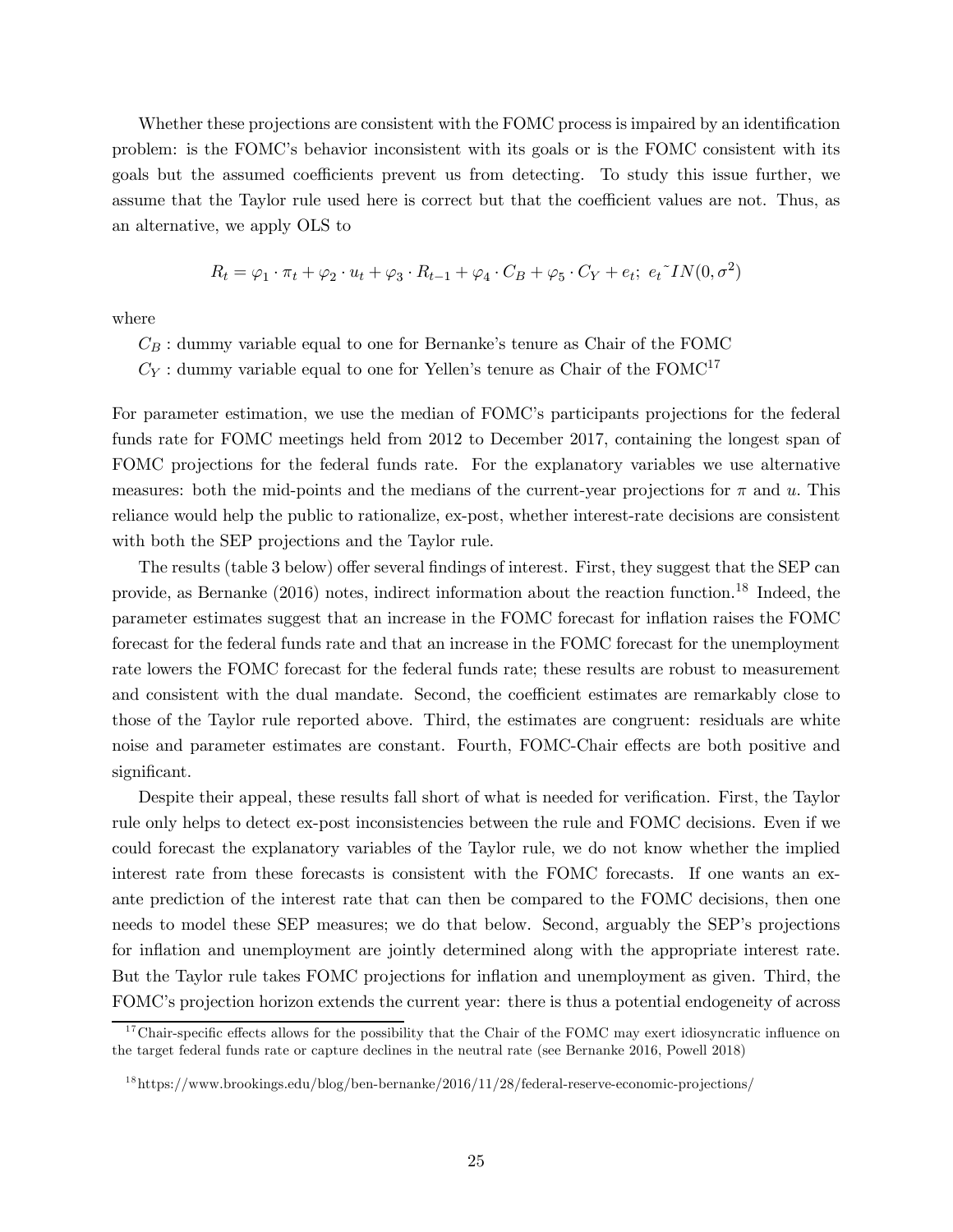Whether these projections are consistent with the FOMC process is impaired by an identification problem: is the FOMC's behavior inconsistent with its goals or is the FOMC consistent with its goals but the assumed coefficients prevent us from detecting. To study this issue further, we assume that the Taylor rule used here is correct but that the coefficient values are not. Thus, as an alternative, we apply OLS to

$$R_t = \varphi_1 \cdot \pi_t + \varphi_2 \cdot u_t + \varphi_3 \cdot R_{t-1} + \varphi_4 \cdot C_B + \varphi_5 \cdot C_Y + e_t;\ e_t \tilde{} IN(0, \sigma^2)$$

where

$C_B$ : dummy variable equal to one for Bernanke's tenure as Chair of the FOMC

$C_Y$ : dummy variable equal to one for Yellen's tenure as Chair of the FOMC[17]

For parameter estimation, we use the median of FOMC's participants projections for the federal funds rate for FOMC meetings held from 2012 to December 2017, containing the longest span of FOMC projections for the federal funds rate. For the explanatory variables we use alternative measures: both the mid-points and the medians of the current-year projections for $\pi$ and $u$. This reliance would help the public to rationalize, ex-post, whether interest-rate decisions are consistent with both the SEP projections and the Taylor rule.

The results (table 3 below) offer several findings of interest. First, they suggest that the SEP can provide, as Bernanke (2016) notes, indirect information about the reaction function.[18] Indeed, the parameter estimates suggest that an increase in the FOMC forecast for inflation raises the FOMC forecast for the federal funds rate and that an increase in the FOMC forecast for the unemployment rate lowers the FOMC forecast for the federal funds rate; these results are robust to measurement and consistent with the dual mandate. Second, the coefficient estimates are remarkably close to those of the Taylor rule reported above. Third, the estimates are congruent: residuals are white noise and parameter estimates are constant. Fourth, FOMC-Chair effects are both positive and significant.

Despite their appeal, these results fall short of what is needed for verification. First, the Taylor rule only helps to detect ex-post inconsistencies between the rule and FOMC decisions. Even if we could forecast the explanatory variables of the Taylor rule, we do not know whether the implied interest rate from these forecasts is consistent with the FOMC forecasts. If one wants an ex-ante prediction of the interest rate that can then be compared to the FOMC decisions, then one needs to model these SEP measures; we do that below. Second, arguably the SEP's projections for inflation and unemployment are jointly determined along with the appropriate interest rate. But the Taylor rule takes FOMC projections for inflation and unemployment as given. Third, the FOMC's projection horizon extends the current year: there is thus a potential endogeneity of across

[17] Chair-specific effects allows for the possibility that the Chair of the FOMC may exert idiosyncratic influence on the target federal funds rate or capture declines in the neutral rate (see Bernanke 2016, Powell 2018)

[18] https://www.brookings.edu/blog/ben-bernanke/2016/11/28/federal-reserve-economic-projections/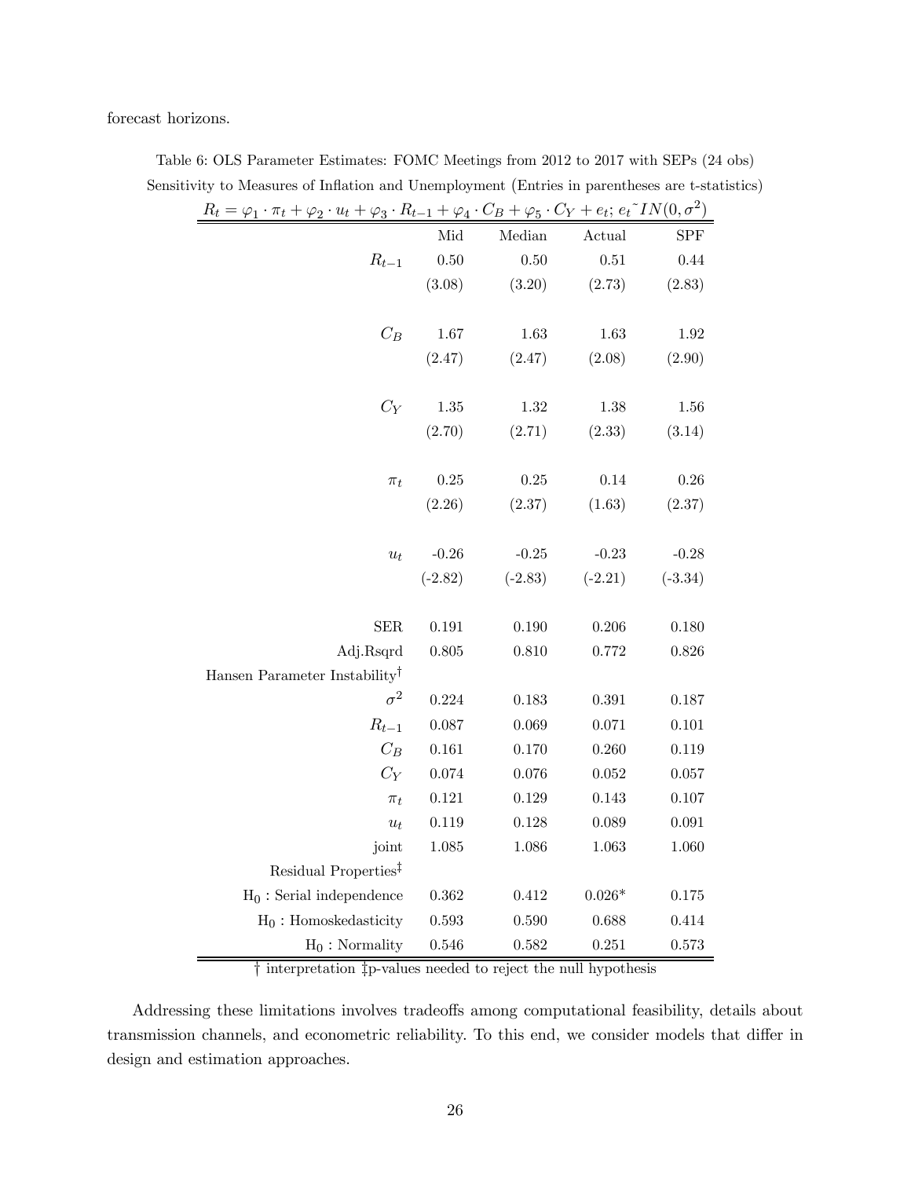forecast horizons.

Table 6: OLS Parameter Estimates: FOMC Meetings from 2012 to 2017 with SEPs (24 obs)
Sensitivity to Measures of Inflation and Unemployment (Entries in parentheses are t-statistics)

$R_t = \varphi_1 \cdot \pi_t + \varphi_2 \cdot u_t + \varphi_3 \cdot R_{t-1} + \varphi_4 \cdot C_B + \varphi_5 \cdot C_Y + e_t;\ e_t \tilde{} IN(0, \sigma^2)$

| | Mid | Median | Actual | SPF |
|---|---|---|---|---|
| $R_{t-1}$ | 0.50 | 0.50 | 0.51 | 0.44 |
| | (3.08) | (3.20) | (2.73) | (2.83) |
| $C_B$ | 1.67 | 1.63 | 1.63 | 1.92 |
| | (2.47) | (2.47) | (2.08) | (2.90) |
| $C_Y$ | 1.35 | 1.32 | 1.38 | 1.56 |
| | (2.70) | (2.71) | (2.33) | (3.14) |
| $\pi_t$ | 0.25 | 0.25 | 0.14 | 0.26 |
| | (2.26) | (2.37) | (1.63) | (2.37) |
| $u_t$ | -0.26 | -0.25 | -0.23 | -0.28 |
| | (-2.82) | (-2.83) | (-2.21) | (-3.34) |
| SER | 0.191 | 0.190 | 0.206 | 0.180 |
| Adj.Rsqrd | 0.805 | 0.810 | 0.772 | 0.826 |
| Hansen Parameter Instability† | | | | |
| $\sigma^2$ | 0.224 | 0.183 | 0.391 | 0.187 |
| $R_{t-1}$ | 0.087 | 0.069 | 0.071 | 0.101 |
| $C_B$ | 0.161 | 0.170 | 0.260 | 0.119 |
| $C_Y$ | 0.074 | 0.076 | 0.052 | 0.057 |
| $\pi_t$ | 0.121 | 0.129 | 0.143 | 0.107 |
| $u_t$ | 0.119 | 0.128 | 0.089 | 0.091 |
| joint | 1.085 | 1.086 | 1.063 | 1.060 |
| Residual Properties‡ | | | | |
| $H_0$ : Serial independence | 0.362 | 0.412 | 0.026* | 0.175 |
| $H_0$ : Homoskedasticity | 0.593 | 0.590 | 0.688 | 0.414 |
| $H_0$ : Normality | 0.546 | 0.582 | 0.251 | 0.573 |

† interpretation ‡p-values needed to reject the null hypothesis

Addressing these limitations involves tradeoffs among computational feasibility, details about transmission channels, and econometric reliability. To this end, we consider models that differ in design and estimation approaches.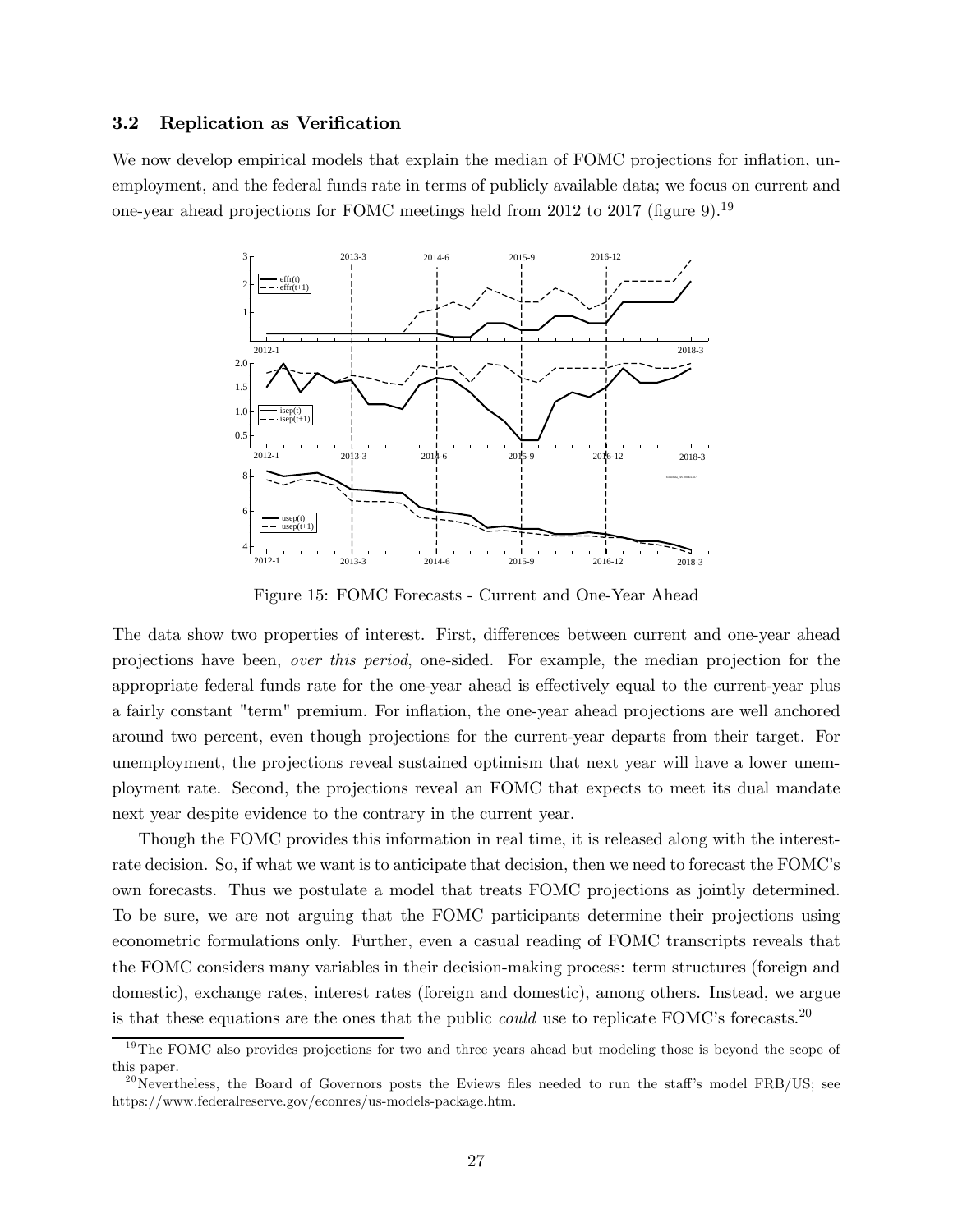### 3.2 Replication as Verification

We now develop empirical models that explain the median of FOMC projections for inflation, unemployment, and the federal funds rate in terms of publicly available data; we focus on current and one-year ahead projections for FOMC meetings held from 2012 to 2017 (figure 9).[19]

Figure 15: FOMC Forecasts - Current and One-Year Ahead

The data show two properties of interest. First, differences between current and one-year ahead projections have been, *over this period*, one-sided. For example, the median projection for the appropriate federal funds rate for the one-year ahead is effectively equal to the current-year plus a fairly constant "term" premium. For inflation, the one-year ahead projections are well anchored around two percent, even though projections for the current-year departs from their target. For unemployment, the projections reveal sustained optimism that next year will have a lower unemployment rate. Second, the projections reveal an FOMC that expects to meet its dual mandate next year despite evidence to the contrary in the current year.

Though the FOMC provides this information in real time, it is released along with the interest-rate decision. So, if what we want is to anticipate that decision, then we need to forecast the FOMC's own forecasts. Thus we postulate a model that treats FOMC projections as jointly determined. To be sure, we are not arguing that the FOMC participants determine their projections using econometric formulations only. Further, even a casual reading of FOMC transcripts reveals that the FOMC considers many variables in their decision-making process: term structures (foreign and domestic), exchange rates, interest rates (foreign and domestic), among others. Instead, we argue is that these equations are the ones that the public *could* use to replicate FOMC's forecasts.[20]

[19] The FOMC also provides projections for two and three years ahead but modeling those is beyond the scope of this paper.

[20] Nevertheless, the Board of Governors posts the Eviews files needed to run the staff's model FRB/US; see https://www.federalreserve.gov/econres/us-models-package.htm.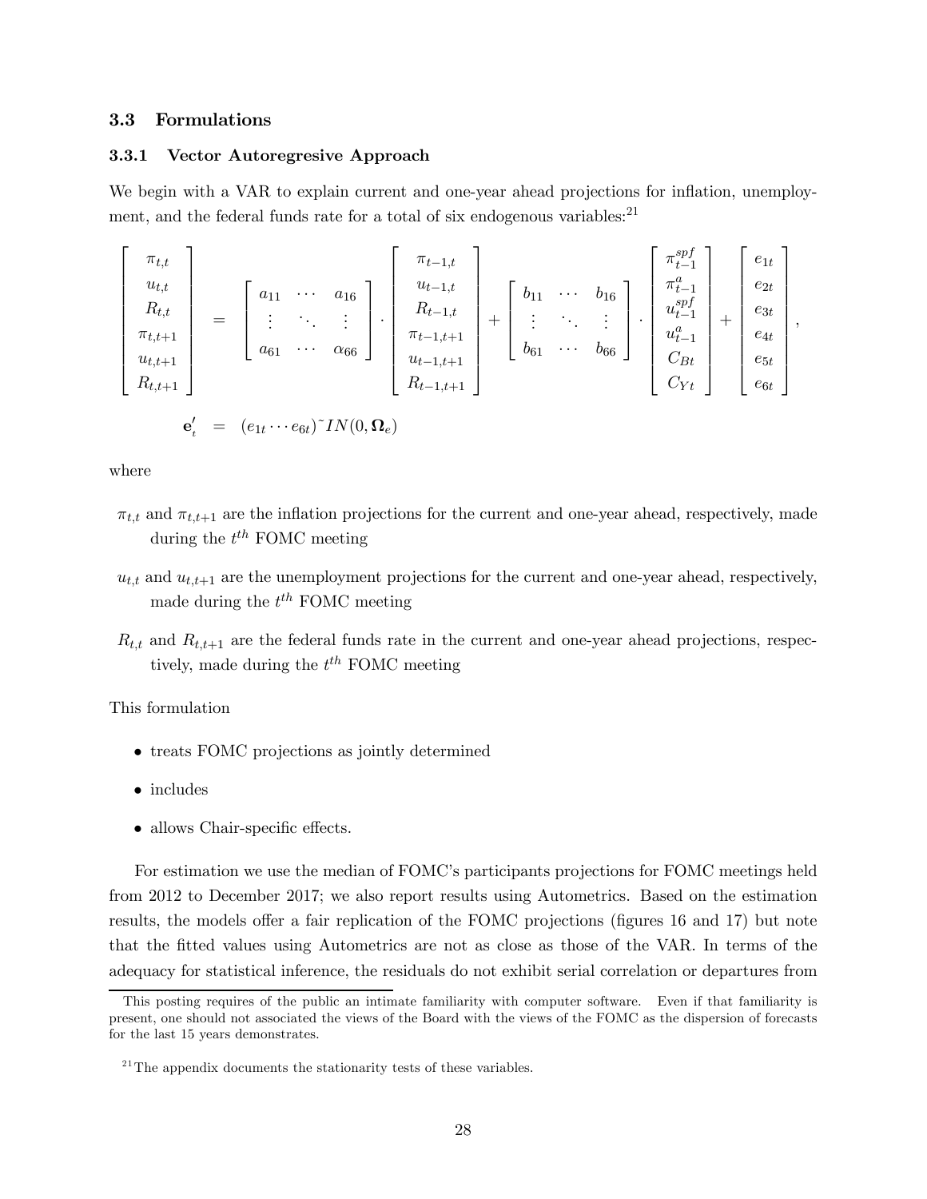### 3.3 Formulations

#### 3.3.1 Vector Autoregresive Approach

We begin with a VAR to explain current and one-year ahead projections for inflation, unemployment, and the federal funds rate for a total of six endogenous variables:[21]

$$
\begin{bmatrix} \pi_{t,t} \\ u_{t,t} \\ R_{t,t} \\ \pi_{t,t+1} \\ u_{t,t+1} \\ R_{t,t+1} \end{bmatrix} = \begin{bmatrix} a_{11} & \cdots & a_{16} \\ \vdots & \ddots & \vdots \\ a_{61} & \cdots & \alpha_{66} \end{bmatrix} \cdot \begin{bmatrix} \pi_{t-1,t} \\ u_{t-1,t} \\ R_{t-1,t} \\ \pi_{t-1,t+1} \\ u_{t-1,t+1} \\ R_{t-1,t+1} \end{bmatrix} + \begin{bmatrix} b_{11} & \cdots & b_{16} \\ \vdots & \ddots & \vdots \\ b_{61} & \cdots & b_{66} \end{bmatrix} \cdot \begin{bmatrix} \pi^{spf}_{t-1} \\ \pi^{a}_{t-1} \\ u^{spf}_{t-1} \\ u^{a}_{t-1} \\ C_{Bt} \\ C_{Yt} \end{bmatrix} + \begin{bmatrix} e_{1t} \\ e_{2t} \\ e_{3t} \\ e_{4t} \\ e_{5t} \\ e_{6t} \end{bmatrix},
$$

$$
\mathbf{e}'_t = (e_{1t} \cdots e_{6t}) \tilde{} IN(0, \mathbf{\Omega}_e)
$$

where

- $\pi_{t,t}$ and $\pi_{t,t+1}$ are the inflation projections for the current and one-year ahead, respectively, made during the $t^{th}$ FOMC meeting
- $u_{t,t}$ and $u_{t,t+1}$ are the unemployment projections for the current and one-year ahead, respectively, made during the $t^{th}$ FOMC meeting
- $R_{t,t}$ and $R_{t,t+1}$ are the federal funds rate in the current and one-year ahead projections, respectively, made during the $t^{th}$ FOMC meeting

This formulation

- treats FOMC projections as jointly determined
- includes
- allows Chair-specific effects.

For estimation we use the median of FOMC's participants projections for FOMC meetings held from 2012 to December 2017; we also report results using Autometrics. Based on the estimation results, the models offer a fair replication of the FOMC projections (figures 16 and 17) but note that the fitted values using Autometrics are not as close as those of the VAR. In terms of the adequacy for statistical inference, the residuals do not exhibit serial correlation or departures from

This posting requires of the public an intimate familiarity with computer software. Even if that familiarity is present, one should not associated the views of the Board with the views of the FOMC as the dispersion of forecasts for the last 15 years demonstrates.

[21] The appendix documents the stationarity tests of these variables.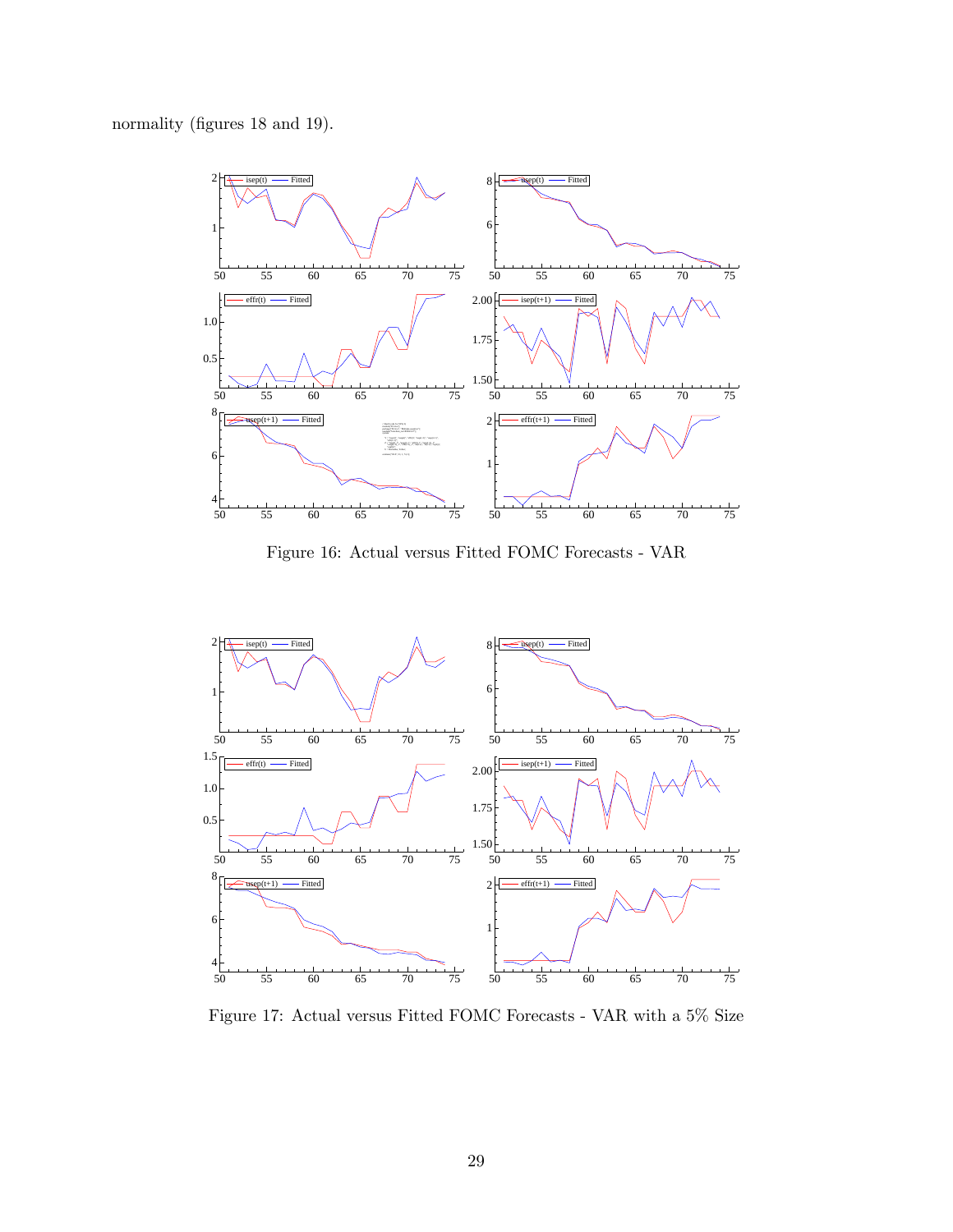normality (figures 18 and 19).

Figure 16: Actual versus Fitted FOMC Forecasts - VAR

Figure 17: Actual versus Fitted FOMC Forecasts - VAR with a 5% Size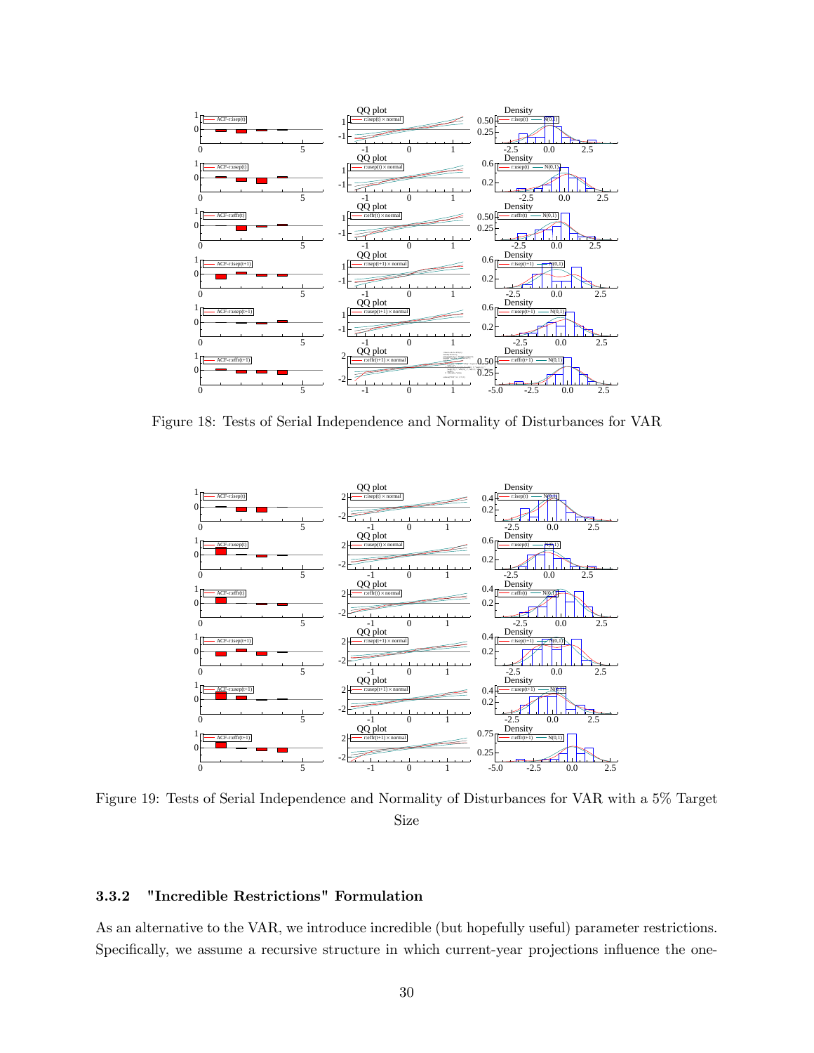Figure 18: Tests of Serial Independence and Normality of Disturbances for VAR

Figure 19: Tests of Serial Independence and Normality of Disturbances for VAR with a 5% Target Size

### 3.3.2 "Incredible Restrictions" Formulation

As an alternative to the VAR, we introduce incredible (but hopefully useful) parameter restrictions. Specifically, we assume a recursive structure in which current-year projections influence the one-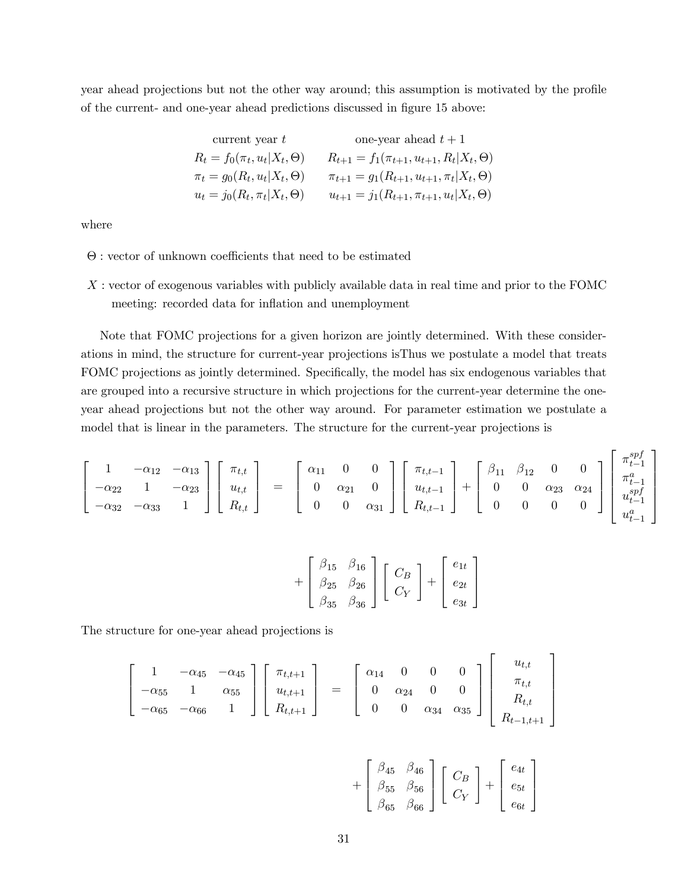year ahead projections but not the other way around; this assumption is motivated by the profile of the current- and one-year ahead predictions discussed in figure 15 above:

$$
\begin{array}{ll}
\text{current year } t & \text{one-year ahead } t+1 \\
R_t = f_0(\pi_t, u_t | X_t, \Theta) & R_{t+1} = f_1(\pi_{t+1}, u_{t+1}, R_t | X_t, \Theta) \\
\pi_t = g_0(R_t, u_t | X_t, \Theta) & \pi_{t+1} = g_1(R_{t+1}, u_{t+1}, \pi_t | X_t, \Theta) \\
u_t = j_0(R_t, \pi_t | X_t, \Theta) & u_{t+1} = j_1(R_{t+1}, \pi_{t+1}, u_t | X_t, \Theta)
\end{array}
$$

where

$\Theta$ : vector of unknown coefficients that need to be estimated

$X$ : vector of exogenous variables with publicly available data in real time and prior to the FOMC meeting: recorded data for inflation and unemployment

Note that FOMC projections for a given horizon are jointly determined. With these considerations in mind, the structure for current-year projections isThus we postulate a model that treats FOMC projections as jointly determined. Specifically, the model has six endogenous variables that are grouped into a recursive structure in which projections for the current-year determine the one-year ahead projections but not the other way around. For parameter estimation we postulate a model that is linear in the parameters. The structure for the current-year projections is

$$
\begin{bmatrix} 1 & -\alpha_{12} & -\alpha_{13} \\ -\alpha_{22} & 1 & -\alpha_{23} \\ -\alpha_{32} & -\alpha_{33} & 1 \end{bmatrix}
\begin{bmatrix} \pi_{t,t} \\ u_{t,t} \\ R_{t,t} \end{bmatrix}
=
\begin{bmatrix} \alpha_{11} & 0 & 0 \\ 0 & \alpha_{21} & 0 \\ 0 & 0 & \alpha_{31} \end{bmatrix}
\begin{bmatrix} \pi_{t,t-1} \\ u_{t,t-1} \\ R_{t,t-1} \end{bmatrix}
+
\begin{bmatrix} \beta_{11} & \beta_{12} & 0 & 0 \\ 0 & 0 & \alpha_{23} & \alpha_{24} \\ 0 & 0 & 0 & 0 \end{bmatrix}
\begin{bmatrix} \pi^{spf}_{t-1} \\ \pi^{a}_{t-1} \\ u^{spf}_{t-1} \\ u^{a}_{t-1} \end{bmatrix}
$$

$$
+ \begin{bmatrix} \beta_{15} & \beta_{16} \\ \beta_{25} & \beta_{26} \\ \beta_{35} & \beta_{36} \end{bmatrix}
\begin{bmatrix} C_B \\ C_Y \end{bmatrix}
+
\begin{bmatrix} e_{1t} \\ e_{2t} \\ e_{3t} \end{bmatrix}
$$

The structure for one-year ahead projections is

$$
\begin{bmatrix} 1 & -\alpha_{45} & -\alpha_{45} \\ -\alpha_{55} & 1 & \alpha_{55} \\ -\alpha_{65} & -\alpha_{66} & 1 \end{bmatrix}
\begin{bmatrix} \pi_{t,t+1} \\ u_{t,t+1} \\ R_{t,t+1} \end{bmatrix}
=
\begin{bmatrix} \alpha_{14} & 0 & 0 & 0 \\ 0 & \alpha_{24} & 0 & 0 \\ 0 & 0 & \alpha_{34} & \alpha_{35} \end{bmatrix}
\begin{bmatrix} u_{t,t} \\ \pi_{t,t} \\ R_{t,t} \\ R_{t-1,t+1} \end{bmatrix}
$$

$$
+ \begin{bmatrix} \beta_{45} & \beta_{46} \\ \beta_{55} & \beta_{56} \\ \beta_{65} & \beta_{66} \end{bmatrix}
\begin{bmatrix} C_B \\ C_Y \end{bmatrix}
+
\begin{bmatrix} e_{4t} \\ e_{5t} \\ e_{6t} \end{bmatrix}
$$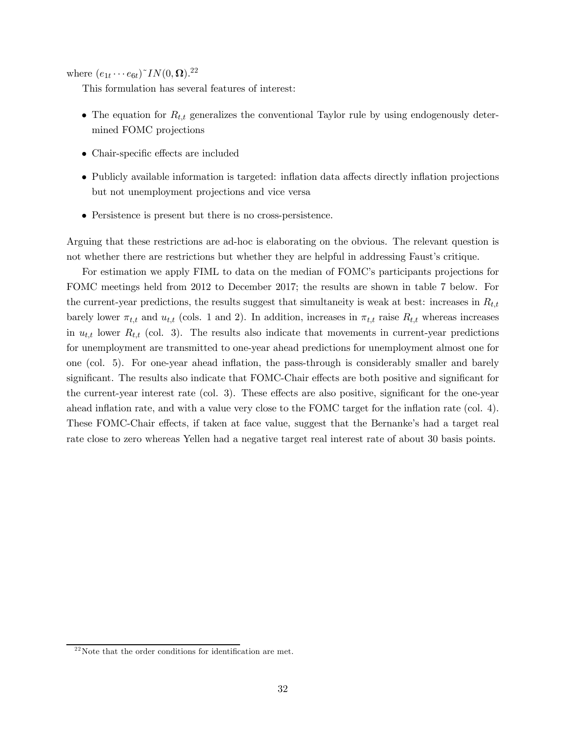where $(e_{1t} \cdots e_{6t}) \tilde{} IN(0, \mathbf{\Omega})$.[22]

This formulation has several features of interest:

- The equation for $R_{t,t}$ generalizes the conventional Taylor rule by using endogenously determined FOMC projections
- Chair-specific effects are included
- Publicly available information is targeted: inflation data affects directly inflation projections but not unemployment projections and vice versa
- Persistence is present but there is no cross-persistence.

Arguing that these restrictions are ad-hoc is elaborating on the obvious. The relevant question is not whether there are restrictions but whether they are helpful in addressing Faust's critique.

For estimation we apply FIML to data on the median of FOMC's participants projections for FOMC meetings held from 2012 to December 2017; the results are shown in table 7 below. For the current-year predictions, the results suggest that simultaneity is weak at best: increases in $R_{t,t}$ barely lower $\pi_{t,t}$ and $u_{t,t}$ (cols. 1 and 2). In addition, increases in $\pi_{t,t}$ raise $R_{t,t}$ whereas increases in $u_{t,t}$ lower $R_{t,t}$ (col. 3). The results also indicate that movements in current-year predictions for unemployment are transmitted to one-year ahead predictions for unemployment almost one for one (col. 5). For one-year ahead inflation, the pass-through is considerably smaller and barely significant. The results also indicate that FOMC-Chair effects are both positive and significant for the current-year interest rate (col. 3). These effects are also positive, significant for the one-year ahead inflation rate, and with a value very close to the FOMC target for the inflation rate (col. 4). These FOMC-Chair effects, if taken at face value, suggest that the Bernanke's had a target real rate close to zero whereas Yellen had a negative target real interest rate of about 30 basis points.

[22] Note that the order conditions for identification are met.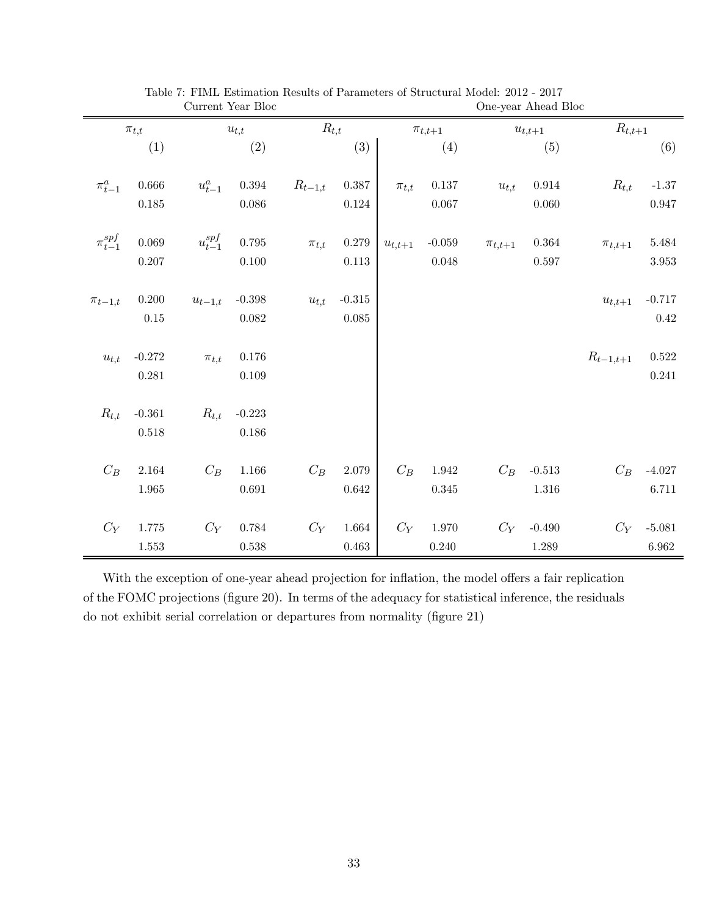Table 7: FIML Estimation Results of Parameters of Structural Model: 2012 - 2017

| Current Year Bloc | | | | | | One-year Ahead Bloc | | | | | |
|---|---|---|---|---|---|---|---|---|---|---|---|
| $\pi_{t,t}$ | | $u_{t,t}$ | | $R_{t,t}$ | | $\pi_{t,t+1}$ | | $u_{t,t+1}$ | | $R_{t,t+1}$ | |
| | (1) | | (2) | | (3) | | (4) | | (5) | | (6) |
| $\pi^{a}_{t-1}$ | 0.666 | $u^{a}_{t-1}$ | 0.394 | $R_{t-1,t}$ | 0.387 | $\pi_{t,t}$ | 0.137 | $u_{t,t}$ | 0.914 | $R_{t,t}$ | -1.37 |
| | 0.185 | | 0.086 | | 0.124 | | 0.067 | | 0.060 | | 0.947 |
| $\pi^{spf}_{t-1}$ | 0.069 | $u^{spf}_{t-1}$ | 0.795 | $\pi_{t,t}$ | 0.279 | $u_{t,t+1}$ | -0.059 | $\pi_{t,t+1}$ | 0.364 | $\pi_{t,t+1}$ | 5.484 |
| | 0.207 | | 0.100 | | 0.113 | | 0.048 | | 0.597 | | 3.953 |
| $\pi_{t-1,t}$ | 0.200 | $u_{t-1,t}$ | -0.398 | $u_{t,t}$ | -0.315 | | | | | $u_{t,t+1}$ | -0.717 |
| | 0.15 | | 0.082 | | 0.085 | | | | | | 0.42 |
| $u_{t,t}$ | -0.272 | $\pi_{t,t}$ | 0.176 | | | | | | | $R_{t-1,t+1}$ | 0.522 |
| | 0.281 | | 0.109 | | | | | | | | 0.241 |
| $R_{t,t}$ | -0.361 | $R_{t,t}$ | -0.223 | | | | | | | | |
| | 0.518 | | 0.186 | | | | | | | | |
| $C_B$ | 2.164 | $C_B$ | 1.166 | $C_B$ | 2.079 | $C_B$ | 1.942 | $C_B$ | -0.513 | $C_B$ | -4.027 |
| | 1.965 | | 0.691 | | 0.642 | | 0.345 | | 1.316 | | 6.711 |
| $C_Y$ | 1.775 | $C_Y$ | 0.784 | $C_Y$ | 1.664 | $C_Y$ | 1.970 | $C_Y$ | -0.490 | $C_Y$ | -5.081 |
| | 1.553 | | 0.538 | | 0.463 | | 0.240 | | 1.289 | | 6.962 |

With the exception of one-year ahead projection for inflation, the model offers a fair replication of the FOMC projections (figure 20). In terms of the adequacy for statistical inference, the residuals do not exhibit serial correlation or departures from normality (figure 21)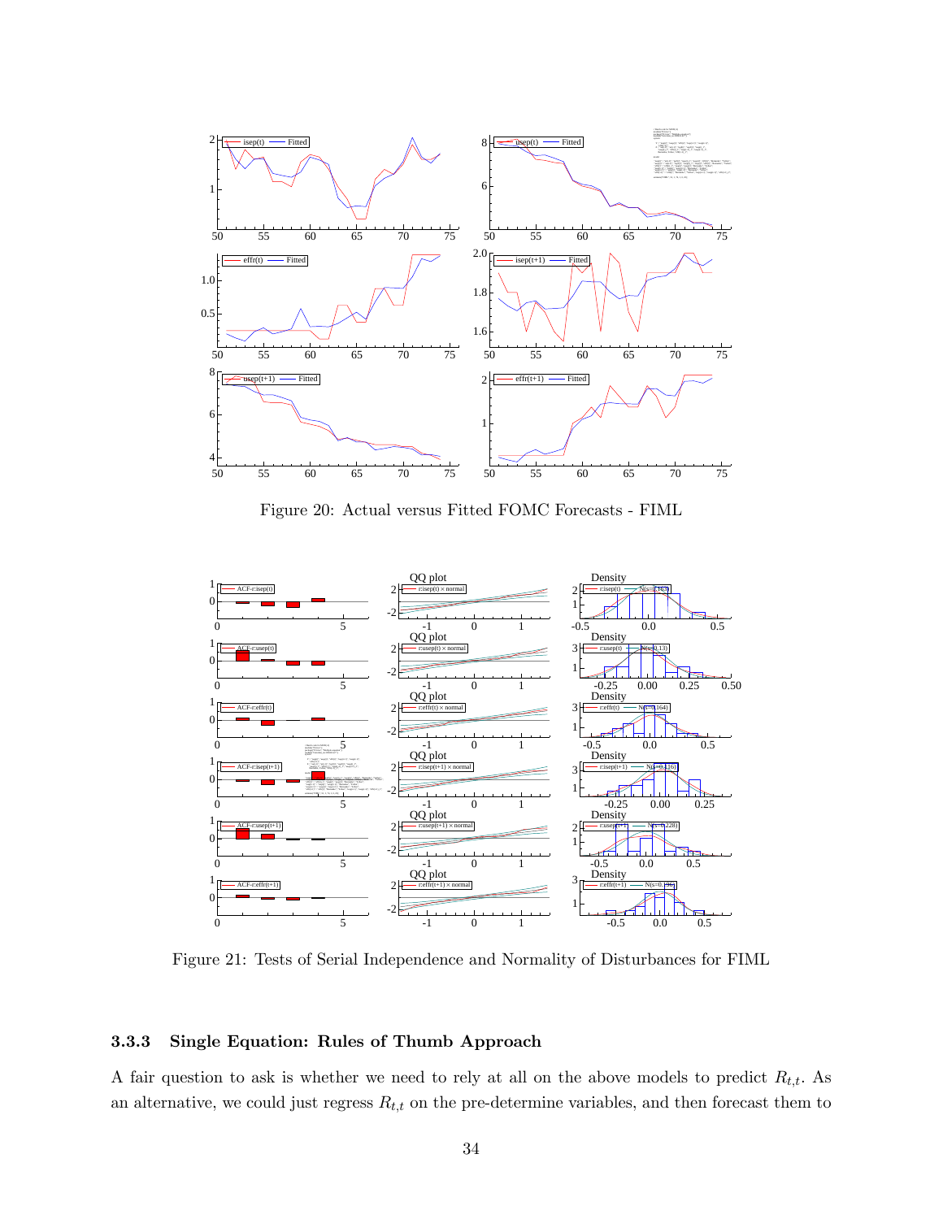Figure 20: Actual versus Fitted FOMC Forecasts - FIML

Figure 21: Tests of Serial Independence and Normality of Disturbances for FIML

### 3.3.3 Single Equation: Rules of Thumb Approach

A fair question to ask is whether we need to rely at all on the above models to predict $R_{t,t}$. As an alternative, we could just regress $R_{t,t}$ on the pre-determine variables, and then forecast them to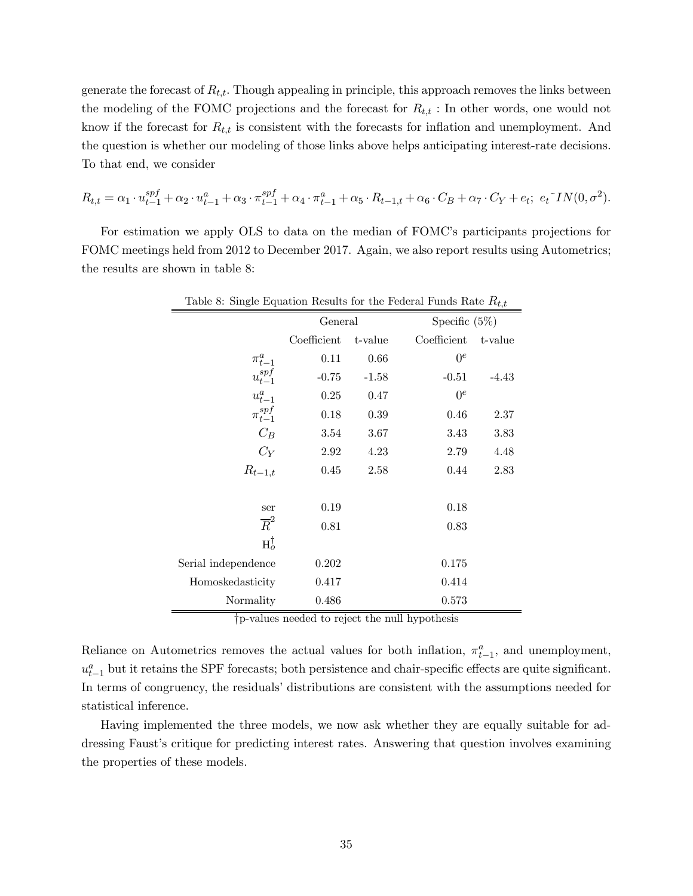generate the forecast of $R_{t,t}$. Though appealing in principle, this approach removes the links between the modeling of the FOMC projections and the forecast for $R_{t,t}$ : In other words, one would not know if the forecast for $R_{t,t}$ is consistent with the forecasts for inflation and unemployment. And the question is whether our modeling of those links above helps anticipating interest-rate decisions. To that end, we consider

$$R_{t,t} = \alpha_1 \cdot u_{t-1}^{spf} + \alpha_2 \cdot u_{t-1}^{a} + \alpha_3 \cdot \pi_{t-1}^{spf} + \alpha_4 \cdot \pi_{t-1}^{a} + \alpha_5 \cdot R_{t-1,t} + \alpha_6 \cdot C_B + \alpha_7 \cdot C_Y + e_t;\ e_t \tilde{} IN(0, \sigma^2).$$

For estimation we apply OLS to data on the median of FOMC's participants projections for FOMC meetings held from 2012 to December 2017. Again, we also report results using Autometrics; the results are shown in table 8:

Table 8: Single Equation Results for the Federal Funds Rate $R_{t,t}$

| | General | | Specific (5%) | |
|---|---|---|---|---|
| | Coefficient | t-value | Coefficient | t-value |
| $\pi_{t-1}^{a}$ | 0.11 | 0.66 | $0^e$ | |
| $u_{t-1}^{spf}$ | -0.75 | -1.58 | -0.51 | -4.43 |
| $u_{t-1}^{a}$ | 0.25 | 0.47 | $0^e$ | |
| $\pi_{t-1}^{spf}$ | 0.18 | 0.39 | 0.46 | 2.37 |
| $C_B$ | 3.54 | 3.67 | 3.43 | 3.83 |
| $C_Y$ | 2.92 | 4.23 | 2.79 | 4.48 |
| $R_{t-1,t}$ | 0.45 | 2.58 | 0.44 | 2.83 |
| | | | | |
| ser | 0.19 | | 0.18 | |
| $\overline{R}^2$ | 0.81 | | 0.83 | |
| $H_o^{\dagger}$ | | | | |
| Serial independence | 0.202 | | 0.175 | |
| Homoskedasticity | 0.417 | | 0.414 | |
| Normality | 0.486 | | 0.573 | |

†p-values needed to reject the null hypothesis

Reliance on Autometrics removes the actual values for both inflation, $\pi_{t-1}^{a}$, and unemployment, $u_{t-1}^{a}$ but it retains the SPF forecasts; both persistence and chair-specific effects are quite significant. In terms of congruency, the residuals' distributions are consistent with the assumptions needed for statistical inference.

Having implemented the three models, we now ask whether they are equally suitable for addressing Faust's critique for predicting interest rates. Answering that question involves examining the properties of these models.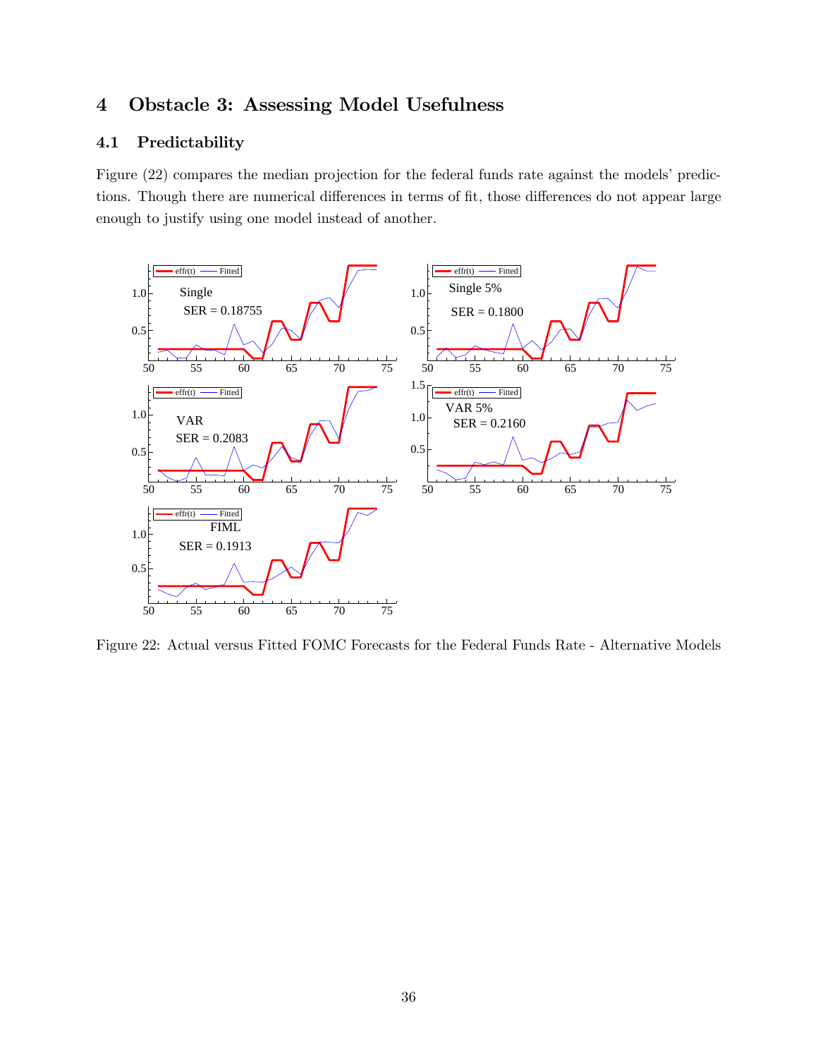# 4 Obstacle 3: Assessing Model Usefulness

## 4.1 Predictability

Figure (22) compares the median projection for the federal funds rate against the models' predictions. Though there are numerical differences in terms of fit, those differences do not appear large enough to justify using one model instead of another.

Figure 22: Actual versus Fitted FOMC Forecasts for the Federal Funds Rate - Alternative Models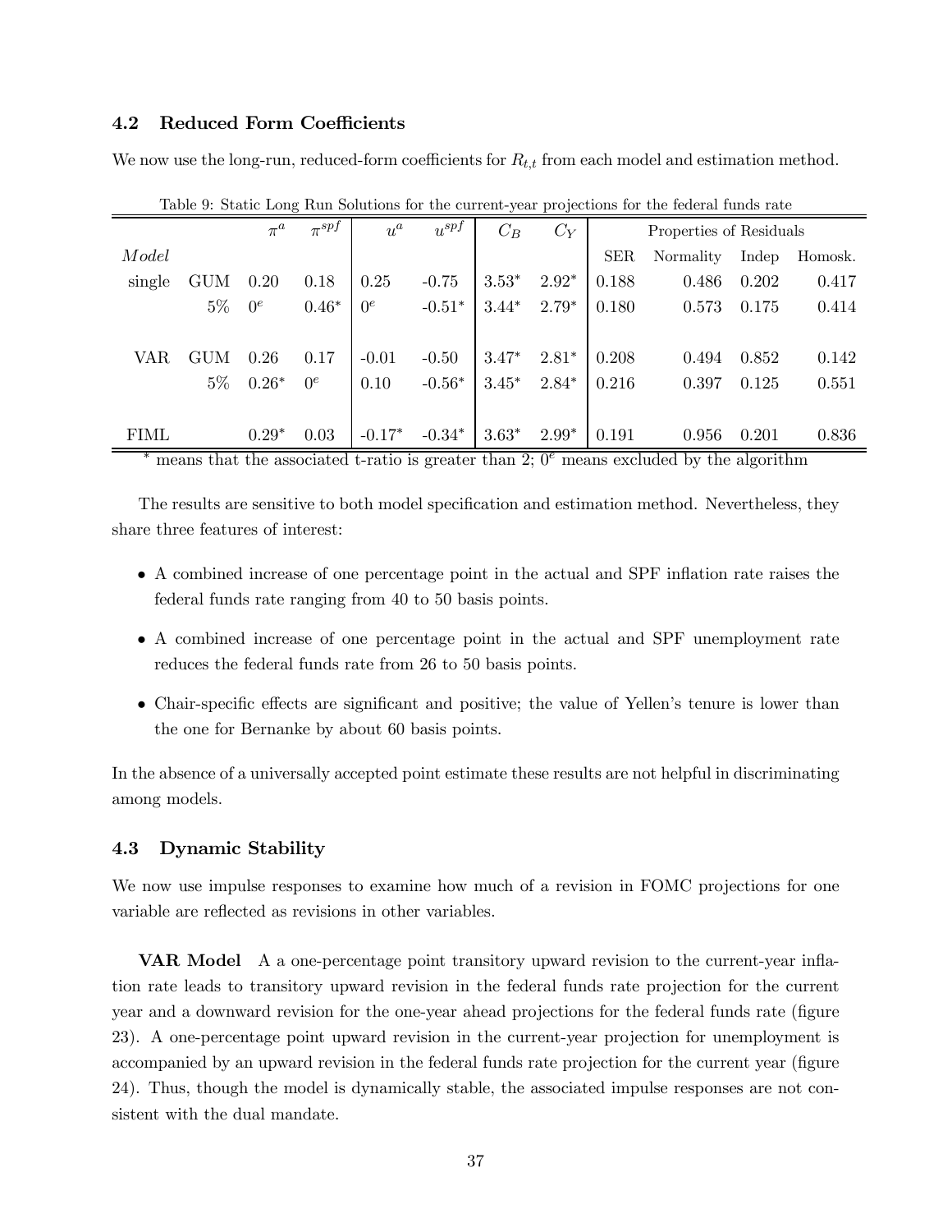### 4.2 Reduced Form Coefficients

We now use the long-run, reduced-form coefficients for $R_{t,t}$ from each model and estimation method.

Table 9: Static Long Run Solutions for the current-year projections for the federal funds rate

| | | $\pi^a$ | $\pi^{spf}$ | $u^a$ | $u^{spf}$ | $C_B$ | $C_Y$ | Properties of Residuals | | | |
|---|---|---|---|---|---|---|---|---|---|---|---|
| *Model* | | | | | | | | SER | Normality | Indep | Homosk. |
| single | GUM | 0.20 | 0.18 | 0.25 | -0.75 | 3.53* | 2.92* | 0.188 | 0.486 | 0.202 | 0.417 |
| | 5% | $0^e$ | 0.46* | $0^e$ | -0.51* | 3.44* | 2.79* | 0.180 | 0.573 | 0.175 | 0.414 |
| VAR | GUM | 0.26 | 0.17 | -0.01 | -0.50 | 3.47* | 2.81* | 0.208 | 0.494 | 0.852 | 0.142 |
| | 5% | 0.26* | $0^e$ | 0.10 | -0.56* | 3.45* | 2.84* | 0.216 | 0.397 | 0.125 | 0.551 |
| FIML | | 0.29* | 0.03 | -0.17* | -0.34* | 3.63* | 2.99* | 0.191 | 0.956 | 0.201 | 0.836 |

\* means that the associated t-ratio is greater than 2; $0^e$ means excluded by the algorithm

The results are sensitive to both model specification and estimation method. Nevertheless, they share three features of interest:

- A combined increase of one percentage point in the actual and SPF inflation rate raises the federal funds rate ranging from 40 to 50 basis points.
- A combined increase of one percentage point in the actual and SPF unemployment rate reduces the federal funds rate from 26 to 50 basis points.
- Chair-specific effects are significant and positive; the value of Yellen's tenure is lower than the one for Bernanke by about 60 basis points.

In the absence of a universally accepted point estimate these results are not helpful in discriminating among models.

### 4.3 Dynamic Stability

We now use impulse responses to examine how much of a revision in FOMC projections for one variable are reflected as revisions in other variables.

**VAR Model** A a one-percentage point transitory upward revision to the current-year inflation rate leads to transitory upward revision in the federal funds rate projection for the current year and a downward revision for the one-year ahead projections for the federal funds rate (figure 23). A one-percentage point upward revision in the current-year projection for unemployment is accompanied by an upward revision in the federal funds rate projection for the current year (figure 24). Thus, though the model is dynamically stable, the associated impulse responses are not consistent with the dual mandate.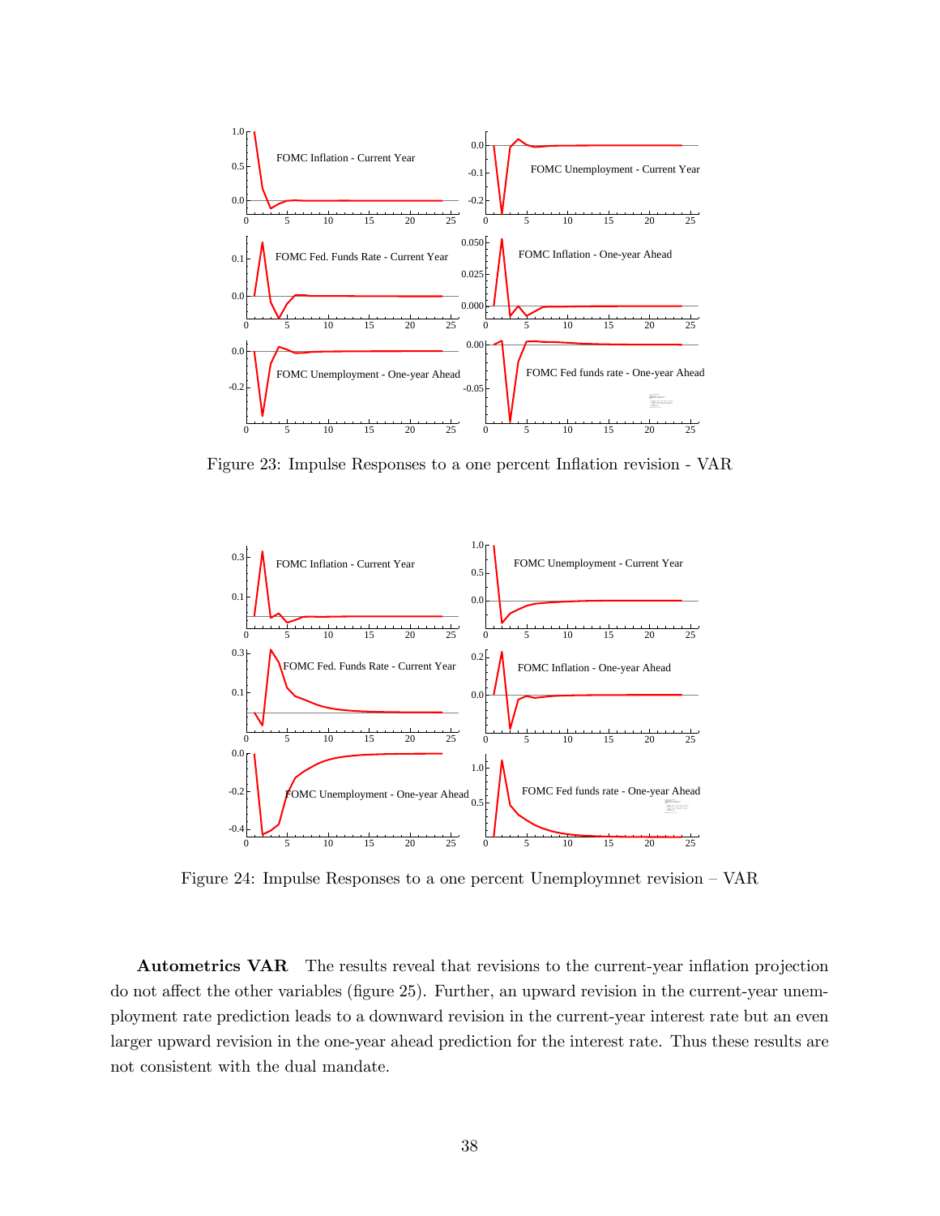Figure 23: Impulse Responses to a one percent Inflation revision - VAR

Figure 24: Impulse Responses to a one percent Unemploymnet revision – VAR

**Autometrics VAR** The results reveal that revisions to the current-year inflation projection do not affect the other variables (figure 25). Further, an upward revision in the current-year unemployment rate prediction leads to a downward revision in the current-year interest rate but an even larger upward revision in the one-year ahead prediction for the interest rate. Thus these results are not consistent with the dual mandate.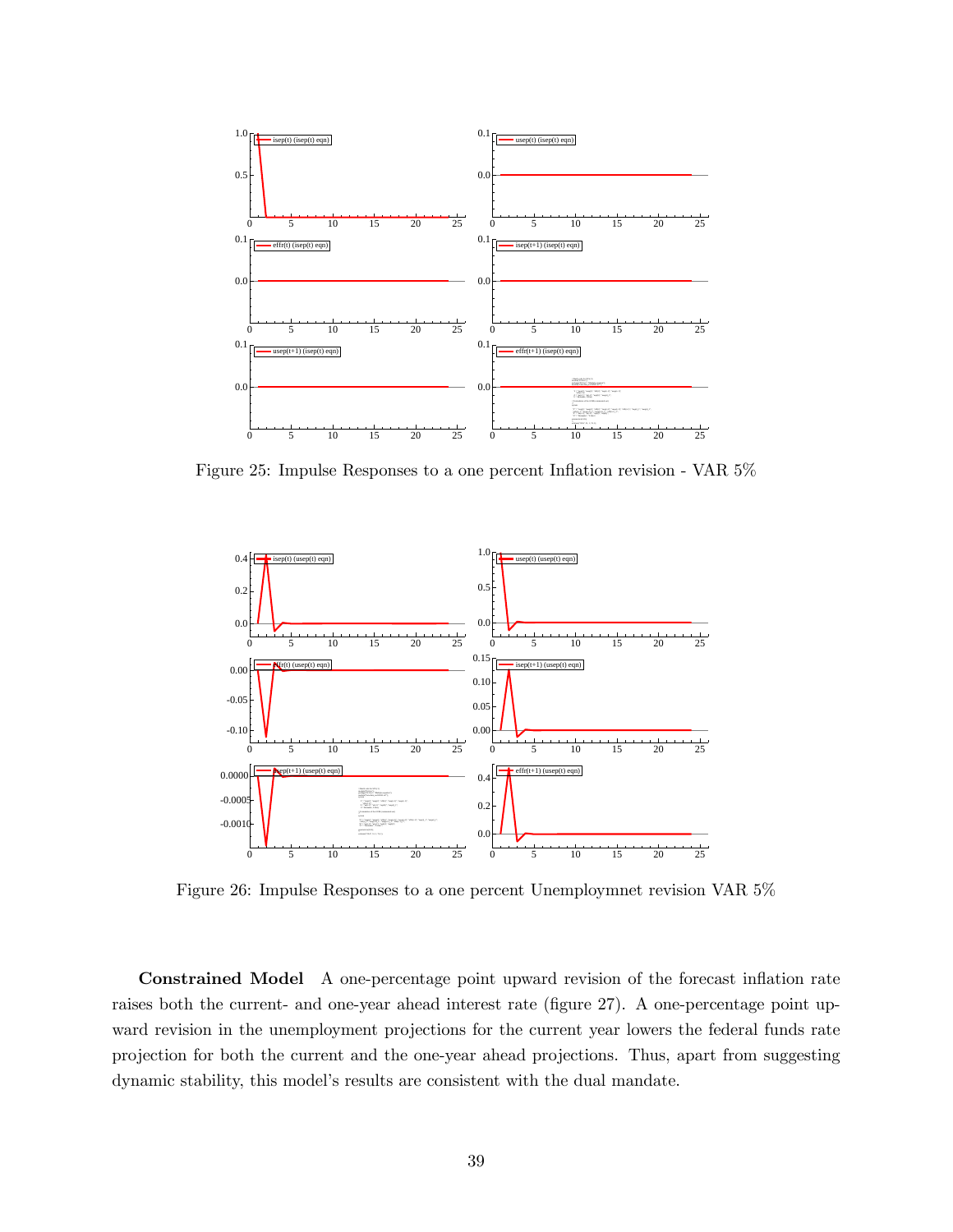Figure 25: Impulse Responses to a one percent Inflation revision - VAR 5%

Figure 26: Impulse Responses to a one percent Unemploymnet revision VAR 5%

**Constrained Model** A one-percentage point upward revision of the forecast inflation rate raises both the current- and one-year ahead interest rate (figure 27). A one-percentage point upward revision in the unemployment projections for the current year lowers the federal funds rate projection for both the current and the one-year ahead projections. Thus, apart from suggesting dynamic stability, this model's results are consistent with the dual mandate.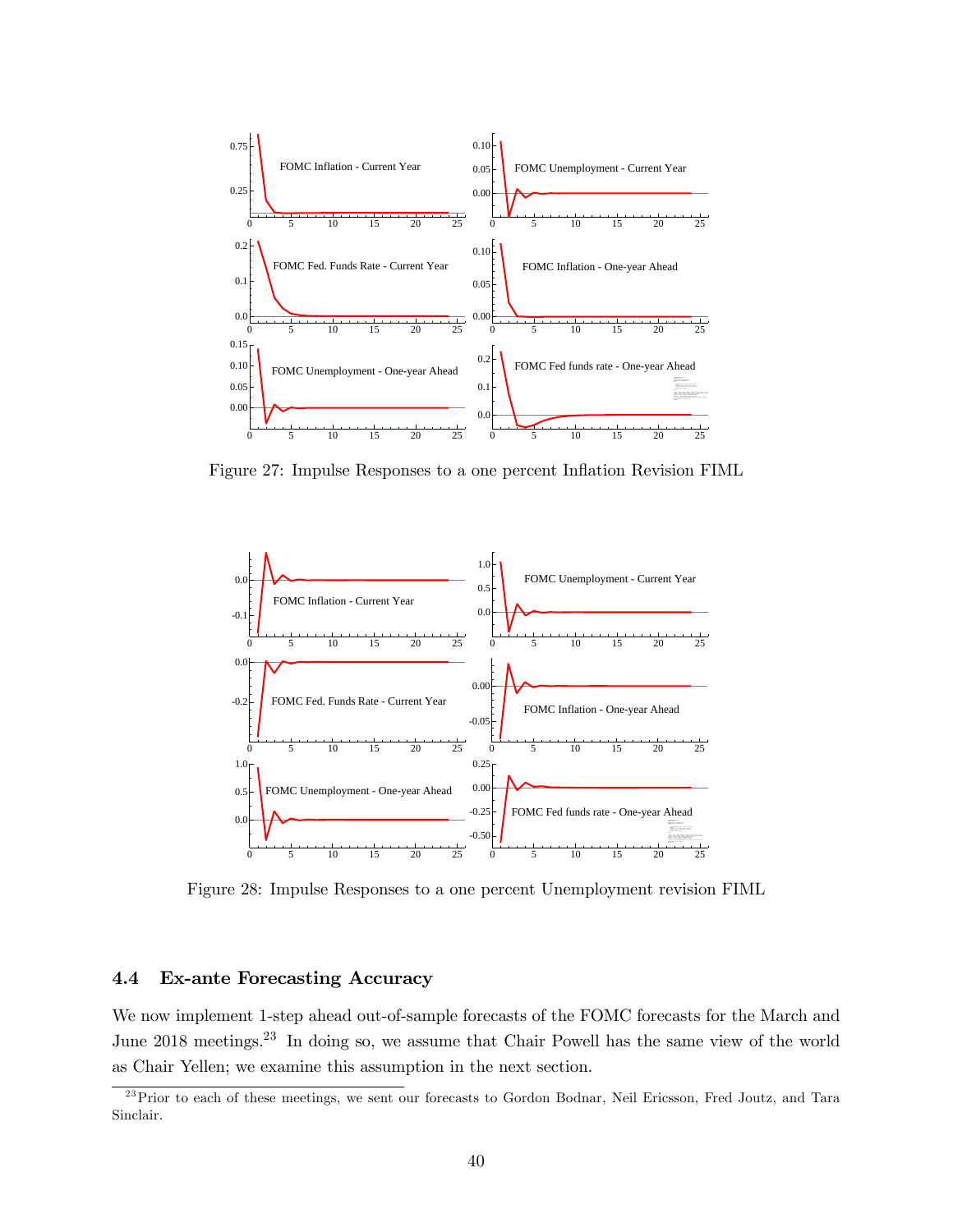Figure 27: Impulse Responses to a one percent Inflation Revision FIML

Figure 28: Impulse Responses to a one percent Unemployment revision FIML

### 4.4 Ex-ante Forecasting Accuracy

We now implement 1-step ahead out-of-sample forecasts of the FOMC forecasts for the March and June 2018 meetings.[23] In doing so, we assume that Chair Powell has the same view of the world as Chair Yellen; we examine this assumption in the next section.

[23] Prior to each of these meetings, we sent our forecasts to Gordon Bodnar, Neil Ericsson, Fred Joutz, and Tara Sinclair.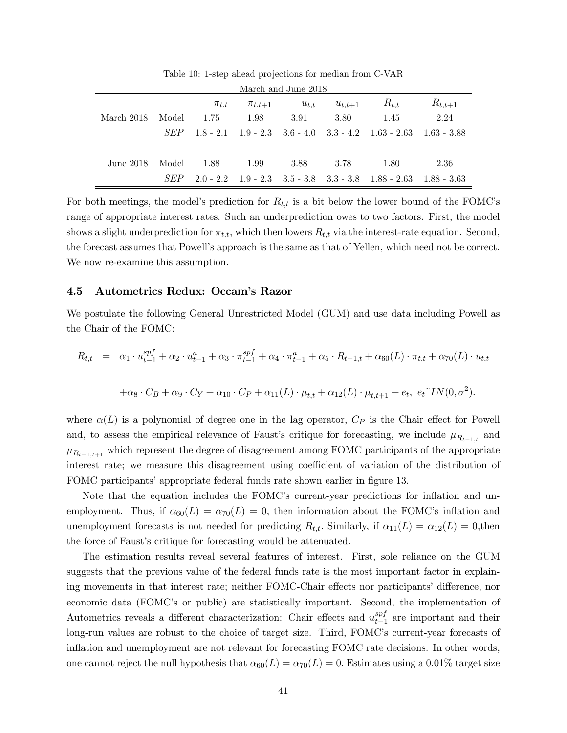Table 10: 1-step ahead projections for median from C-VAR

| March and June 2018 | | | | | | | |
|---|---|---|---|---|---|---|---|
| | | $\pi_{t,t}$ | $\pi_{t,t+1}$ | $u_{t,t}$ | $u_{t,t+1}$ | $R_{t,t}$ | $R_{t,t+1}$ |
| March 2018 | Model | 1.75 | 1.98 | 3.91 | 3.80 | 1.45 | 2.24 |
| | *SEP* | 1.8 - 2.1 | 1.9 - 2.3 | 3.6 - 4.0 | 3.3 - 4.2 | 1.63 - 2.63 | 1.63 - 3.88 |
| June 2018 | Model | 1.88 | 1.99 | 3.88 | 3.78 | 1.80 | 2.36 |
| | *SEP* | 2.0 - 2.2 | 1.9 - 2.3 | 3.5 - 3.8 | 3.3 - 3.8 | 1.88 - 2.63 | 1.88 - 3.63 |

For both meetings, the model's prediction for $R_{t,t}$ is a bit below the lower bound of the FOMC's range of appropriate interest rates. Such an underprediction owes to two factors. First, the model shows a slight underprediction for $\pi_{t,t}$, which then lowers $R_{t,t}$ via the interest-rate equation. Second, the forecast assumes that Powell's approach is the same as that of Yellen, which need not be correct. We now re-examine this assumption.

### 4.5 Autometrics Redux: Occam's Razor

We postulate the following General Unrestricted Model (GUM) and use data including Powell as the Chair of the FOMC:

$$R_{t,t} = \alpha_1 \cdot u_{t-1}^{spf} + \alpha_2 \cdot u_{t-1}^{a} + \alpha_3 \cdot \pi_{t-1}^{spf} + \alpha_4 \cdot \pi_{t-1}^{a} + \alpha_5 \cdot R_{t-1,t} + \alpha_{60}(L) \cdot \pi_{t,t} + \alpha_{70}(L) \cdot u_{t,t}$$

$$+\alpha_8 \cdot C_B + \alpha_9 \cdot C_Y + \alpha_{10} \cdot C_P + \alpha_{11}(L) \cdot \mu_{t,t} + \alpha_{12}(L) \cdot \mu_{t,t+1} + e_t,\ e_t \tilde{} IN(0, \sigma^2).$$

where $\alpha(L)$ is a polynomial of degree one in the lag operator, $C_P$ is the Chair effect for Powell and, to assess the empirical relevance of Faust's critique for forecasting, we include $\mu_{R_{t-1,t}}$ and $\mu_{R_{t-1,t+1}}$ which represent the degree of disagreement among FOMC participants of the appropriate interest rate; we measure this disagreement using coefficient of variation of the distribution of FOMC participants' appropriate federal funds rate shown earlier in figure 13.

Note that the equation includes the FOMC's current-year predictions for inflation and unemployment. Thus, if $\alpha_{60}(L) = \alpha_{70}(L) = 0$, then information about the FOMC's inflation and unemployment forecasts is not needed for predicting $R_{t,t}$. Similarly, if $\alpha_{11}(L) = \alpha_{12}(L) = 0$,then the force of Faust's critique for forecasting would be attenuated.

The estimation results reveal several features of interest. First, sole reliance on the GUM suggests that the previous value of the federal funds rate is the most important factor in explaining movements in that interest rate; neither FOMC-Chair effects nor participants' difference, nor economic data (FOMC's or public) are statistically important. Second, the implementation of Autometrics reveals a different characterization: Chair effects and $u_{t-1}^{spf}$ are important and their long-run values are robust to the choice of target size. Third, FOMC's current-year forecasts of inflation and unemployment are not relevant for forecasting FOMC rate decisions. In other words, one cannot reject the null hypothesis that $\alpha_{60}(L) = \alpha_{70}(L) = 0$. Estimates using a 0.01% target size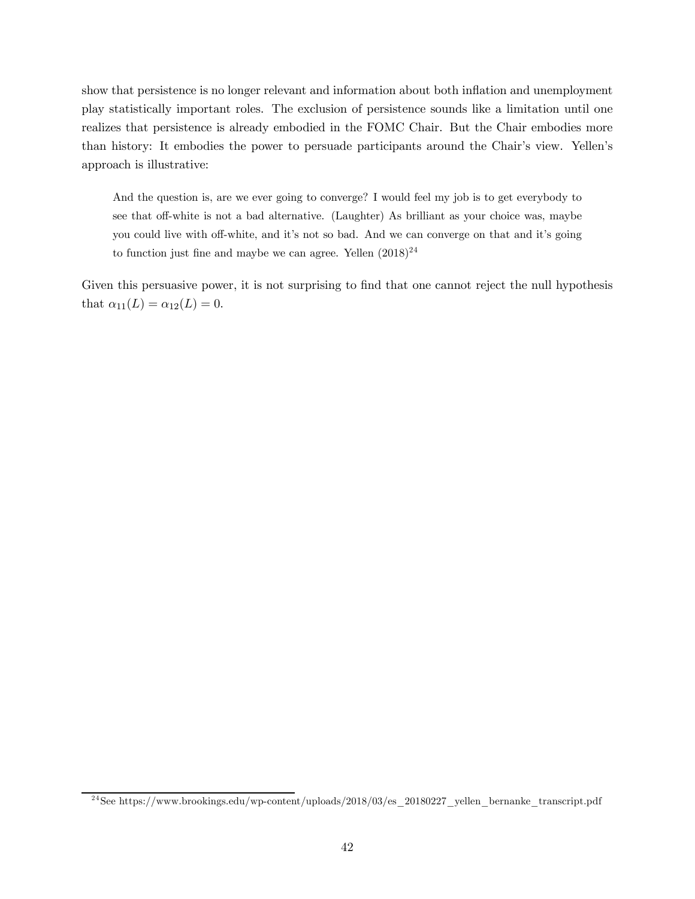show that persistence is no longer relevant and information about both inflation and unemployment play statistically important roles. The exclusion of persistence sounds like a limitation until one realizes that persistence is already embodied in the FOMC Chair. But the Chair embodies more than history: It embodies the power to persuade participants around the Chair's view. Yellen's approach is illustrative:

> And the question is, are we ever going to converge? I would feel my job is to get everybody to see that off-white is not a bad alternative. (Laughter) As brilliant as your choice was, maybe you could live with off-white, and it's not so bad. And we can converge on that and it's going to function just fine and maybe we can agree. Yellen (2018)[24]

Given this persuasive power, it is not surprising to find that one cannot reject the null hypothesis that $\alpha_{11}(L) = \alpha_{12}(L) = 0$.

[24] See https://www.brookings.edu/wp-content/uploads/2018/03/es_20180227_yellen_bernanke_transcript.pdf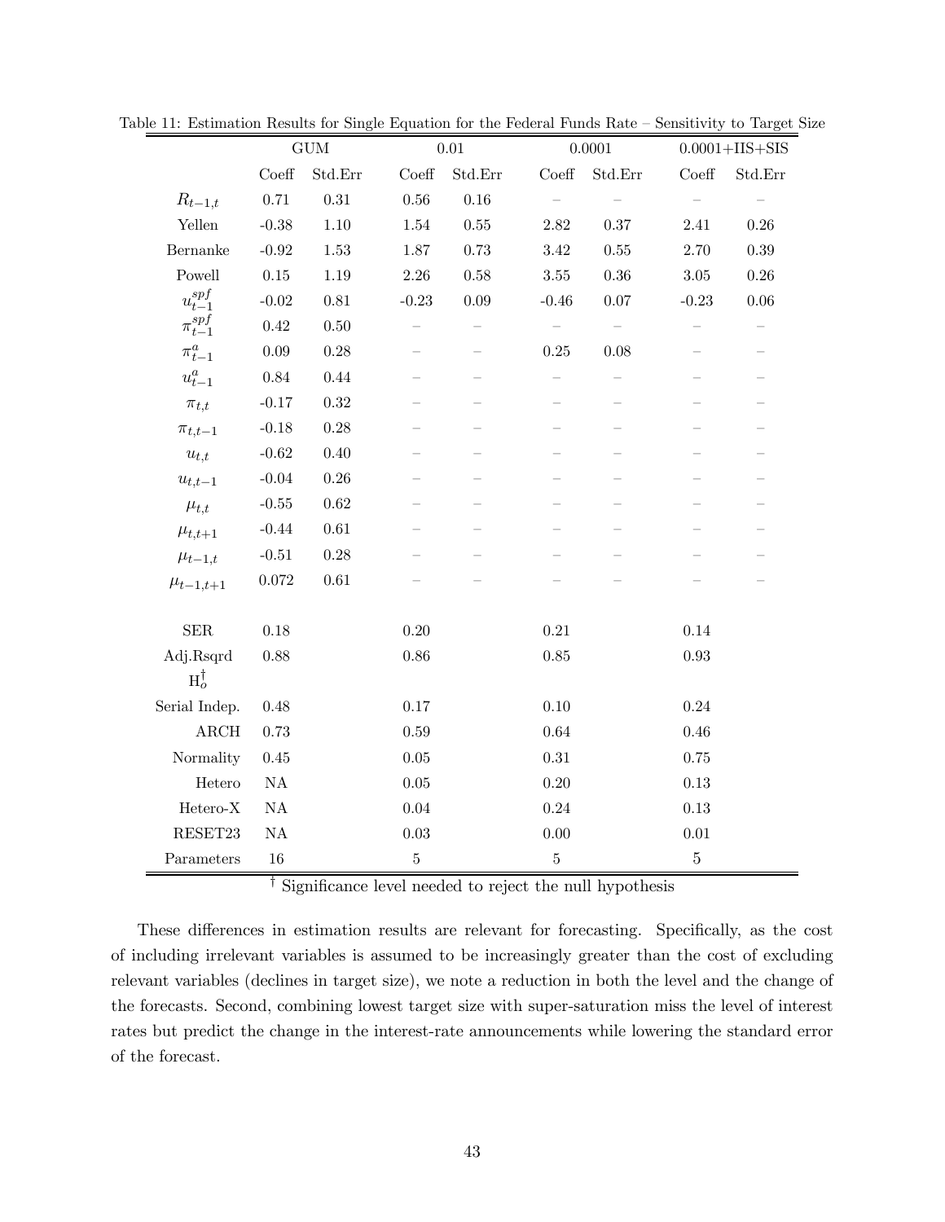Table 11: Estimation Results for Single Equation for the Federal Funds Rate – Sensitivity to Target Size

| | GUM | | 0.01 | | 0.0001 | | 0.0001+IIS+SIS | |
|---|---|---|---|---|---|---|---|---|
| | Coeff | Std.Err | Coeff | Std.Err | Coeff | Std.Err | Coeff | Std.Err |
| $R_{t-1,t}$ | 0.71 | 0.31 | 0.56 | 0.16 | – | – | – | – |
| Yellen | -0.38 | 1.10 | 1.54 | 0.55 | 2.82 | 0.37 | 2.41 | 0.26 |
| Bernanke | -0.92 | 1.53 | 1.87 | 0.73 | 3.42 | 0.55 | 2.70 | 0.39 |
| Powell | 0.15 | 1.19 | 2.26 | 0.58 | 3.55 | 0.36 | 3.05 | 0.26 |
| $u_{t-1}^{spf}$ | -0.02 | 0.81 | -0.23 | 0.09 | -0.46 | 0.07 | -0.23 | 0.06 |
| $\pi_{t-1}^{spf}$ | 0.42 | 0.50 | – | – | – | – | – | – |
| $\pi_{t-1}^{a}$ | 0.09 | 0.28 | – | – | 0.25 | 0.08 | – | – |
| $u_{t-1}^{a}$ | 0.84 | 0.44 | – | – | – | – | – | – |
| $\pi_{t,t}$ | -0.17 | 0.32 | – | – | – | – | – | – |
| $\pi_{t,t-1}$ | -0.18 | 0.28 | – | – | – | – | – | – |
| $u_{t,t}$ | -0.62 | 0.40 | – | – | – | – | – | – |
| $u_{t,t-1}$ | -0.04 | 0.26 | – | – | – | – | – | – |
| $\mu_{t,t}$ | -0.55 | 0.62 | – | – | – | – | – | – |
| $\mu_{t,t+1}$ | -0.44 | 0.61 | – | – | – | – | – | – |
| $\mu_{t-1,t}$ | -0.51 | 0.28 | – | – | – | – | – | – |
| $\mu_{t-1,t+1}$ | 0.072 | 0.61 | – | – | – | – | – | – |
| SER | 0.18 | | 0.20 | | 0.21 | | 0.14 | |
| Adj.Rsqrd | 0.88 | | 0.86 | | 0.85 | | 0.93 | |
| $\mathrm{H}_o^{\dagger}$ | | | | | | | | |
| Serial Indep. | 0.48 | | 0.17 | | 0.10 | | 0.24 | |
| ARCH | 0.73 | | 0.59 | | 0.64 | | 0.46 | |
| Normality | 0.45 | | 0.05 | | 0.31 | | 0.75 | |
| Hetero | NA | | 0.05 | | 0.20 | | 0.13 | |
| Hetero-X | NA | | 0.04 | | 0.24 | | 0.13 | |
| RESET23 | NA | | 0.03 | | 0.00 | | 0.01 | |
| Parameters | 16 | | 5 | | 5 | | 5 | |

† Significance level needed to reject the null hypothesis

These differences in estimation results are relevant for forecasting. Specifically, as the cost of including irrelevant variables is assumed to be increasingly greater than the cost of excluding relevant variables (declines in target size), we note a reduction in both the level and the change of the forecasts. Second, combining lowest target size with super-saturation miss the level of interest rates but predict the change in the interest-rate announcements while lowering the standard error of the forecast.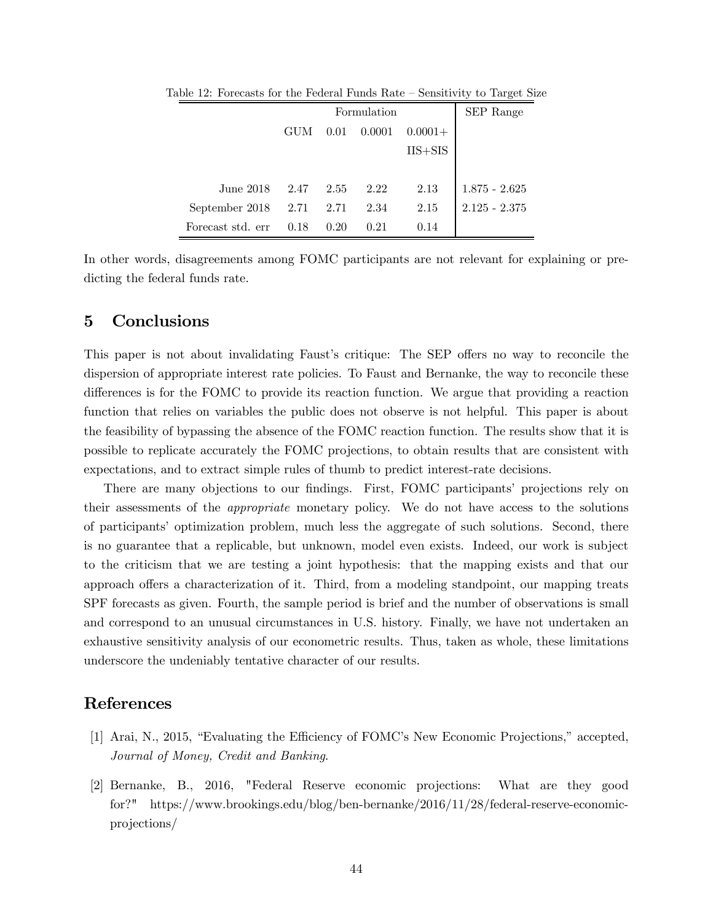Table 12: Forecasts for the Federal Funds Rate – Sensitivity to Target Size

| | Formulation | | | | SEP Range |
|---|---|---|---|---|---|
| | GUM | 0.01 | 0.0001 | 0.0001+ IIS+SIS | |
| June 2018 | 2.47 | 2.55 | 2.22 | 2.13 | 1.875 - 2.625 |
| September 2018 | 2.71 | 2.71 | 2.34 | 2.15 | 2.125 - 2.375 |
| Forecast std. err | 0.18 | 0.20 | 0.21 | 0.14 | |

In other words, disagreements among FOMC participants are not relevant for explaining or predicting the federal funds rate.

## 5 Conclusions

This paper is not about invalidating Faust's critique: The SEP offers no way to reconcile the dispersion of appropriate interest rate policies. To Faust and Bernanke, the way to reconcile these differences is for the FOMC to provide its reaction function. We argue that providing a reaction function that relies on variables the public does not observe is not helpful. This paper is about the feasibility of bypassing the absence of the FOMC reaction function. The results show that it is possible to replicate accurately the FOMC projections, to obtain results that are consistent with expectations, and to extract simple rules of thumb to predict interest-rate decisions.

There are many objections to our findings. First, FOMC participants' projections rely on their assessments of the *appropriate* monetary policy. We do not have access to the solutions of participants' optimization problem, much less the aggregate of such solutions. Second, there is no guarantee that a replicable, but unknown, model even exists. Indeed, our work is subject to the criticism that we are testing a joint hypothesis: that the mapping exists and that our approach offers a characterization of it. Third, from a modeling standpoint, our mapping treats SPF forecasts as given. Fourth, the sample period is brief and the number of observations is small and correspond to an unusual circumstances in U.S. history. Finally, we have not undertaken an exhaustive sensitivity analysis of our econometric results. Thus, taken as whole, these limitations underscore the undeniably tentative character of our results.

## References

[1] Arai, N., 2015, "Evaluating the Efficiency of FOMC's New Economic Projections," accepted, *Journal of Money, Credit and Banking*.

[2] Bernanke, B., 2016, "Federal Reserve economic projections: What are they good for?" https://www.brookings.edu/blog/ben-bernanke/2016/11/28/federal-reserve-economic-projections/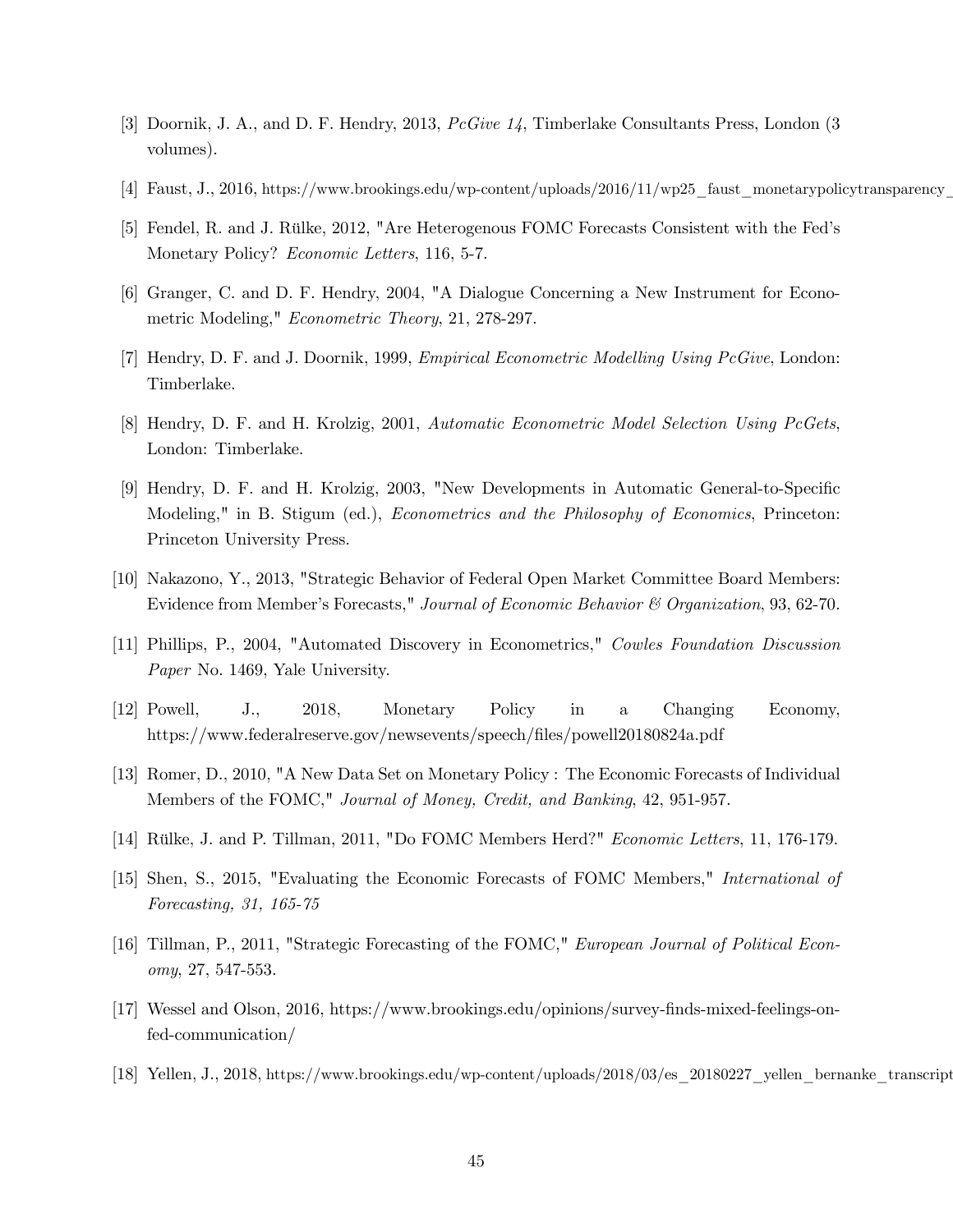[3] Doornik, J. A., and D. F. Hendry, 2013, *PcGive 14*, Timberlake Consultants Press, London (3 volumes).

[4] Faust, J., 2016, https://www.brookings.edu/wp-content/uploads/2016/11/wp25_faust_monetarypolicytransparency_

[5] Fendel, R. and J. Rülke, 2012, "Are Heterogenous FOMC Forecasts Consistent with the Fed's Monetary Policy? *Economic Letters*, 116, 5-7.

[6] Granger, C. and D. F. Hendry, 2004, "A Dialogue Concerning a New Instrument for Econometric Modeling," *Econometric Theory*, 21, 278-297.

[7] Hendry, D. F. and J. Doornik, 1999, *Empirical Econometric Modelling Using PcGive*, London: Timberlake.

[8] Hendry, D. F. and H. Krolzig, 2001, *Automatic Econometric Model Selection Using PcGets*, London: Timberlake.

[9] Hendry, D. F. and H. Krolzig, 2003, "New Developments in Automatic General-to-Specific Modeling," in B. Stigum (ed.), *Econometrics and the Philosophy of Economics*, Princeton: Princeton University Press.

[10] Nakazono, Y., 2013, "Strategic Behavior of Federal Open Market Committee Board Members: Evidence from Member's Forecasts," *Journal of Economic Behavior & Organization*, 93, 62-70.

[11] Phillips, P., 2004, "Automated Discovery in Econometrics," *Cowles Foundation Discussion Paper* No. 1469, Yale University.

[12] Powell, J., 2018, Monetary Policy in a Changing Economy, https://www.federalreserve.gov/newsevents/speech/files/powell20180824a.pdf

[13] Romer, D., 2010, "A New Data Set on Monetary Policy : The Economic Forecasts of Individual Members of the FOMC," *Journal of Money, Credit, and Banking*, 42, 951-957.

[14] Rülke, J. and P. Tillman, 2011, "Do FOMC Members Herd?" *Economic Letters*, 11, 176-179.

[15] Shen, S., 2015, "Evaluating the Economic Forecasts of FOMC Members," *International of Forecasting, 31, 165-75*

[16] Tillman, P., 2011, "Strategic Forecasting of the FOMC," *European Journal of Political Economy*, 27, 547-553.

[17] Wessel and Olson, 2016, https://www.brookings.edu/opinions/survey-finds-mixed-feelings-on-fed-communication/

[18] Yellen, J., 2018, https://www.brookings.edu/wp-content/uploads/2018/03/es_20180227_yellen_bernanke_transcript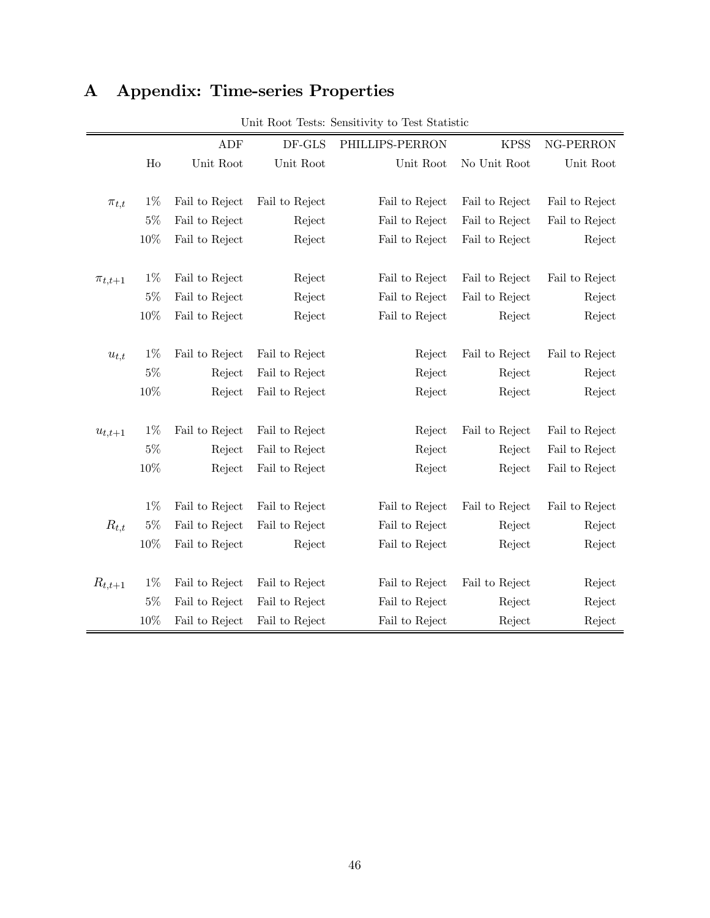# A Appendix: Time-series Properties

Unit Root Tests: Sensitivity to Test Statistic

| | | ADF | DF-GLS | PHILLIPS-PERRON | KPSS | NG-PERRON |
|---|---|---|---|---|---|---|
| | Ho | Unit Root | Unit Root | Unit Root | No Unit Root | Unit Root |
| $\pi_{t,t}$ | 1% | Fail to Reject | Fail to Reject | Fail to Reject | Fail to Reject | Fail to Reject |
| | 5% | Fail to Reject | Reject | Fail to Reject | Fail to Reject | Fail to Reject |
| | 10% | Fail to Reject | Reject | Fail to Reject | Fail to Reject | Reject |
| $\pi_{t,t+1}$ | 1% | Fail to Reject | Reject | Fail to Reject | Fail to Reject | Fail to Reject |
| | 5% | Fail to Reject | Reject | Fail to Reject | Fail to Reject | Reject |
| | 10% | Fail to Reject | Reject | Fail to Reject | Reject | Reject |
| $u_{t,t}$ | 1% | Fail to Reject | Fail to Reject | Reject | Fail to Reject | Fail to Reject |
| | 5% | Reject | Fail to Reject | Reject | Reject | Reject |
| | 10% | Reject | Fail to Reject | Reject | Reject | Reject |
| $u_{t,t+1}$ | 1% | Fail to Reject | Fail to Reject | Reject | Fail to Reject | Fail to Reject |
| | 5% | Reject | Fail to Reject | Reject | Reject | Fail to Reject |
| | 10% | Reject | Fail to Reject | Reject | Reject | Fail to Reject |
| | 1% | Fail to Reject | Fail to Reject | Fail to Reject | Fail to Reject | Fail to Reject |
| $R_{t,t}$ | 5% | Fail to Reject | Fail to Reject | Fail to Reject | Reject | Reject |
| | 10% | Fail to Reject | Reject | Fail to Reject | Reject | Reject |
| $R_{t,t+1}$ | 1% | Fail to Reject | Fail to Reject | Fail to Reject | Fail to Reject | Reject |
| | 5% | Fail to Reject | Fail to Reject | Fail to Reject | Reject | Reject |
| | 10% | Fail to Reject | Fail to Reject | Fail to Reject | Reject | Reject |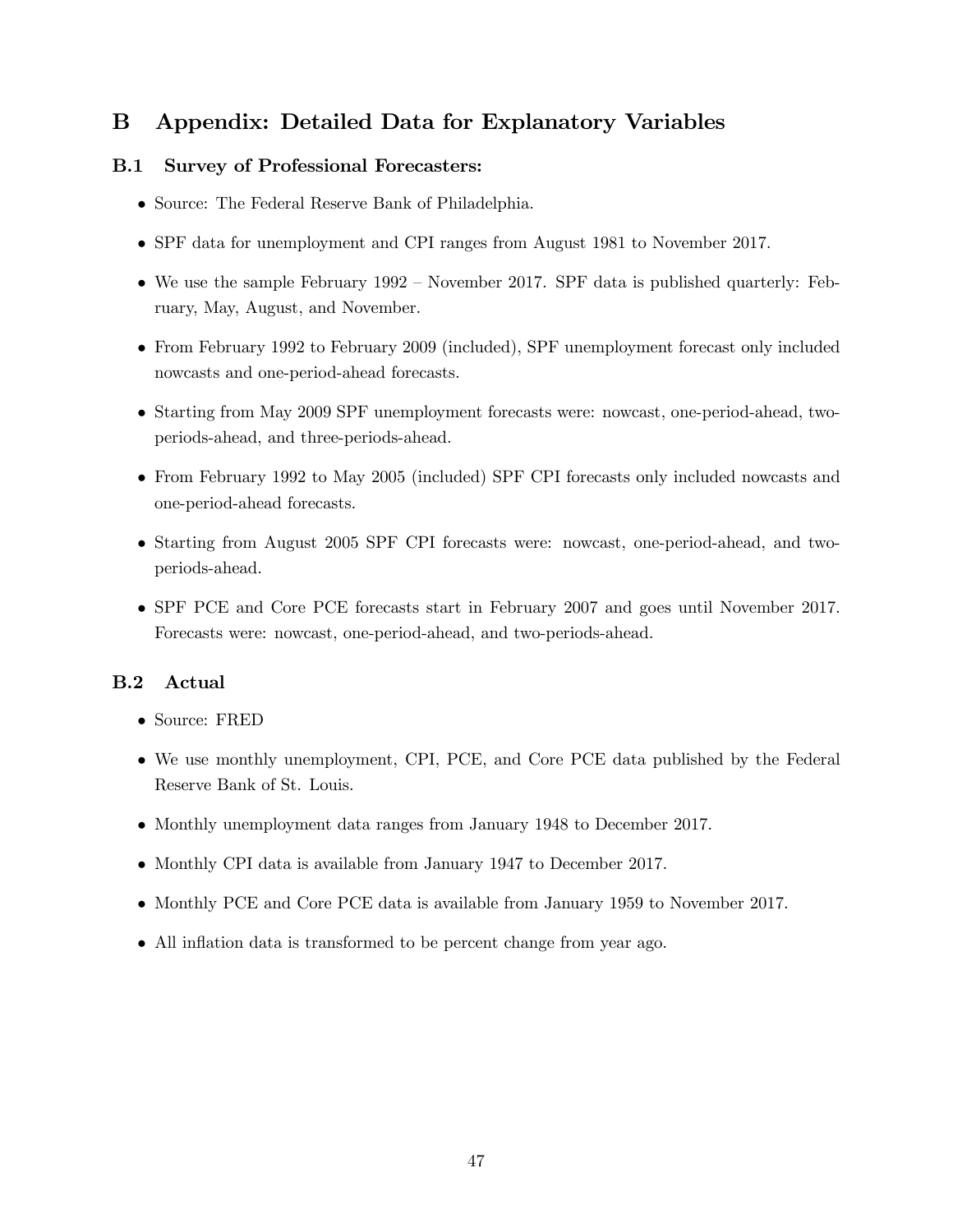# B Appendix: Detailed Data for Explanatory Variables

## B.1 Survey of Professional Forecasters:

- Source: The Federal Reserve Bank of Philadelphia.
- SPF data for unemployment and CPI ranges from August 1981 to November 2017.
- We use the sample February 1992 – November 2017. SPF data is published quarterly: February, May, August, and November.
- From February 1992 to February 2009 (included), SPF unemployment forecast only included nowcasts and one-period-ahead forecasts.
- Starting from May 2009 SPF unemployment forecasts were: nowcast, one-period-ahead, two-periods-ahead, and three-periods-ahead.
- From February 1992 to May 2005 (included) SPF CPI forecasts only included nowcasts and one-period-ahead forecasts.
- Starting from August 2005 SPF CPI forecasts were: nowcast, one-period-ahead, and two-periods-ahead.
- SPF PCE and Core PCE forecasts start in February 2007 and goes until November 2017. Forecasts were: nowcast, one-period-ahead, and two-periods-ahead.

## B.2 Actual

- Source: FRED
- We use monthly unemployment, CPI, PCE, and Core PCE data published by the Federal Reserve Bank of St. Louis.
- Monthly unemployment data ranges from January 1948 to December 2017.
- Monthly CPI data is available from January 1947 to December 2017.
- Monthly PCE and Core PCE data is available from January 1959 to November 2017.
- All inflation data is transformed to be percent change from year ago.